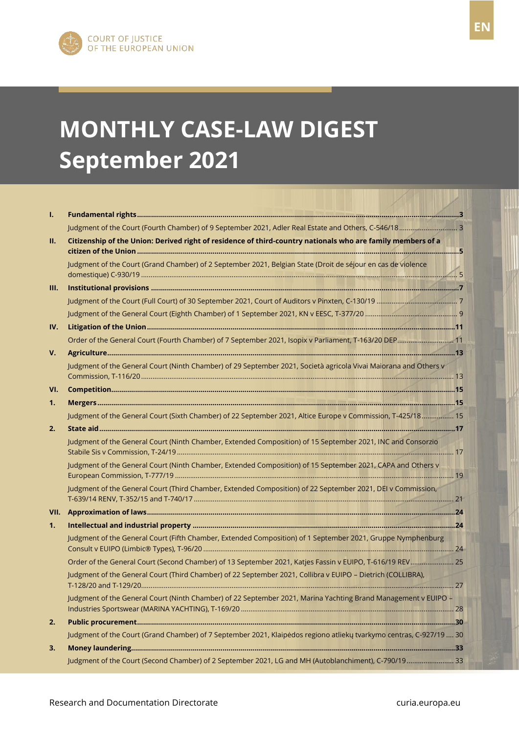COURT OF JUSTICE
OF THE EUROPEAN UNION

EN

# MONTHLY CASE-LAW DIGEST
# September 2021

| | | |
|---|---|---|
| **I.** | **Fundamental rights** | **3** |
| | Judgment of the Court (Fourth Chamber) of 9 September 2021, Adler Real Estate and Others, C-546/18 | 3 |
| **II.** | **Citizenship of the Union: Derived right of residence of third-country nationals who are family members of a citizen of the Union** | **5** |
| | Judgment of the Court (Grand Chamber) of 2 September 2021, Belgian State (Droit de séjour en cas de violence domestique) C-930/19 | 5 |
| **III.** | **Institutional provisions** | **7** |
| | Judgment of the Court (Full Court) of 30 September 2021, Court of Auditors v Pinxten, C-130/19 | 7 |
| | Judgment of the General Court (Eighth Chamber) of 1 September 2021, KN v EESC, T-377/20 | 9 |
| **IV.** | **Litigation of the Union** | **11** |
| | Order of the General Court (Fourth Chamber) of 7 September 2021, Isopix v Parliament, T-163/20 DEP | 11 |
| **V.** | **Agriculture** | **13** |
| | Judgment of the General Court (Ninth Chamber) of 29 September 2021, Società agricola Vivai Maiorana and Others v Commission, T-116/20 | 13 |
| **VI.** | **Competition** | **15** |
| **1.** | **Mergers** | **15** |
| | Judgment of the General Court (Sixth Chamber) of 22 September 2021, Altice Europe v Commission, T-425/18 | 15 |
| **2.** | **State aid** | **17** |
| | Judgment of the General Court (Ninth Chamber, Extended Composition) of 15 September 2021, INC and Consorzio Stabile Sis v Commission, T-24/19 | 17 |
| | Judgment of the General Court (Ninth Chamber, Extended Composition) of 15 September 2021, CAPA and Others v European Commission, T-777/19 | 19 |
| | Judgment of the General Court (Third Chamber, Extended Composition) of 22 September 2021, DEI v Commission, T-639/14 RENV, T-352/15 and T-740/17 | 21 |
| **VII.** | **Approximation of laws** | **24** |
| **1.** | **Intellectual and industrial property** | **24** |
| | Judgment of the General Court (Fifth Chamber, Extended Composition) of 1 September 2021, Gruppe Nymphenburg Consult v EUIPO (Limbic® Types), T-96/20 | 24 |
| | Order of the General Court (Second Chamber) of 13 September 2021, Katjes Fassin v EUIPO, T-616/19 REV | 25 |
| | Judgment of the General Court (Third Chamber) of 22 September 2021, Collibra v EUIPO – Dietrich (COLLIBRA), T-128/20 and T-129/20 | 27 |
| | Judgment of the General Court (Ninth Chamber) of 22 September 2021, Marina Yachting Brand Management v EUIPO – Industries Sportswear (MARINA YACHTING), T-169/20 | 28 |
| **2.** | **Public procurement** | **30** |
| | Judgment of the Court (Grand Chamber) of 7 September 2021, Klaipėdos regiono atliekų tvarkymo centras, C-927/19 | 30 |
| **3.** | **Money laundering** | **33** |
| | Judgment of the Court (Second Chamber) of 2 September 2021, LG and MH (Autoblanchiment), C-790/19 | 33 |

Research and Documentation Directorate — curia.europa.eu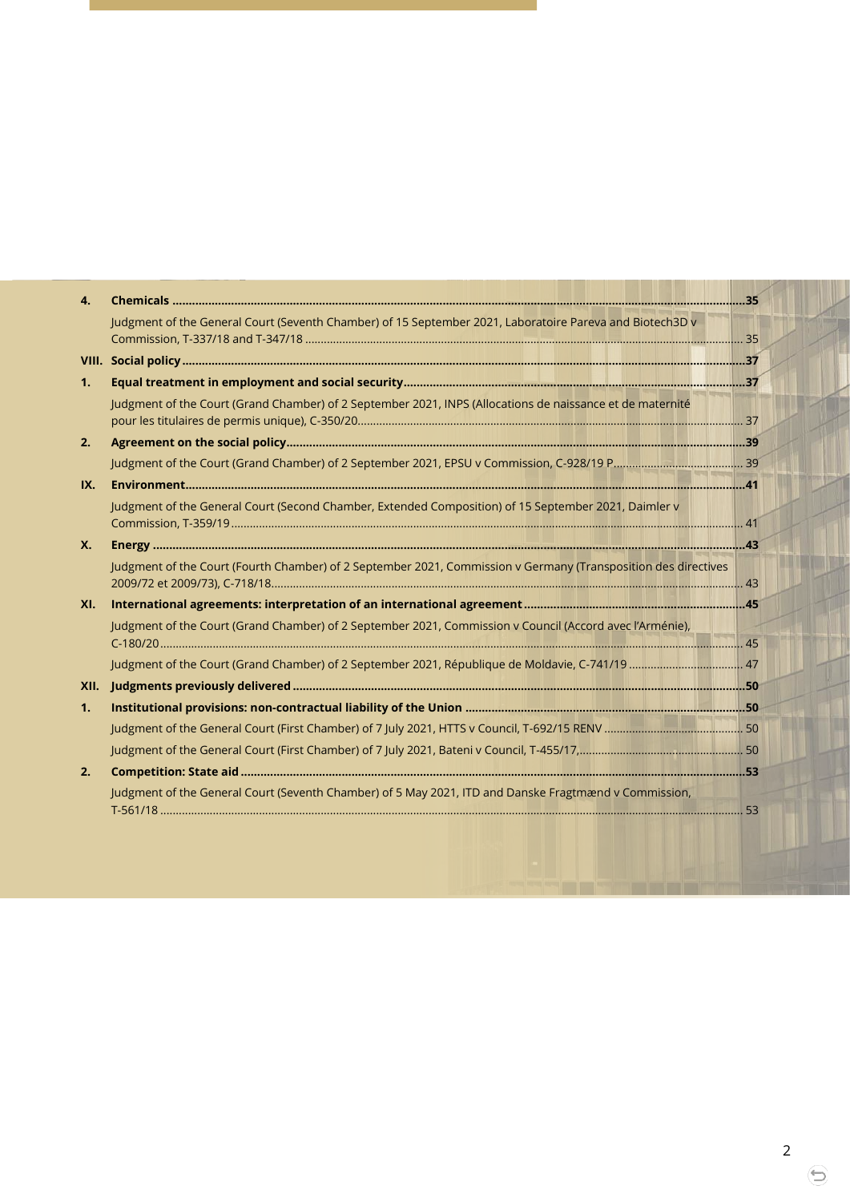**4. Chemicals** ....................................................................................................................................................... **35**

Judgment of the General Court (Seventh Chamber) of 15 September 2021, Laboratoire Pareva and Biotech3D v Commission, T-337/18 and T-347/18 ........................................................................................................................ 35

**VIII. Social policy** ..................................................................................................................................................... **37**

**1. Equal treatment in employment and social security** ...................................................................................... **37**

Judgment of the Court (Grand Chamber) of 2 September 2021, INPS (Allocations de naissance et de maternité pour les titulaires de permis unique), C-350/20 ........................................................................................................ 37

**2. Agreement on the social policy** ......................................................................................................................... **39**

Judgment of the Court (Grand Chamber) of 2 September 2021, EPSU v Commission, C-928/19 P ......................................... 39

**IX. Environment** ....................................................................................................................................................... **41**

Judgment of the General Court (Second Chamber, Extended Composition) of 15 September 2021, Daimler v Commission, T-359/19 ............................................................................................................................................... 41

**X. Energy** ................................................................................................................................................................. **43**

Judgment of the Court (Fourth Chamber) of 2 September 2021, Commission v Germany (Transposition des directives 2009/72 et 2009/73), C-718/18 .................................................................................................................................... 43

**XI. International agreements: interpretation of an international agreement** ................................................. **45**

Judgment of the Court (Grand Chamber) of 2 September 2021, Commission v Council (Accord avec l'Arménie), C-180/20 ...................................................................................................................................................................... 45

Judgment of the Court (Grand Chamber) of 2 September 2021, République de Moldavie, C-741/19 .................................... 47

**XII. Judgments previously delivered** ....................................................................................................................... **50**

**1. Institutional provisions: non-contractual liability of the Union** ..................................................................... **50**

Judgment of the General Court (First Chamber) of 7 July 2021, HTTS v Council, T-692/15 RENV ........................................... 50

Judgment of the General Court (First Chamber) of 7 July 2021, Bateni v Council, T-455/17, ................................................... 50

**2. Competition: State aid** ........................................................................................................................................ **53**

Judgment of the General Court (Seventh Chamber) of 5 May 2021, ITD and Danske Fragtmænd v Commission, T-561/18 ...................................................................................................................................................................... 53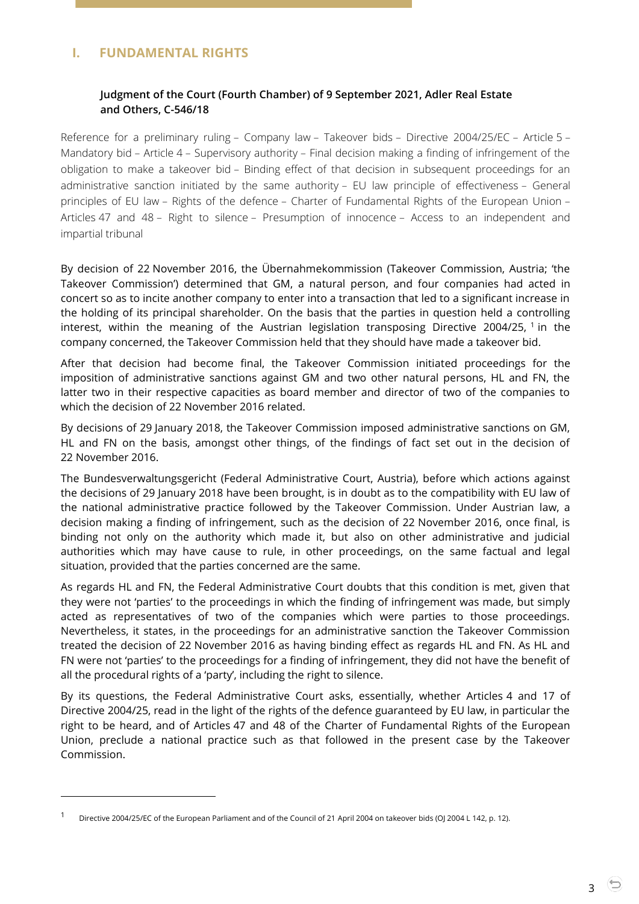## I. FUNDAMENTAL RIGHTS

### Judgment of the Court (Fourth Chamber) of 9 September 2021, Adler Real Estate and Others, C-546/18

Reference for a preliminary ruling – Company law – Takeover bids – Directive 2004/25/EC – Article 5 – Mandatory bid – Article 4 – Supervisory authority – Final decision making a finding of infringement of the obligation to make a takeover bid – Binding effect of that decision in subsequent proceedings for an administrative sanction initiated by the same authority – EU law principle of effectiveness – General principles of EU law – Rights of the defence – Charter of Fundamental Rights of the European Union – Articles 47 and 48 – Right to silence – Presumption of innocence – Access to an independent and impartial tribunal

By decision of 22 November 2016, the Übernahmekommission (Takeover Commission, Austria; 'the Takeover Commission') determined that GM, a natural person, and four companies had acted in concert so as to incite another company to enter into a transaction that led to a significant increase in the holding of its principal shareholder. On the basis that the parties in question held a controlling interest, within the meaning of the Austrian legislation transposing Directive 2004/25, [1] in the company concerned, the Takeover Commission held that they should have made a takeover bid.

After that decision had become final, the Takeover Commission initiated proceedings for the imposition of administrative sanctions against GM and two other natural persons, HL and FN, the latter two in their respective capacities as board member and director of two of the companies to which the decision of 22 November 2016 related.

By decisions of 29 January 2018, the Takeover Commission imposed administrative sanctions on GM, HL and FN on the basis, amongst other things, of the findings of fact set out in the decision of 22 November 2016.

The Bundesverwaltungsgericht (Federal Administrative Court, Austria), before which actions against the decisions of 29 January 2018 have been brought, is in doubt as to the compatibility with EU law of the national administrative practice followed by the Takeover Commission. Under Austrian law, a decision making a finding of infringement, such as the decision of 22 November 2016, once final, is binding not only on the authority which made it, but also on other administrative and judicial authorities which may have cause to rule, in other proceedings, on the same factual and legal situation, provided that the parties concerned are the same.

As regards HL and FN, the Federal Administrative Court doubts that this condition is met, given that they were not 'parties' to the proceedings in which the finding of infringement was made, but simply acted as representatives of two of the companies which were parties to those proceedings. Nevertheless, it states, in the proceedings for an administrative sanction the Takeover Commission treated the decision of 22 November 2016 as having binding effect as regards HL and FN. As HL and FN were not 'parties' to the proceedings for a finding of infringement, they did not have the benefit of all the procedural rights of a 'party', including the right to silence.

By its questions, the Federal Administrative Court asks, essentially, whether Articles 4 and 17 of Directive 2004/25, read in the light of the rights of the defence guaranteed by EU law, in particular the right to be heard, and of Articles 47 and 48 of the Charter of Fundamental Rights of the European Union, preclude a national practice such as that followed in the present case by the Takeover Commission.

---

[1] Directive 2004/25/EC of the European Parliament and of the Council of 21 April 2004 on takeover bids (OJ 2004 L 142, p. 12).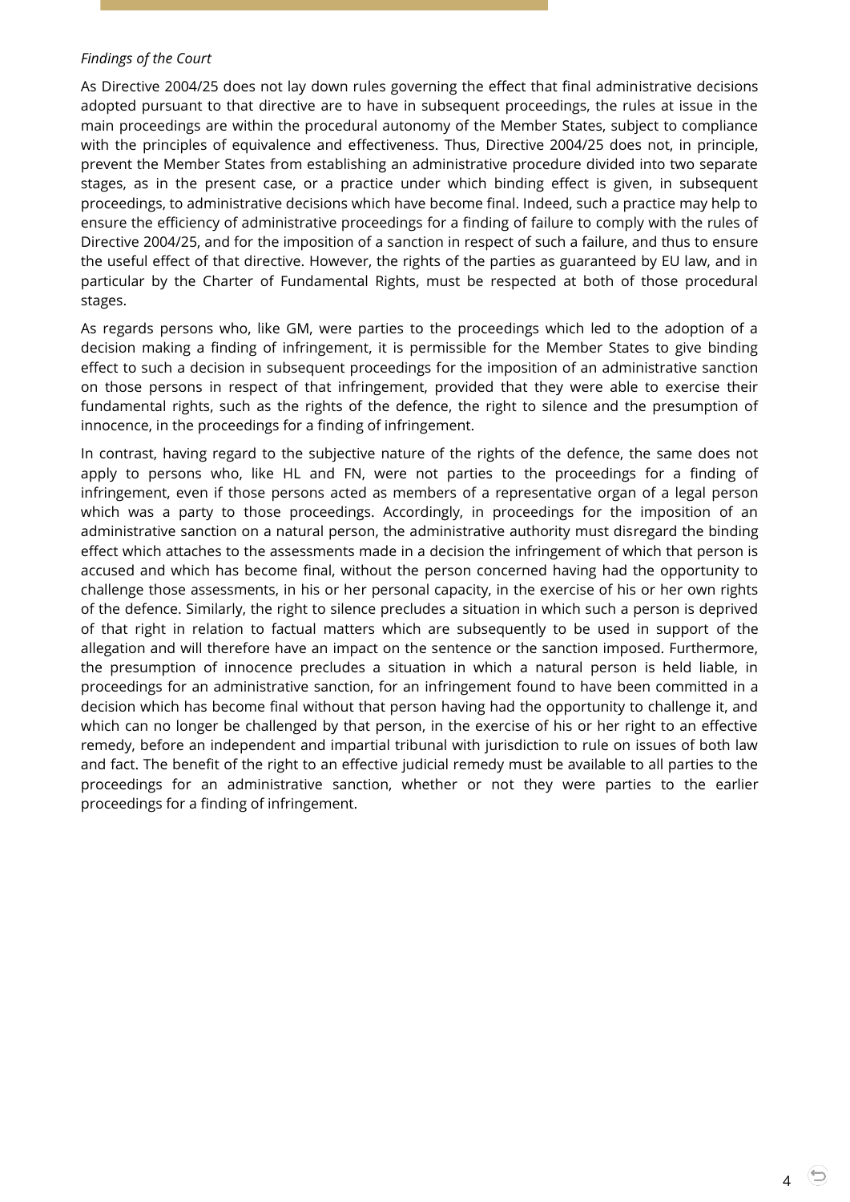*Findings of the Court*

As Directive 2004/25 does not lay down rules governing the effect that final administrative decisions adopted pursuant to that directive are to have in subsequent proceedings, the rules at issue in the main proceedings are within the procedural autonomy of the Member States, subject to compliance with the principles of equivalence and effectiveness. Thus, Directive 2004/25 does not, in principle, prevent the Member States from establishing an administrative procedure divided into two separate stages, as in the present case, or a practice under which binding effect is given, in subsequent proceedings, to administrative decisions which have become final. Indeed, such a practice may help to ensure the efficiency of administrative proceedings for a finding of failure to comply with the rules of Directive 2004/25, and for the imposition of a sanction in respect of such a failure, and thus to ensure the useful effect of that directive. However, the rights of the parties as guaranteed by EU law, and in particular by the Charter of Fundamental Rights, must be respected at both of those procedural stages.

As regards persons who, like GM, were parties to the proceedings which led to the adoption of a decision making a finding of infringement, it is permissible for the Member States to give binding effect to such a decision in subsequent proceedings for the imposition of an administrative sanction on those persons in respect of that infringement, provided that they were able to exercise their fundamental rights, such as the rights of the defence, the right to silence and the presumption of innocence, in the proceedings for a finding of infringement.

In contrast, having regard to the subjective nature of the rights of the defence, the same does not apply to persons who, like HL and FN, were not parties to the proceedings for a finding of infringement, even if those persons acted as members of a representative organ of a legal person which was a party to those proceedings. Accordingly, in proceedings for the imposition of an administrative sanction on a natural person, the administrative authority must disregard the binding effect which attaches to the assessments made in a decision the infringement of which that person is accused and which has become final, without the person concerned having had the opportunity to challenge those assessments, in his or her personal capacity, in the exercise of his or her own rights of the defence. Similarly, the right to silence precludes a situation in which such a person is deprived of that right in relation to factual matters which are subsequently to be used in support of the allegation and will therefore have an impact on the sentence or the sanction imposed. Furthermore, the presumption of innocence precludes a situation in which a natural person is held liable, in proceedings for an administrative sanction, for an infringement found to have been committed in a decision which has become final without that person having had the opportunity to challenge it, and which can no longer be challenged by that person, in the exercise of his or her right to an effective remedy, before an independent and impartial tribunal with jurisdiction to rule on issues of both law and fact. The benefit of the right to an effective judicial remedy must be available to all parties to the proceedings for an administrative sanction, whether or not they were parties to the earlier proceedings for a finding of infringement.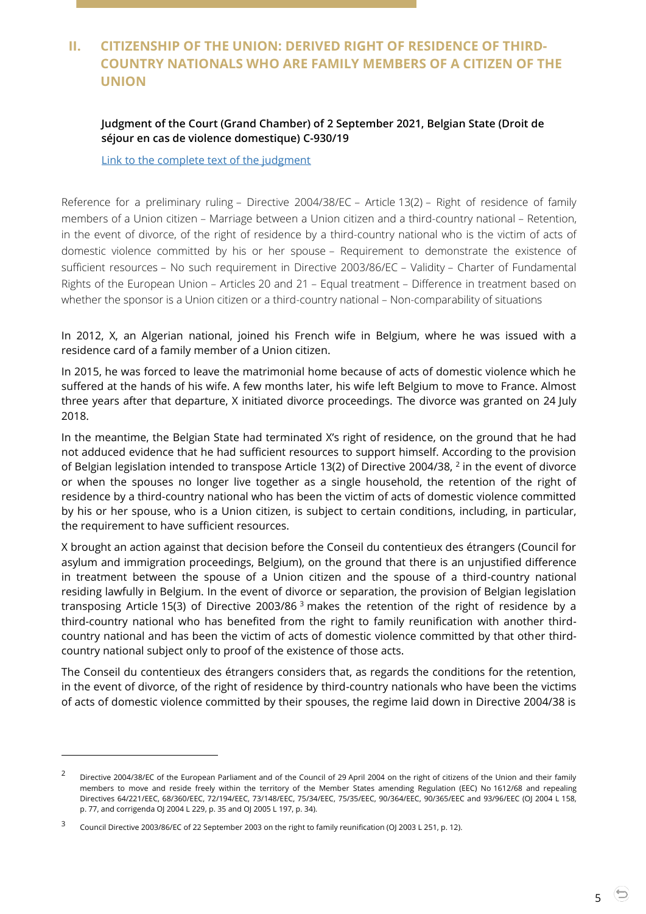## II. CITIZENSHIP OF THE UNION: DERIVED RIGHT OF RESIDENCE OF THIRD-COUNTRY NATIONALS WHO ARE FAMILY MEMBERS OF A CITIZEN OF THE UNION

**Judgment of the Court (Grand Chamber) of 2 September 2021, Belgian State (Droit de séjour en cas de violence domestique) C-930/19**

Link to the complete text of the judgment

Reference for a preliminary ruling – Directive 2004/38/EC – Article 13(2) – Right of residence of family members of a Union citizen – Marriage between a Union citizen and a third-country national – Retention, in the event of divorce, of the right of residence by a third-country national who is the victim of acts of domestic violence committed by his or her spouse – Requirement to demonstrate the existence of sufficient resources – No such requirement in Directive 2003/86/EC – Validity – Charter of Fundamental Rights of the European Union – Articles 20 and 21 – Equal treatment – Difference in treatment based on whether the sponsor is a Union citizen or a third-country national – Non-comparability of situations

In 2012, X, an Algerian national, joined his French wife in Belgium, where he was issued with a residence card of a family member of a Union citizen.

In 2015, he was forced to leave the matrimonial home because of acts of domestic violence which he suffered at the hands of his wife. A few months later, his wife left Belgium to move to France. Almost three years after that departure, X initiated divorce proceedings. The divorce was granted on 24 July 2018.

In the meantime, the Belgian State had terminated X's right of residence, on the ground that he had not adduced evidence that he had sufficient resources to support himself. According to the provision of Belgian legislation intended to transpose Article 13(2) of Directive 2004/38, [2] in the event of divorce or when the spouses no longer live together as a single household, the retention of the right of residence by a third-country national who has been the victim of acts of domestic violence committed by his or her spouse, who is a Union citizen, is subject to certain conditions, including, in particular, the requirement to have sufficient resources.

X brought an action against that decision before the Conseil du contentieux des étrangers (Council for asylum and immigration proceedings, Belgium), on the ground that there is an unjustified difference in treatment between the spouse of a Union citizen and the spouse of a third-country national residing lawfully in Belgium. In the event of divorce or separation, the provision of Belgian legislation transposing Article 15(3) of Directive 2003/86 [3] makes the retention of the right of residence by a third-country national who has benefited from the right to family reunification with another third-country national and has been the victim of acts of domestic violence committed by that other third-country national subject only to proof of the existence of those acts.

The Conseil du contentieux des étrangers considers that, as regards the conditions for the retention, in the event of divorce, of the right of residence by third-country nationals who have been the victims of acts of domestic violence committed by their spouses, the regime laid down in Directive 2004/38 is

---

[2] Directive 2004/38/EC of the European Parliament and of the Council of 29 April 2004 on the right of citizens of the Union and their family members to move and reside freely within the territory of the Member States amending Regulation (EEC) No 1612/68 and repealing Directives 64/221/EEC, 68/360/EEC, 72/194/EEC, 73/148/EEC, 75/34/EEC, 75/35/EEC, 90/364/EEC, 90/365/EEC and 93/96/EEC (OJ 2004 L 158, p. 77, and corrigenda OJ 2004 L 229, p. 35 and OJ 2005 L 197, p. 34).

[3] Council Directive 2003/86/EC of 22 September 2003 on the right to family reunification (OJ 2003 L 251, p. 12).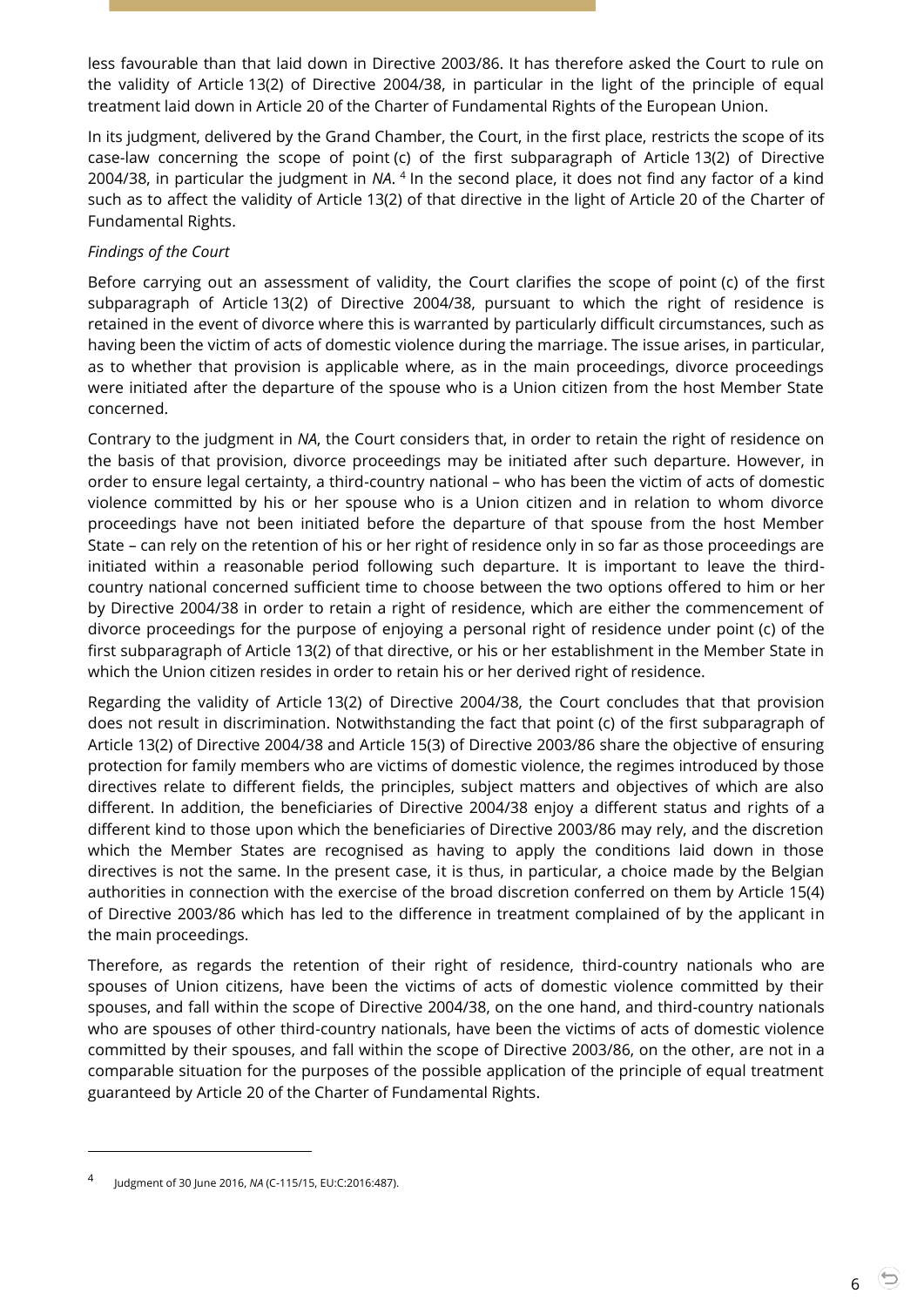less favourable than that laid down in Directive 2003/86. It has therefore asked the Court to rule on the validity of Article 13(2) of Directive 2004/38, in particular in the light of the principle of equal treatment laid down in Article 20 of the Charter of Fundamental Rights of the European Union.

In its judgment, delivered by the Grand Chamber, the Court, in the first place, restricts the scope of its case-law concerning the scope of point (c) of the first subparagraph of Article 13(2) of Directive 2004/38, in particular the judgment in *NA*. [4] In the second place, it does not find any factor of a kind such as to affect the validity of Article 13(2) of that directive in the light of Article 20 of the Charter of Fundamental Rights.

*Findings of the Court*

Before carrying out an assessment of validity, the Court clarifies the scope of point (c) of the first subparagraph of Article 13(2) of Directive 2004/38, pursuant to which the right of residence is retained in the event of divorce where this is warranted by particularly difficult circumstances, such as having been the victim of acts of domestic violence during the marriage. The issue arises, in particular, as to whether that provision is applicable where, as in the main proceedings, divorce proceedings were initiated after the departure of the spouse who is a Union citizen from the host Member State concerned.

Contrary to the judgment in *NA*, the Court considers that, in order to retain the right of residence on the basis of that provision, divorce proceedings may be initiated after such departure. However, in order to ensure legal certainty, a third-country national – who has been the victim of acts of domestic violence committed by his or her spouse who is a Union citizen and in relation to whom divorce proceedings have not been initiated before the departure of that spouse from the host Member State – can rely on the retention of his or her right of residence only in so far as those proceedings are initiated within a reasonable period following such departure. It is important to leave the third-country national concerned sufficient time to choose between the two options offered to him or her by Directive 2004/38 in order to retain a right of residence, which are either the commencement of divorce proceedings for the purpose of enjoying a personal right of residence under point (c) of the first subparagraph of Article 13(2) of that directive, or his or her establishment in the Member State in which the Union citizen resides in order to retain his or her derived right of residence.

Regarding the validity of Article 13(2) of Directive 2004/38, the Court concludes that that provision does not result in discrimination. Notwithstanding the fact that point (c) of the first subparagraph of Article 13(2) of Directive 2004/38 and Article 15(3) of Directive 2003/86 share the objective of ensuring protection for family members who are victims of domestic violence, the regimes introduced by those directives relate to different fields, the principles, subject matters and objectives of which are also different. In addition, the beneficiaries of Directive 2004/38 enjoy a different status and rights of a different kind to those upon which the beneficiaries of Directive 2003/86 may rely, and the discretion which the Member States are recognised as having to apply the conditions laid down in those directives is not the same. In the present case, it is thus, in particular, a choice made by the Belgian authorities in connection with the exercise of the broad discretion conferred on them by Article 15(4) of Directive 2003/86 which has led to the difference in treatment complained of by the applicant in the main proceedings.

Therefore, as regards the retention of their right of residence, third-country nationals who are spouses of Union citizens, have been the victims of acts of domestic violence committed by their spouses, and fall within the scope of Directive 2004/38, on the one hand, and third-country nationals who are spouses of other third-country nationals, have been the victims of acts of domestic violence committed by their spouses, and fall within the scope of Directive 2003/86, on the other, are not in a comparable situation for the purposes of the possible application of the principle of equal treatment guaranteed by Article 20 of the Charter of Fundamental Rights.

---

[4] Judgment of 30 June 2016, *NA* (C-115/15, EU:C:2016:487).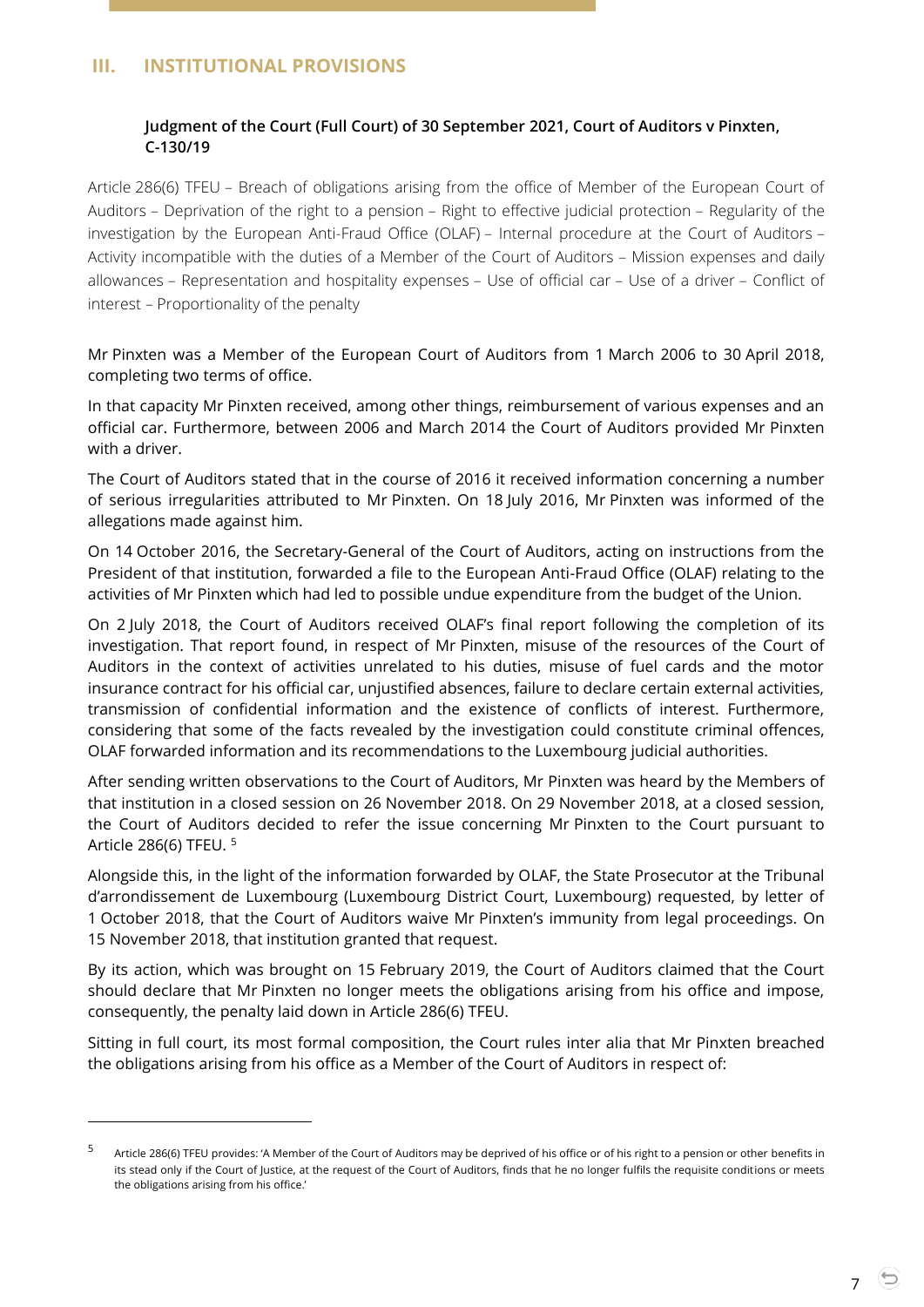## III. INSTITUTIONAL PROVISIONS

### Judgment of the Court (Full Court) of 30 September 2021, Court of Auditors v Pinxten, C-130/19

Article 286(6) TFEU – Breach of obligations arising from the office of Member of the European Court of Auditors – Deprivation of the right to a pension – Right to effective judicial protection – Regularity of the investigation by the European Anti-Fraud Office (OLAF) – Internal procedure at the Court of Auditors – Activity incompatible with the duties of a Member of the Court of Auditors – Mission expenses and daily allowances – Representation and hospitality expenses – Use of official car – Use of a driver – Conflict of interest – Proportionality of the penalty

Mr Pinxten was a Member of the European Court of Auditors from 1 March 2006 to 30 April 2018, completing two terms of office.

In that capacity Mr Pinxten received, among other things, reimbursement of various expenses and an official car. Furthermore, between 2006 and March 2014 the Court of Auditors provided Mr Pinxten with a driver.

The Court of Auditors stated that in the course of 2016 it received information concerning a number of serious irregularities attributed to Mr Pinxten. On 18 July 2016, Mr Pinxten was informed of the allegations made against him.

On 14 October 2016, the Secretary-General of the Court of Auditors, acting on instructions from the President of that institution, forwarded a file to the European Anti-Fraud Office (OLAF) relating to the activities of Mr Pinxten which had led to possible undue expenditure from the budget of the Union.

On 2 July 2018, the Court of Auditors received OLAF's final report following the completion of its investigation. That report found, in respect of Mr Pinxten, misuse of the resources of the Court of Auditors in the context of activities unrelated to his duties, misuse of fuel cards and the motor insurance contract for his official car, unjustified absences, failure to declare certain external activities, transmission of confidential information and the existence of conflicts of interest. Furthermore, considering that some of the facts revealed by the investigation could constitute criminal offences, OLAF forwarded information and its recommendations to the Luxembourg judicial authorities.

After sending written observations to the Court of Auditors, Mr Pinxten was heard by the Members of that institution in a closed session on 26 November 2018. On 29 November 2018, at a closed session, the Court of Auditors decided to refer the issue concerning Mr Pinxten to the Court pursuant to Article 286(6) TFEU. [5]

Alongside this, in the light of the information forwarded by OLAF, the State Prosecutor at the Tribunal d'arrondissement de Luxembourg (Luxembourg District Court, Luxembourg) requested, by letter of 1 October 2018, that the Court of Auditors waive Mr Pinxten's immunity from legal proceedings. On 15 November 2018, that institution granted that request.

By its action, which was brought on 15 February 2019, the Court of Auditors claimed that the Court should declare that Mr Pinxten no longer meets the obligations arising from his office and impose, consequently, the penalty laid down in Article 286(6) TFEU.

Sitting in full court, its most formal composition, the Court rules inter alia that Mr Pinxten breached the obligations arising from his office as a Member of the Court of Auditors in respect of:

---

[5] Article 286(6) TFEU provides: 'A Member of the Court of Auditors may be deprived of his office or of his right to a pension or other benefits in its stead only if the Court of Justice, at the request of the Court of Auditors, finds that he no longer fulfils the requisite conditions or meets the obligations arising from his office.'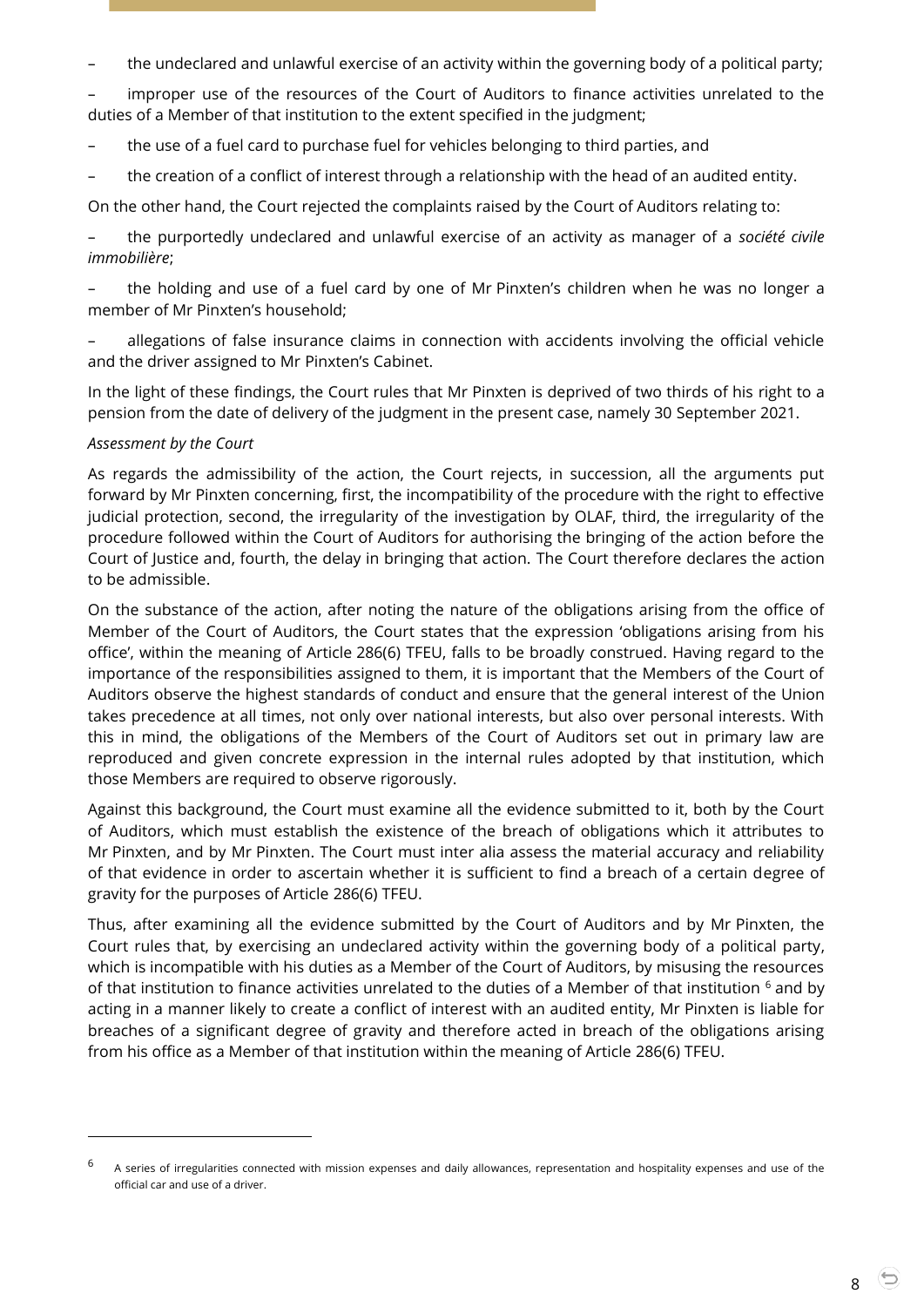– the undeclared and unlawful exercise of an activity within the governing body of a political party;

– improper use of the resources of the Court of Auditors to finance activities unrelated to the duties of a Member of that institution to the extent specified in the judgment;

– the use of a fuel card to purchase fuel for vehicles belonging to third parties, and

– the creation of a conflict of interest through a relationship with the head of an audited entity.

On the other hand, the Court rejected the complaints raised by the Court of Auditors relating to:

– the purportedly undeclared and unlawful exercise of an activity as manager of a *société civile immobilière*;

– the holding and use of a fuel card by one of Mr Pinxten's children when he was no longer a member of Mr Pinxten's household;

– allegations of false insurance claims in connection with accidents involving the official vehicle and the driver assigned to Mr Pinxten's Cabinet.

In the light of these findings, the Court rules that Mr Pinxten is deprived of two thirds of his right to a pension from the date of delivery of the judgment in the present case, namely 30 September 2021.

*Assessment by the Court*

As regards the admissibility of the action, the Court rejects, in succession, all the arguments put forward by Mr Pinxten concerning, first, the incompatibility of the procedure with the right to effective judicial protection, second, the irregularity of the investigation by OLAF, third, the irregularity of the procedure followed within the Court of Auditors for authorising the bringing of the action before the Court of Justice and, fourth, the delay in bringing that action. The Court therefore declares the action to be admissible.

On the substance of the action, after noting the nature of the obligations arising from the office of Member of the Court of Auditors, the Court states that the expression 'obligations arising from his office', within the meaning of Article 286(6) TFEU, falls to be broadly construed. Having regard to the importance of the responsibilities assigned to them, it is important that the Members of the Court of Auditors observe the highest standards of conduct and ensure that the general interest of the Union takes precedence at all times, not only over national interests, but also over personal interests. With this in mind, the obligations of the Members of the Court of Auditors set out in primary law are reproduced and given concrete expression in the internal rules adopted by that institution, which those Members are required to observe rigorously.

Against this background, the Court must examine all the evidence submitted to it, both by the Court of Auditors, which must establish the existence of the breach of obligations which it attributes to Mr Pinxten, and by Mr Pinxten. The Court must inter alia assess the material accuracy and reliability of that evidence in order to ascertain whether it is sufficient to find a breach of a certain degree of gravity for the purposes of Article 286(6) TFEU.

Thus, after examining all the evidence submitted by the Court of Auditors and by Mr Pinxten, the Court rules that, by exercising an undeclared activity within the governing body of a political party, which is incompatible with his duties as a Member of the Court of Auditors, by misusing the resources of that institution to finance activities unrelated to the duties of a Member of that institution [6] and by acting in a manner likely to create a conflict of interest with an audited entity, Mr Pinxten is liable for breaches of a significant degree of gravity and therefore acted in breach of the obligations arising from his office as a Member of that institution within the meaning of Article 286(6) TFEU.

---

[6] A series of irregularities connected with mission expenses and daily allowances, representation and hospitality expenses and use of the official car and use of a driver.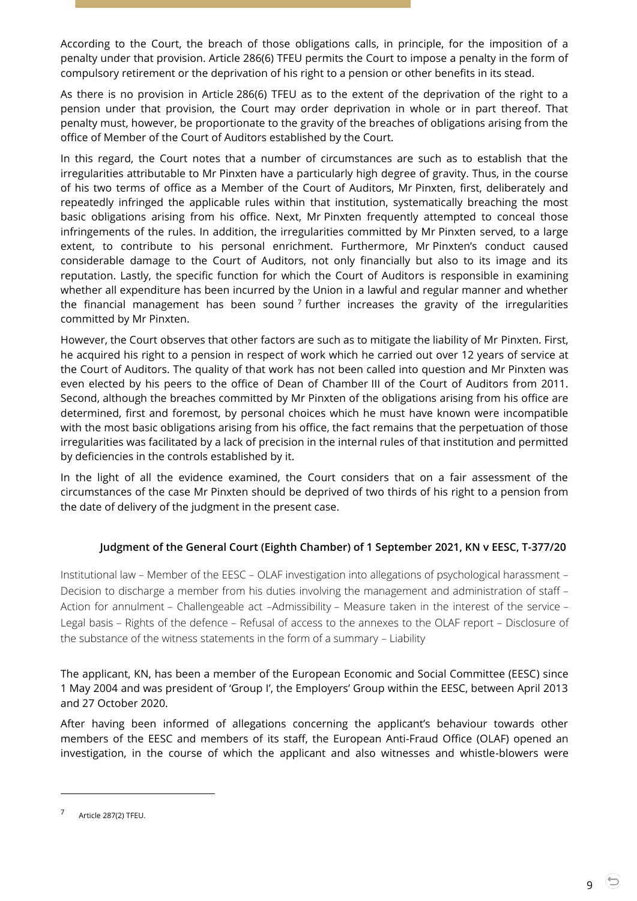According to the Court, the breach of those obligations calls, in principle, for the imposition of a penalty under that provision. Article 286(6) TFEU permits the Court to impose a penalty in the form of compulsory retirement or the deprivation of his right to a pension or other benefits in its stead.

As there is no provision in Article 286(6) TFEU as to the extent of the deprivation of the right to a pension under that provision, the Court may order deprivation in whole or in part thereof. That penalty must, however, be proportionate to the gravity of the breaches of obligations arising from the office of Member of the Court of Auditors established by the Court.

In this regard, the Court notes that a number of circumstances are such as to establish that the irregularities attributable to Mr Pinxten have a particularly high degree of gravity. Thus, in the course of his two terms of office as a Member of the Court of Auditors, Mr Pinxten, first, deliberately and repeatedly infringed the applicable rules within that institution, systematically breaching the most basic obligations arising from his office. Next, Mr Pinxten frequently attempted to conceal those infringements of the rules. In addition, the irregularities committed by Mr Pinxten served, to a large extent, to contribute to his personal enrichment. Furthermore, Mr Pinxten's conduct caused considerable damage to the Court of Auditors, not only financially but also to its image and its reputation. Lastly, the specific function for which the Court of Auditors is responsible in examining whether all expenditure has been incurred by the Union in a lawful and regular manner and whether the financial management has been sound [7] further increases the gravity of the irregularities committed by Mr Pinxten.

However, the Court observes that other factors are such as to mitigate the liability of Mr Pinxten. First, he acquired his right to a pension in respect of work which he carried out over 12 years of service at the Court of Auditors. The quality of that work has not been called into question and Mr Pinxten was even elected by his peers to the office of Dean of Chamber III of the Court of Auditors from 2011. Second, although the breaches committed by Mr Pinxten of the obligations arising from his office are determined, first and foremost, by personal choices which he must have known were incompatible with the most basic obligations arising from his office, the fact remains that the perpetuation of those irregularities was facilitated by a lack of precision in the internal rules of that institution and permitted by deficiencies in the controls established by it.

In the light of all the evidence examined, the Court considers that on a fair assessment of the circumstances of the case Mr Pinxten should be deprived of two thirds of his right to a pension from the date of delivery of the judgment in the present case.

#### Judgment of the General Court (Eighth Chamber) of 1 September 2021, KN v EESC, T-377/20

Institutional law – Member of the EESC – OLAF investigation into allegations of psychological harassment – Decision to discharge a member from his duties involving the management and administration of staff – Action for annulment – Challengeable act –Admissibility – Measure taken in the interest of the service – Legal basis – Rights of the defence – Refusal of access to the annexes to the OLAF report – Disclosure of the substance of the witness statements in the form of a summary – Liability

The applicant, KN, has been a member of the European Economic and Social Committee (EESC) since 1 May 2004 and was president of 'Group I', the Employers' Group within the EESC, between April 2013 and 27 October 2020.

After having been informed of allegations concerning the applicant's behaviour towards other members of the EESC and members of its staff, the European Anti-Fraud Office (OLAF) opened an investigation, in the course of which the applicant and also witnesses and whistle-blowers were

---

[7] Article 287(2) TFEU.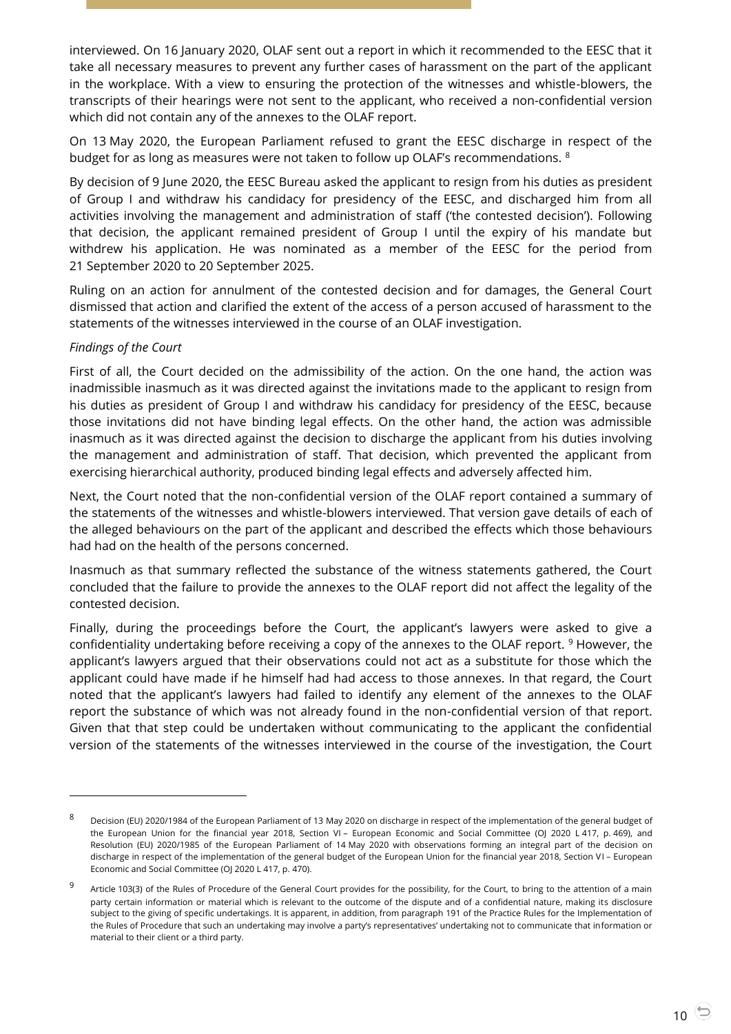interviewed. On 16 January 2020, OLAF sent out a report in which it recommended to the EESC that it take all necessary measures to prevent any further cases of harassment on the part of the applicant in the workplace. With a view to ensuring the protection of the witnesses and whistle-blowers, the transcripts of their hearings were not sent to the applicant, who received a non-confidential version which did not contain any of the annexes to the OLAF report.

On 13 May 2020, the European Parliament refused to grant the EESC discharge in respect of the budget for as long as measures were not taken to follow up OLAF's recommendations. [8]

By decision of 9 June 2020, the EESC Bureau asked the applicant to resign from his duties as president of Group I and withdraw his candidacy for presidency of the EESC, and discharged him from all activities involving the management and administration of staff ('the contested decision'). Following that decision, the applicant remained president of Group I until the expiry of his mandate but withdrew his application. He was nominated as a member of the EESC for the period from 21 September 2020 to 20 September 2025.

Ruling on an action for annulment of the contested decision and for damages, the General Court dismissed that action and clarified the extent of the access of a person accused of harassment to the statements of the witnesses interviewed in the course of an OLAF investigation.

*Findings of the Court*

First of all, the Court decided on the admissibility of the action. On the one hand, the action was inadmissible inasmuch as it was directed against the invitations made to the applicant to resign from his duties as president of Group I and withdraw his candidacy for presidency of the EESC, because those invitations did not have binding legal effects. On the other hand, the action was admissible inasmuch as it was directed against the decision to discharge the applicant from his duties involving the management and administration of staff. That decision, which prevented the applicant from exercising hierarchical authority, produced binding legal effects and adversely affected him.

Next, the Court noted that the non-confidential version of the OLAF report contained a summary of the statements of the witnesses and whistle-blowers interviewed. That version gave details of each of the alleged behaviours on the part of the applicant and described the effects which those behaviours had had on the health of the persons concerned.

Inasmuch as that summary reflected the substance of the witness statements gathered, the Court concluded that the failure to provide the annexes to the OLAF report did not affect the legality of the contested decision.

Finally, during the proceedings before the Court, the applicant's lawyers were asked to give a confidentiality undertaking before receiving a copy of the annexes to the OLAF report. [9] However, the applicant's lawyers argued that their observations could not act as a substitute for those which the applicant could have made if he himself had had access to those annexes. In that regard, the Court noted that the applicant's lawyers had failed to identify any element of the annexes to the OLAF report the substance of which was not already found in the non-confidential version of that report. Given that that step could be undertaken without communicating to the applicant the confidential version of the statements of the witnesses interviewed in the course of the investigation, the Court

---

[8] Decision (EU) 2020/1984 of the European Parliament of 13 May 2020 on discharge in respect of the implementation of the general budget of the European Union for the financial year 2018, Section VI – European Economic and Social Committee (OJ 2020 L 417, p. 469), and Resolution (EU) 2020/1985 of the European Parliament of 14 May 2020 with observations forming an integral part of the decision on discharge in respect of the implementation of the general budget of the European Union for the financial year 2018, Section VI – European Economic and Social Committee (OJ 2020 L 417, p. 470).

[9] Article 103(3) of the Rules of Procedure of the General Court provides for the possibility, for the Court, to bring to the attention of a main party certain information or material which is relevant to the outcome of the dispute and of a confidential nature, making its disclosure subject to the giving of specific undertakings. It is apparent, in addition, from paragraph 191 of the Practice Rules for the Implementation of the Rules of Procedure that such an undertaking may involve a party's representatives' undertaking not to communicate that information or material to their client or a third party.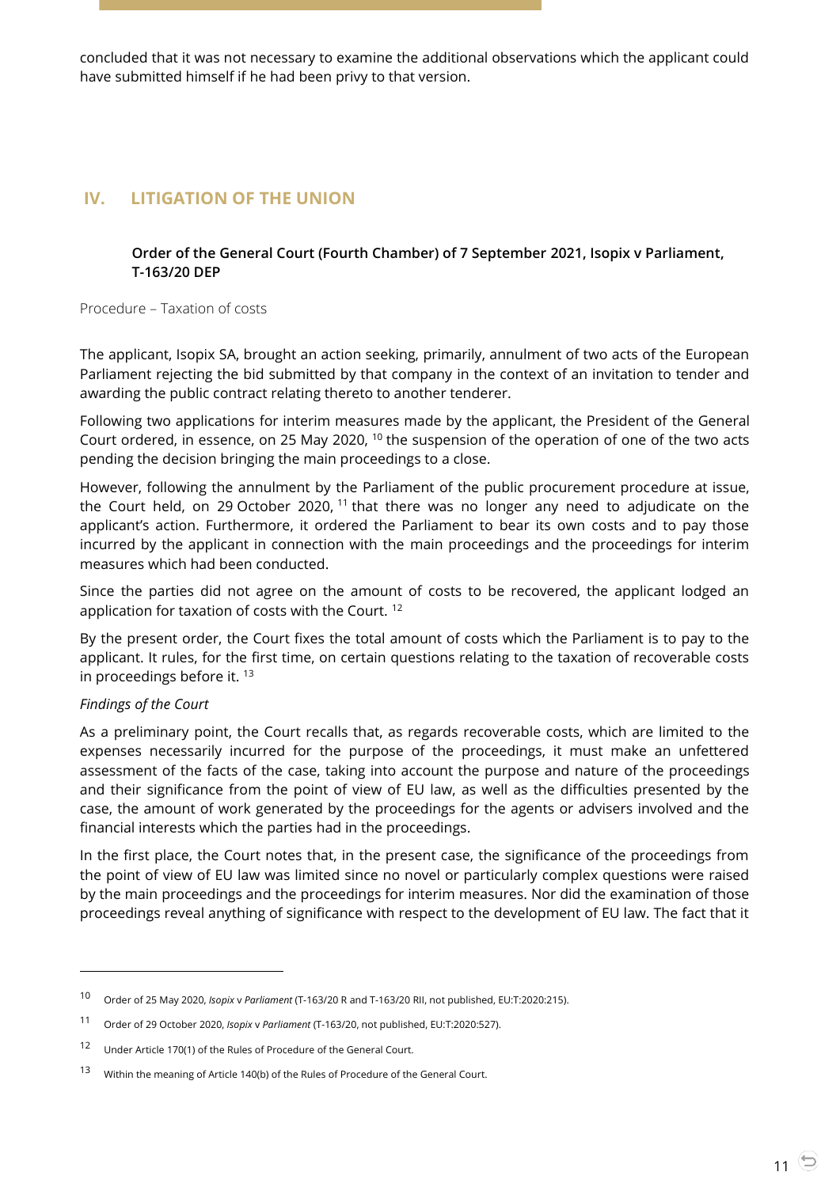concluded that it was not necessary to examine the additional observations which the applicant could have submitted himself if he had been privy to that version.

## IV. LITIGATION OF THE UNION

### Order of the General Court (Fourth Chamber) of 7 September 2021, Isopix v Parliament, T-163/20 DEP

Procedure – Taxation of costs

The applicant, Isopix SA, brought an action seeking, primarily, annulment of two acts of the European Parliament rejecting the bid submitted by that company in the context of an invitation to tender and awarding the public contract relating thereto to another tenderer.

Following two applications for interim measures made by the applicant, the President of the General Court ordered, in essence, on 25 May 2020, [10] the suspension of the operation of one of the two acts pending the decision bringing the main proceedings to a close.

However, following the annulment by the Parliament of the public procurement procedure at issue, the Court held, on 29 October 2020, [11] that there was no longer any need to adjudicate on the applicant's action. Furthermore, it ordered the Parliament to bear its own costs and to pay those incurred by the applicant in connection with the main proceedings and the proceedings for interim measures which had been conducted.

Since the parties did not agree on the amount of costs to be recovered, the applicant lodged an application for taxation of costs with the Court. [12]

By the present order, the Court fixes the total amount of costs which the Parliament is to pay to the applicant. It rules, for the first time, on certain questions relating to the taxation of recoverable costs in proceedings before it. [13]

*Findings of the Court*

As a preliminary point, the Court recalls that, as regards recoverable costs, which are limited to the expenses necessarily incurred for the purpose of the proceedings, it must make an unfettered assessment of the facts of the case, taking into account the purpose and nature of the proceedings and their significance from the point of view of EU law, as well as the difficulties presented by the case, the amount of work generated by the proceedings for the agents or advisers involved and the financial interests which the parties had in the proceedings.

In the first place, the Court notes that, in the present case, the significance of the proceedings from the point of view of EU law was limited since no novel or particularly complex questions were raised by the main proceedings and the proceedings for interim measures. Nor did the examination of those proceedings reveal anything of significance with respect to the development of EU law. The fact that it

---

[10] Order of 25 May 2020, *Isopix* v *Parliament* (T-163/20 R and T-163/20 RII, not published, EU:T:2020:215).

[11] Order of 29 October 2020, *Isopix* v *Parliament* (T-163/20, not published, EU:T:2020:527).

[12] Under Article 170(1) of the Rules of Procedure of the General Court.

[13] Within the meaning of Article 140(b) of the Rules of Procedure of the General Court.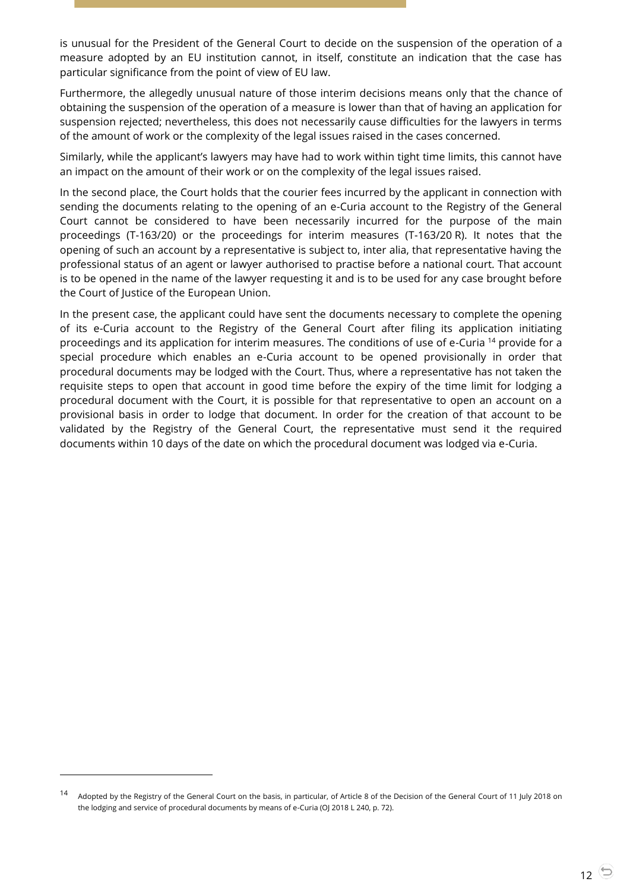is unusual for the President of the General Court to decide on the suspension of the operation of a measure adopted by an EU institution cannot, in itself, constitute an indication that the case has particular significance from the point of view of EU law.

Furthermore, the allegedly unusual nature of those interim decisions means only that the chance of obtaining the suspension of the operation of a measure is lower than that of having an application for suspension rejected; nevertheless, this does not necessarily cause difficulties for the lawyers in terms of the amount of work or the complexity of the legal issues raised in the cases concerned.

Similarly, while the applicant's lawyers may have had to work within tight time limits, this cannot have an impact on the amount of their work or on the complexity of the legal issues raised.

In the second place, the Court holds that the courier fees incurred by the applicant in connection with sending the documents relating to the opening of an e-Curia account to the Registry of the General Court cannot be considered to have been necessarily incurred for the purpose of the main proceedings (T-163/20) or the proceedings for interim measures (T-163/20 R). It notes that the opening of such an account by a representative is subject to, inter alia, that representative having the professional status of an agent or lawyer authorised to practise before a national court. That account is to be opened in the name of the lawyer requesting it and is to be used for any case brought before the Court of Justice of the European Union.

In the present case, the applicant could have sent the documents necessary to complete the opening of its e-Curia account to the Registry of the General Court after filing its application initiating proceedings and its application for interim measures. The conditions of use of e-Curia [14] provide for a special procedure which enables an e-Curia account to be opened provisionally in order that procedural documents may be lodged with the Court. Thus, where a representative has not taken the requisite steps to open that account in good time before the expiry of the time limit for lodging a procedural document with the Court, it is possible for that representative to open an account on a provisional basis in order to lodge that document. In order for the creation of that account to be validated by the Registry of the General Court, the representative must send it the required documents within 10 days of the date on which the procedural document was lodged via e-Curia.

---

[14] Adopted by the Registry of the General Court on the basis, in particular, of Article 8 of the Decision of the General Court of 11 July 2018 on the lodging and service of procedural documents by means of e-Curia (OJ 2018 L 240, p. 72).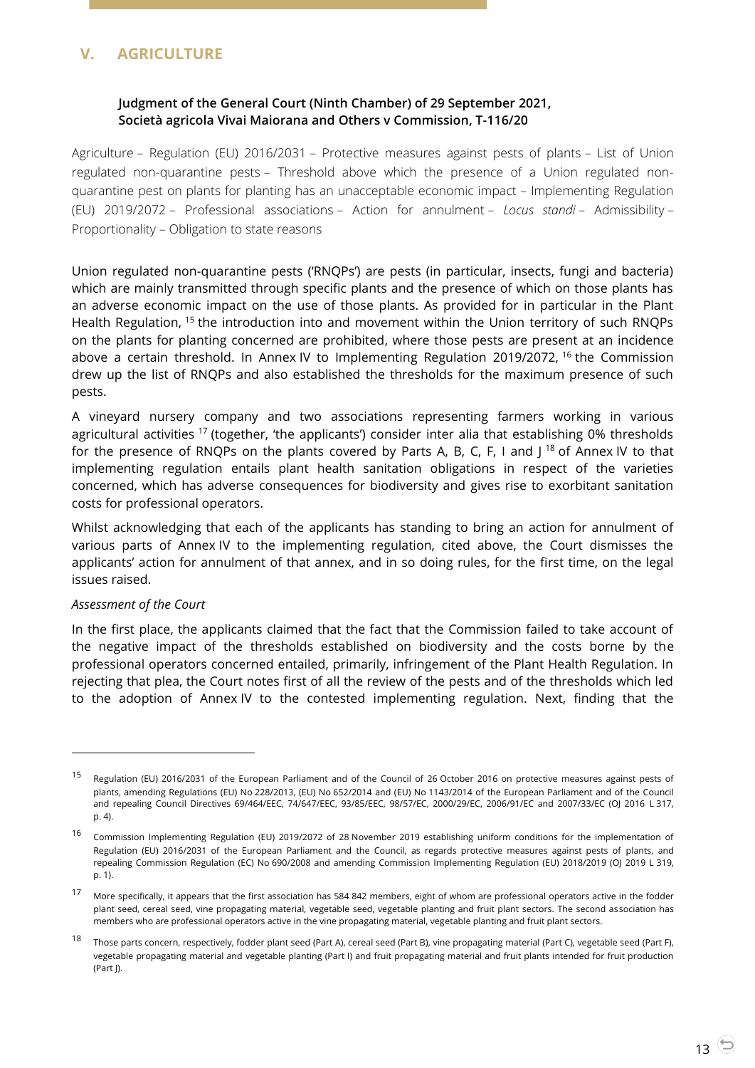## V. AGRICULTURE

**Judgment of the General Court (Ninth Chamber) of 29 September 2021, Società agricola Vivai Maiorana and Others v Commission, T-116/20**

Agriculture – Regulation (EU) 2016/2031 – Protective measures against pests of plants – List of Union regulated non-quarantine pests – Threshold above which the presence of a Union regulated non-quarantine pest on plants for planting has an unacceptable economic impact – Implementing Regulation (EU) 2019/2072 – Professional associations – Action for annulment – *Locus standi* – Admissibility – Proportionality – Obligation to state reasons

Union regulated non-quarantine pests ('RNQPs') are pests (in particular, insects, fungi and bacteria) which are mainly transmitted through specific plants and the presence of which on those plants has an adverse economic impact on the use of those plants. As provided for in particular in the Plant Health Regulation, [15] the introduction into and movement within the Union territory of such RNQPs on the plants for planting concerned are prohibited, where those pests are present at an incidence above a certain threshold. In Annex IV to Implementing Regulation 2019/2072, [16] the Commission drew up the list of RNQPs and also established the thresholds for the maximum presence of such pests.

A vineyard nursery company and two associations representing farmers working in various agricultural activities [17] (together, 'the applicants') consider inter alia that establishing 0% thresholds for the presence of RNQPs on the plants covered by Parts A, B, C, F, I and J [18] of Annex IV to that implementing regulation entails plant health sanitation obligations in respect of the varieties concerned, which has adverse consequences for biodiversity and gives rise to exorbitant sanitation costs for professional operators.

Whilst acknowledging that each of the applicants has standing to bring an action for annulment of various parts of Annex IV to the implementing regulation, cited above, the Court dismisses the applicants' action for annulment of that annex, and in so doing rules, for the first time, on the legal issues raised.

*Assessment of the Court*

In the first place, the applicants claimed that the fact that the Commission failed to take account of the negative impact of the thresholds established on biodiversity and the costs borne by the professional operators concerned entailed, primarily, infringement of the Plant Health Regulation. In rejecting that plea, the Court notes first of all the review of the pests and of the thresholds which led to the adoption of Annex IV to the contested implementing regulation. Next, finding that the

---

[15] Regulation (EU) 2016/2031 of the European Parliament and of the Council of 26 October 2016 on protective measures against pests of plants, amending Regulations (EU) No 228/2013, (EU) No 652/2014 and (EU) No 1143/2014 of the European Parliament and of the Council and repealing Council Directives 69/464/EEC, 74/647/EEC, 93/85/EEC, 98/57/EC, 2000/29/EC, 2006/91/EC and 2007/33/EC (OJ 2016 L 317, p. 4).

[16] Commission Implementing Regulation (EU) 2019/2072 of 28 November 2019 establishing uniform conditions for the implementation of Regulation (EU) 2016/2031 of the European Parliament and the Council, as regards protective measures against pests of plants, and repealing Commission Regulation (EC) No 690/2008 and amending Commission Implementing Regulation (EU) 2018/2019 (OJ 2019 L 319, p. 1).

[17] More specifically, it appears that the first association has 584 842 members, eight of whom are professional operators active in the fodder plant seed, cereal seed, vine propagating material, vegetable seed, vegetable planting and fruit plant sectors. The second association has members who are professional operators active in the vine propagating material, vegetable planting and fruit plant sectors.

[18] Those parts concern, respectively, fodder plant seed (Part A), cereal seed (Part B), vine propagating material (Part C), vegetable seed (Part F), vegetable propagating material and vegetable planting (Part I) and fruit propagating material and fruit plants intended for fruit production (Part J).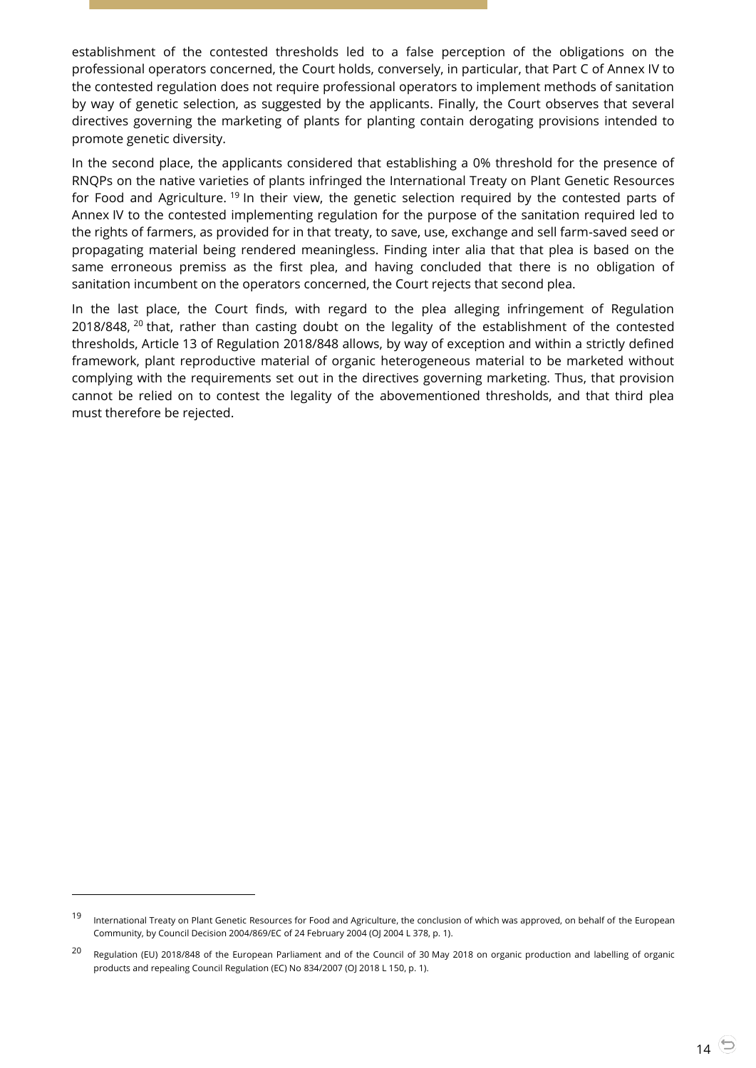establishment of the contested thresholds led to a false perception of the obligations on the professional operators concerned, the Court holds, conversely, in particular, that Part C of Annex IV to the contested regulation does not require professional operators to implement methods of sanitation by way of genetic selection, as suggested by the applicants. Finally, the Court observes that several directives governing the marketing of plants for planting contain derogating provisions intended to promote genetic diversity.

In the second place, the applicants considered that establishing a 0% threshold for the presence of RNQPs on the native varieties of plants infringed the International Treaty on Plant Genetic Resources for Food and Agriculture.[19] In their view, the genetic selection required by the contested parts of Annex IV to the contested implementing regulation for the purpose of the sanitation required led to the rights of farmers, as provided for in that treaty, to save, use, exchange and sell farm-saved seed or propagating material being rendered meaningless. Finding inter alia that that plea is based on the same erroneous premiss as the first plea, and having concluded that there is no obligation of sanitation incumbent on the operators concerned, the Court rejects that second plea.

In the last place, the Court finds, with regard to the plea alleging infringement of Regulation 2018/848,[20] that, rather than casting doubt on the legality of the establishment of the contested thresholds, Article 13 of Regulation 2018/848 allows, by way of exception and within a strictly defined framework, plant reproductive material of organic heterogeneous material to be marketed without complying with the requirements set out in the directives governing marketing. Thus, that provision cannot be relied on to contest the legality of the abovementioned thresholds, and that third plea must therefore be rejected.

---

[19] International Treaty on Plant Genetic Resources for Food and Agriculture, the conclusion of which was approved, on behalf of the European Community, by Council Decision 2004/869/EC of 24 February 2004 (OJ 2004 L 378, p. 1).

[20] Regulation (EU) 2018/848 of the European Parliament and of the Council of 30 May 2018 on organic production and labelling of organic products and repealing Council Regulation (EC) No 834/2007 (OJ 2018 L 150, p. 1).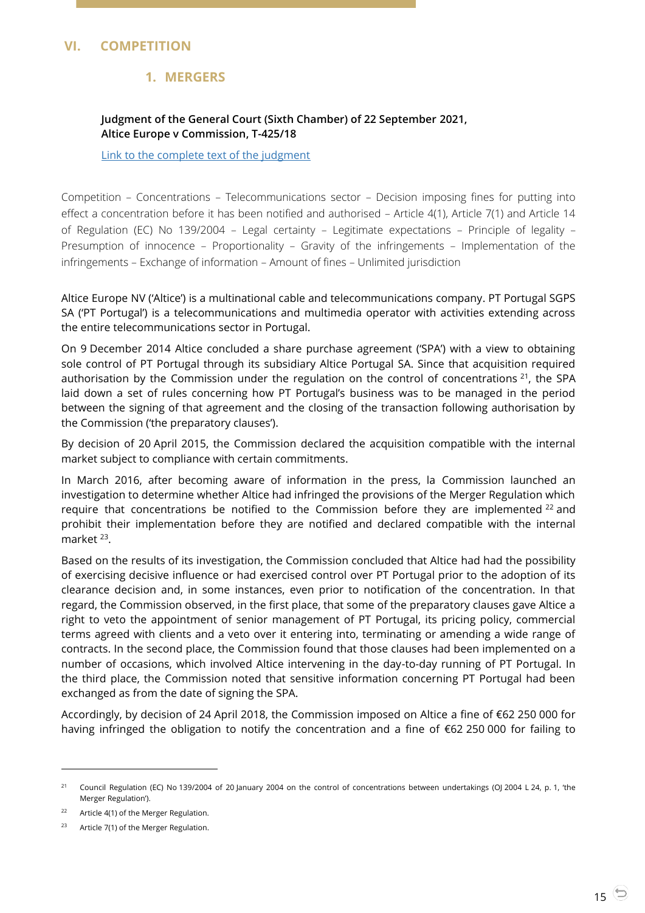# VI. COMPETITION

## 1. MERGERS

**Judgment of the General Court (Sixth Chamber) of 22 September 2021, Altice Europe v Commission, T-425/18**

Link to the complete text of the judgment

Competition – Concentrations – Telecommunications sector – Decision imposing fines for putting into effect a concentration before it has been notified and authorised – Article 4(1), Article 7(1) and Article 14 of Regulation (EC) No 139/2004 – Legal certainty – Legitimate expectations – Principle of legality – Presumption of innocence – Proportionality – Gravity of the infringements – Implementation of the infringements – Exchange of information – Amount of fines – Unlimited jurisdiction

Altice Europe NV ('Altice') is a multinational cable and telecommunications company. PT Portugal SGPS SA ('PT Portugal') is a telecommunications and multimedia operator with activities extending across the entire telecommunications sector in Portugal.

On 9 December 2014 Altice concluded a share purchase agreement ('SPA') with a view to obtaining sole control of PT Portugal through its subsidiary Altice Portugal SA. Since that acquisition required authorisation by the Commission under the regulation on the control of concentrations [21], the SPA laid down a set of rules concerning how PT Portugal's business was to be managed in the period between the signing of that agreement and the closing of the transaction following authorisation by the Commission ('the preparatory clauses').

By decision of 20 April 2015, the Commission declared the acquisition compatible with the internal market subject to compliance with certain commitments.

In March 2016, after becoming aware of information in the press, la Commission launched an investigation to determine whether Altice had infringed the provisions of the Merger Regulation which require that concentrations be notified to the Commission before they are implemented [22] and prohibit their implementation before they are notified and declared compatible with the internal market [23].

Based on the results of its investigation, the Commission concluded that Altice had had the possibility of exercising decisive influence or had exercised control over PT Portugal prior to the adoption of its clearance decision and, in some instances, even prior to notification of the concentration. In that regard, the Commission observed, in the first place, that some of the preparatory clauses gave Altice a right to veto the appointment of senior management of PT Portugal, its pricing policy, commercial terms agreed with clients and a veto over it entering into, terminating or amending a wide range of contracts. In the second place, the Commission found that those clauses had been implemented on a number of occasions, which involved Altice intervening in the day-to-day running of PT Portugal. In the third place, the Commission noted that sensitive information concerning PT Portugal had been exchanged as from the date of signing the SPA.

Accordingly, by decision of 24 April 2018, the Commission imposed on Altice a fine of €62 250 000 for having infringed the obligation to notify the concentration and a fine of €62 250 000 for failing to

---

[21] Council Regulation (EC) No 139/2004 of 20 January 2004 on the control of concentrations between undertakings (OJ 2004 L 24, p. 1, 'the Merger Regulation').

[22] Article 4(1) of the Merger Regulation.

[23] Article 7(1) of the Merger Regulation.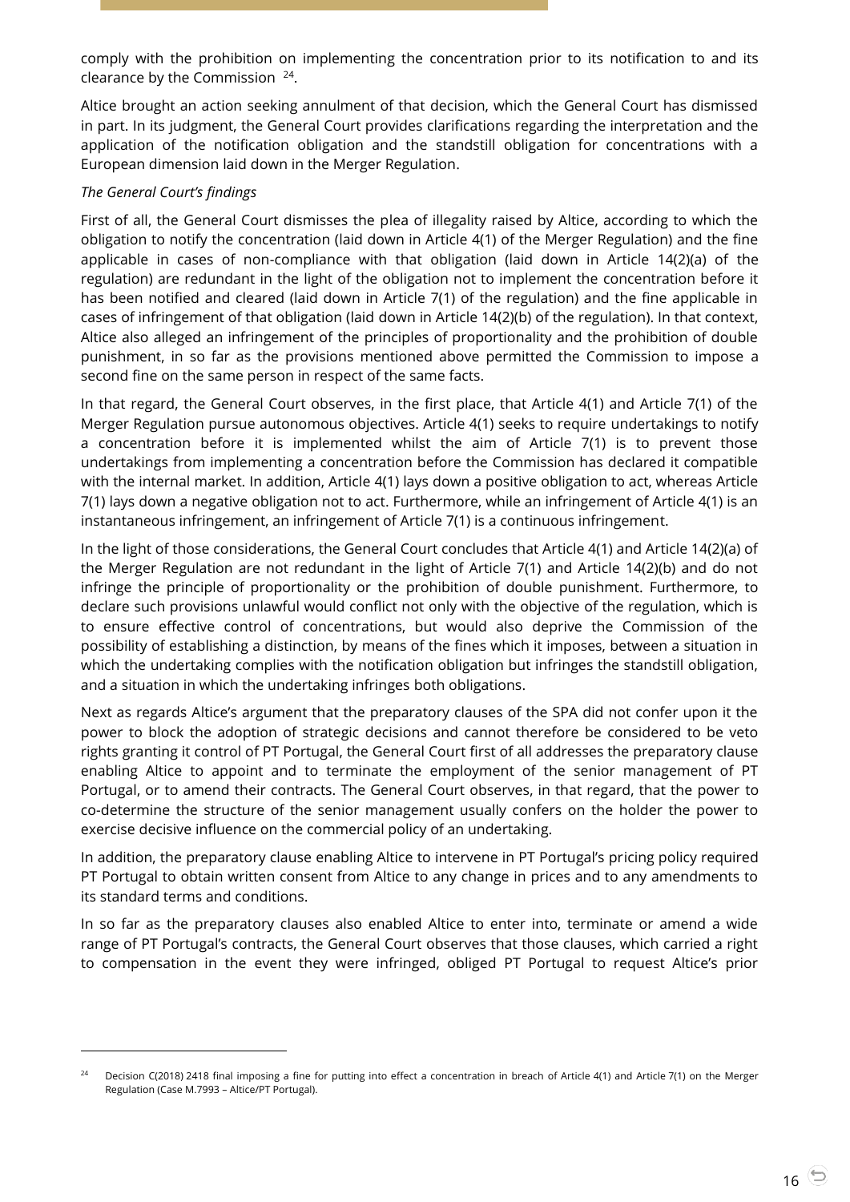comply with the prohibition on implementing the concentration prior to its notification to and its clearance by the Commission [24].

Altice brought an action seeking annulment of that decision, which the General Court has dismissed in part. In its judgment, the General Court provides clarifications regarding the interpretation and the application of the notification obligation and the standstill obligation for concentrations with a European dimension laid down in the Merger Regulation.

*The General Court's findings*

First of all, the General Court dismisses the plea of illegality raised by Altice, according to which the obligation to notify the concentration (laid down in Article 4(1) of the Merger Regulation) and the fine applicable in cases of non-compliance with that obligation (laid down in Article 14(2)(a) of the regulation) are redundant in the light of the obligation not to implement the concentration before it has been notified and cleared (laid down in Article 7(1) of the regulation) and the fine applicable in cases of infringement of that obligation (laid down in Article 14(2)(b) of the regulation). In that context, Altice also alleged an infringement of the principles of proportionality and the prohibition of double punishment, in so far as the provisions mentioned above permitted the Commission to impose a second fine on the same person in respect of the same facts.

In that regard, the General Court observes, in the first place, that Article 4(1) and Article 7(1) of the Merger Regulation pursue autonomous objectives. Article 4(1) seeks to require undertakings to notify a concentration before it is implemented whilst the aim of Article 7(1) is to prevent those undertakings from implementing a concentration before the Commission has declared it compatible with the internal market. In addition, Article 4(1) lays down a positive obligation to act, whereas Article 7(1) lays down a negative obligation not to act. Furthermore, while an infringement of Article 4(1) is an instantaneous infringement, an infringement of Article 7(1) is a continuous infringement.

In the light of those considerations, the General Court concludes that Article 4(1) and Article 14(2)(a) of the Merger Regulation are not redundant in the light of Article 7(1) and Article 14(2)(b) and do not infringe the principle of proportionality or the prohibition of double punishment. Furthermore, to declare such provisions unlawful would conflict not only with the objective of the regulation, which is to ensure effective control of concentrations, but would also deprive the Commission of the possibility of establishing a distinction, by means of the fines which it imposes, between a situation in which the undertaking complies with the notification obligation but infringes the standstill obligation, and a situation in which the undertaking infringes both obligations.

Next as regards Altice's argument that the preparatory clauses of the SPA did not confer upon it the power to block the adoption of strategic decisions and cannot therefore be considered to be veto rights granting it control of PT Portugal, the General Court first of all addresses the preparatory clause enabling Altice to appoint and to terminate the employment of the senior management of PT Portugal, or to amend their contracts. The General Court observes, in that regard, that the power to co-determine the structure of the senior management usually confers on the holder the power to exercise decisive influence on the commercial policy of an undertaking.

In addition, the preparatory clause enabling Altice to intervene in PT Portugal's pricing policy required PT Portugal to obtain written consent from Altice to any change in prices and to any amendments to its standard terms and conditions.

In so far as the preparatory clauses also enabled Altice to enter into, terminate or amend a wide range of PT Portugal's contracts, the General Court observes that those clauses, which carried a right to compensation in the event they were infringed, obliged PT Portugal to request Altice's prior

---

[24] Decision C(2018) 2418 final imposing a fine for putting into effect a concentration in breach of Article 4(1) and Article 7(1) on the Merger Regulation (Case M.7993 – Altice/PT Portugal).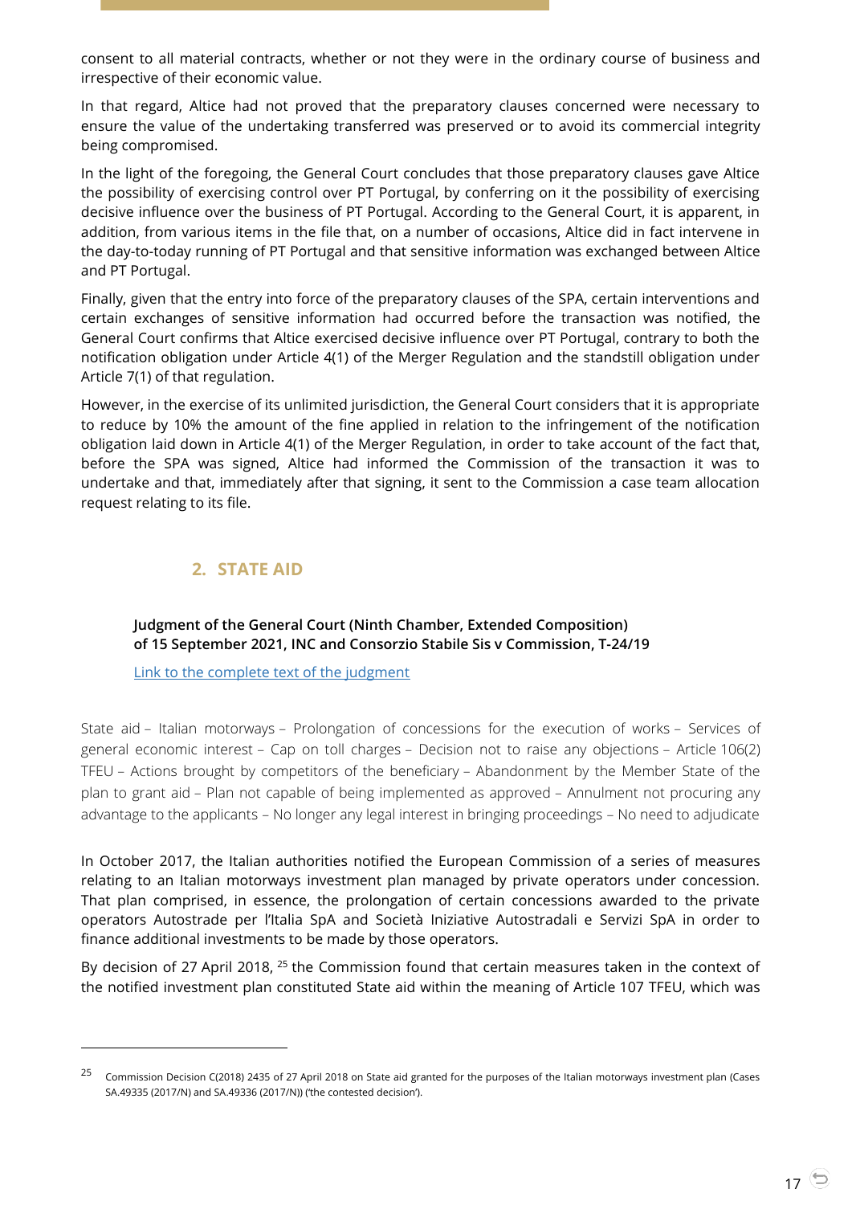consent to all material contracts, whether or not they were in the ordinary course of business and irrespective of their economic value.

In that regard, Altice had not proved that the preparatory clauses concerned were necessary to ensure the value of the undertaking transferred was preserved or to avoid its commercial integrity being compromised.

In the light of the foregoing, the General Court concludes that those preparatory clauses gave Altice the possibility of exercising control over PT Portugal, by conferring on it the possibility of exercising decisive influence over the business of PT Portugal. According to the General Court, it is apparent, in addition, from various items in the file that, on a number of occasions, Altice did in fact intervene in the day-to-day running of PT Portugal and that sensitive information was exchanged between Altice and PT Portugal.

Finally, given that the entry into force of the preparatory clauses of the SPA, certain interventions and certain exchanges of sensitive information had occurred before the transaction was notified, the General Court confirms that Altice exercised decisive influence over PT Portugal, contrary to both the notification obligation under Article 4(1) of the Merger Regulation and the standstill obligation under Article 7(1) of that regulation.

However, in the exercise of its unlimited jurisdiction, the General Court considers that it is appropriate to reduce by 10% the amount of the fine applied in relation to the infringement of the notification obligation laid down in Article 4(1) of the Merger Regulation, in order to take account of the fact that, before the SPA was signed, Altice had informed the Commission of the transaction it was to undertake and that, immediately after that signing, it sent to the Commission a case team allocation request relating to its file.

## 2. STATE AID

### Judgment of the General Court (Ninth Chamber, Extended Composition) of 15 September 2021, INC and Consorzio Stabile Sis v Commission, T-24/19

Link to the complete text of the judgment

State aid – Italian motorways – Prolongation of concessions for the execution of works – Services of general economic interest – Cap on toll charges – Decision not to raise any objections – Article 106(2) TFEU – Actions brought by competitors of the beneficiary – Abandonment by the Member State of the plan to grant aid – Plan not capable of being implemented as approved – Annulment not procuring any advantage to the applicants – No longer any legal interest in bringing proceedings – No need to adjudicate

In October 2017, the Italian authorities notified the European Commission of a series of measures relating to an Italian motorways investment plan managed by private operators under concession. That plan comprised, in essence, the prolongation of certain concessions awarded to the private operators Autostrade per l'Italia SpA and Società Iniziative Autostradali e Servizi SpA in order to finance additional investments to be made by those operators.

By decision of 27 April 2018, [25] the Commission found that certain measures taken in the context of the notified investment plan constituted State aid within the meaning of Article 107 TFEU, which was

---

[25] Commission Decision C(2018) 2435 of 27 April 2018 on State aid granted for the purposes of the Italian motorways investment plan (Cases SA.49335 (2017/N) and SA.49336 (2017/N)) ('the contested decision').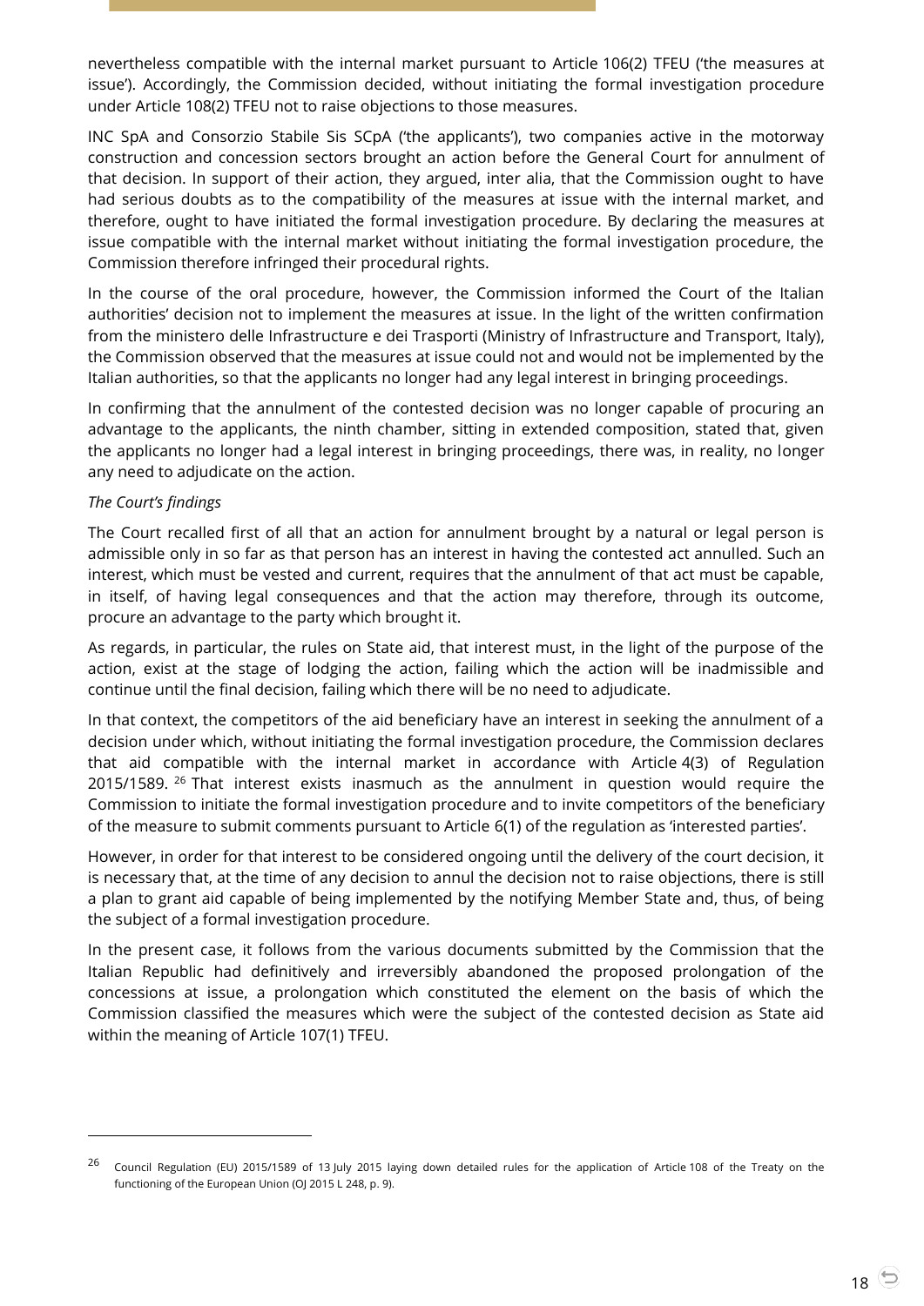nevertheless compatible with the internal market pursuant to Article 106(2) TFEU ('the measures at issue'). Accordingly, the Commission decided, without initiating the formal investigation procedure under Article 108(2) TFEU not to raise objections to those measures.

INC SpA and Consorzio Stabile Sis SCpA ('the applicants'), two companies active in the motorway construction and concession sectors brought an action before the General Court for annulment of that decision. In support of their action, they argued, inter alia, that the Commission ought to have had serious doubts as to the compatibility of the measures at issue with the internal market, and therefore, ought to have initiated the formal investigation procedure. By declaring the measures at issue compatible with the internal market without initiating the formal investigation procedure, the Commission therefore infringed their procedural rights.

In the course of the oral procedure, however, the Commission informed the Court of the Italian authorities' decision not to implement the measures at issue. In the light of the written confirmation from the ministero delle Infrastructure e dei Trasporti (Ministry of Infrastructure and Transport, Italy), the Commission observed that the measures at issue could not and would not be implemented by the Italian authorities, so that the applicants no longer had any legal interest in bringing proceedings.

In confirming that the annulment of the contested decision was no longer capable of procuring an advantage to the applicants, the ninth chamber, sitting in extended composition, stated that, given the applicants no longer had a legal interest in bringing proceedings, there was, in reality, no longer any need to adjudicate on the action.

*The Court's findings*

The Court recalled first of all that an action for annulment brought by a natural or legal person is admissible only in so far as that person has an interest in having the contested act annulled. Such an interest, which must be vested and current, requires that the annulment of that act must be capable, in itself, of having legal consequences and that the action may therefore, through its outcome, procure an advantage to the party which brought it.

As regards, in particular, the rules on State aid, that interest must, in the light of the purpose of the action, exist at the stage of lodging the action, failing which the action will be inadmissible and continue until the final decision, failing which there will be no need to adjudicate.

In that context, the competitors of the aid beneficiary have an interest in seeking the annulment of a decision under which, without initiating the formal investigation procedure, the Commission declares that aid compatible with the internal market in accordance with Article 4(3) of Regulation 2015/1589. [26] That interest exists inasmuch as the annulment in question would require the Commission to initiate the formal investigation procedure and to invite competitors of the beneficiary of the measure to submit comments pursuant to Article 6(1) of the regulation as 'interested parties'.

However, in order for that interest to be considered ongoing until the delivery of the court decision, it is necessary that, at the time of any decision to annul the decision not to raise objections, there is still a plan to grant aid capable of being implemented by the notifying Member State and, thus, of being the subject of a formal investigation procedure.

In the present case, it follows from the various documents submitted by the Commission that the Italian Republic had definitively and irreversibly abandoned the proposed prolongation of the concessions at issue, a prolongation which constituted the element on the basis of which the Commission classified the measures which were the subject of the contested decision as State aid within the meaning of Article 107(1) TFEU.

---

[26] Council Regulation (EU) 2015/1589 of 13 July 2015 laying down detailed rules for the application of Article 108 of the Treaty on the functioning of the European Union (OJ 2015 L 248, p. 9).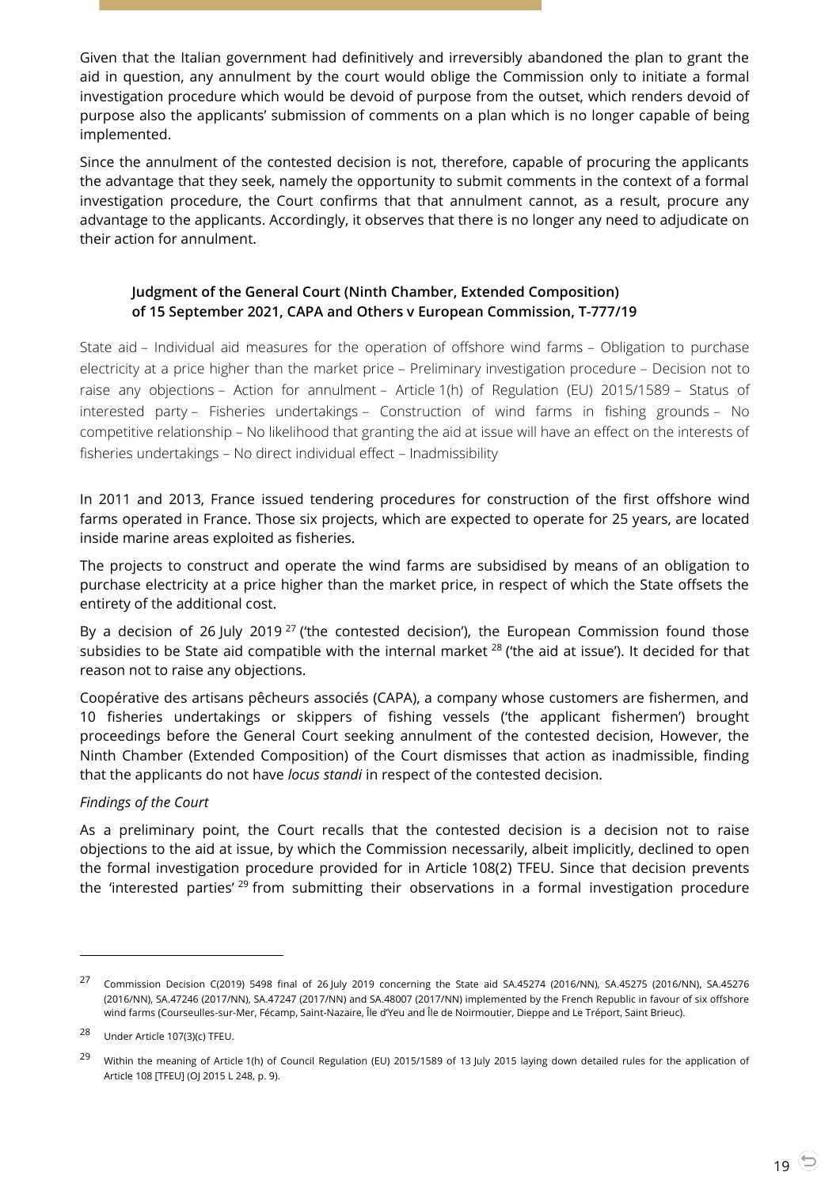Given that the Italian government had definitively and irreversibly abandoned the plan to grant the aid in question, any annulment by the court would oblige the Commission only to initiate a formal investigation procedure which would be devoid of purpose from the outset, which renders devoid of purpose also the applicants' submission of comments on a plan which is no longer capable of being implemented.

Since the annulment of the contested decision is not, therefore, capable of procuring the applicants the advantage that they seek, namely the opportunity to submit comments in the context of a formal investigation procedure, the Court confirms that that annulment cannot, as a result, procure any advantage to the applicants. Accordingly, it observes that there is no longer any need to adjudicate on their action for annulment.

**Judgment of the General Court (Ninth Chamber, Extended Composition) of 15 September 2021, CAPA and Others v European Commission, T-777/19**

State aid – Individual aid measures for the operation of offshore wind farms – Obligation to purchase electricity at a price higher than the market price – Preliminary investigation procedure – Decision not to raise any objections – Action for annulment – Article 1(h) of Regulation (EU) 2015/1589 – Status of interested party – Fisheries undertakings – Construction of wind farms in fishing grounds – No competitive relationship – No likelihood that granting the aid at issue will have an effect on the interests of fisheries undertakings – No direct individual effect – Inadmissibility

In 2011 and 2013, France issued tendering procedures for construction of the first offshore wind farms operated in France. Those six projects, which are expected to operate for 25 years, are located inside marine areas exploited as fisheries.

The projects to construct and operate the wind farms are subsidised by means of an obligation to purchase electricity at a price higher than the market price, in respect of which the State offsets the entirety of the additional cost.

By a decision of 26 July 2019 [27] ('the contested decision'), the European Commission found those subsidies to be State aid compatible with the internal market [28] ('the aid at issue'). It decided for that reason not to raise any objections.

Coopérative des artisans pêcheurs associés (CAPA), a company whose customers are fishermen, and 10 fisheries undertakings or skippers of fishing vessels ('the applicant fishermen') brought proceedings before the General Court seeking annulment of the contested decision, However, the Ninth Chamber (Extended Composition) of the Court dismisses that action as inadmissible, finding that the applicants do not have *locus standi* in respect of the contested decision.

*Findings of the Court*

As a preliminary point, the Court recalls that the contested decision is a decision not to raise objections to the aid at issue, by which the Commission necessarily, albeit implicitly, declined to open the formal investigation procedure provided for in Article 108(2) TFEU. Since that decision prevents the 'interested parties' [29] from submitting their observations in a formal investigation procedure

---

[27] Commission Decision C(2019) 5498 final of 26 July 2019 concerning the State aid SA.45274 (2016/NN), SA.45275 (2016/NN), SA.45276 (2016/NN), SA.47246 (2017/NN), SA.47247 (2017/NN) and SA.48007 (2017/NN) implemented by the French Republic in favour of six offshore wind farms (Courseulles-sur-Mer, Fécamp, Saint-Nazaire, Île d'Yeu and Île de Noirmoutier, Dieppe and Le Tréport, Saint Brieuc).

[28] Under Article 107(3)(c) TFEU.

[29] Within the meaning of Article 1(h) of Council Regulation (EU) 2015/1589 of 13 July 2015 laying down detailed rules for the application of Article 108 [TFEU] (OJ 2015 L 248, p. 9).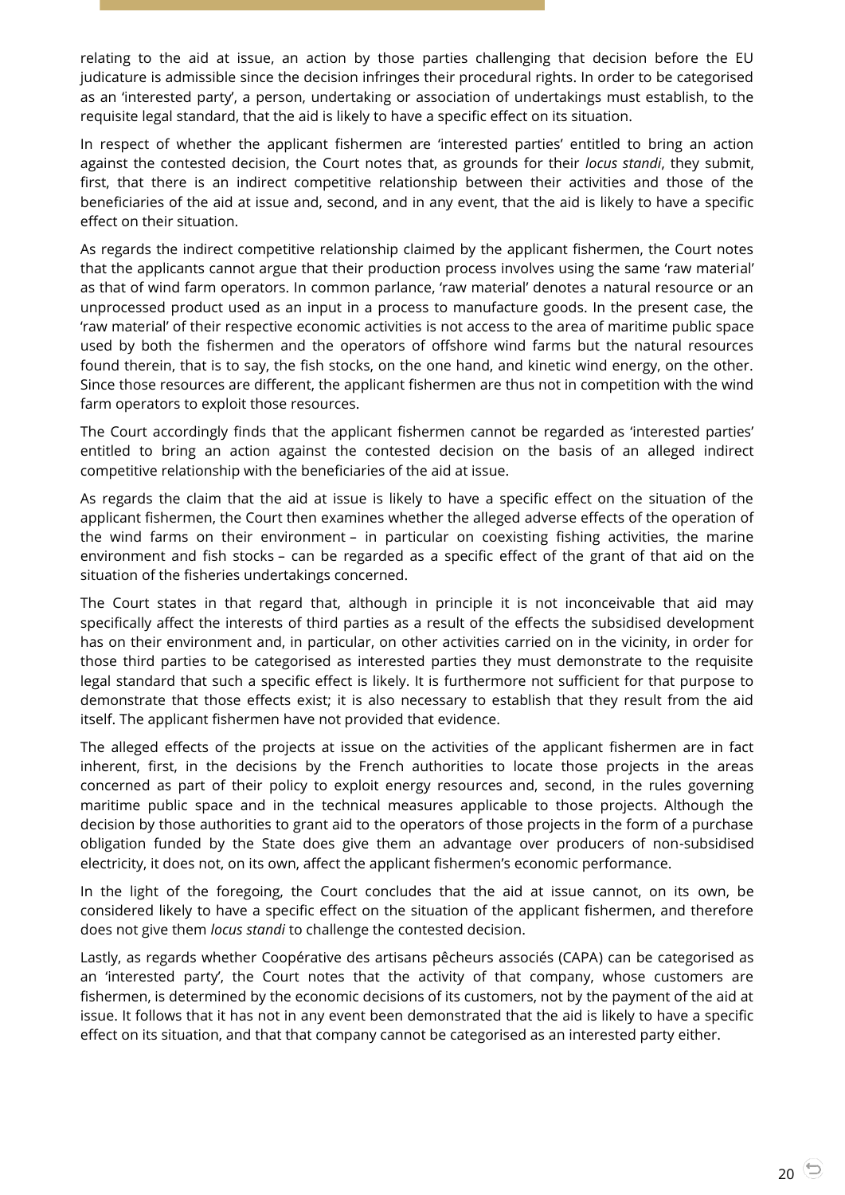relating to the aid at issue, an action by those parties challenging that decision before the EU judicature is admissible since the decision infringes their procedural rights. In order to be categorised as an 'interested party', a person, undertaking or association of undertakings must establish, to the requisite legal standard, that the aid is likely to have a specific effect on its situation.

In respect of whether the applicant fishermen are 'interested parties' entitled to bring an action against the contested decision, the Court notes that, as grounds for their *locus standi*, they submit, first, that there is an indirect competitive relationship between their activities and those of the beneficiaries of the aid at issue and, second, and in any event, that the aid is likely to have a specific effect on their situation.

As regards the indirect competitive relationship claimed by the applicant fishermen, the Court notes that the applicants cannot argue that their production process involves using the same 'raw material' as that of wind farm operators. In common parlance, 'raw material' denotes a natural resource or an unprocessed product used as an input in a process to manufacture goods. In the present case, the 'raw material' of their respective economic activities is not access to the area of maritime public space used by both the fishermen and the operators of offshore wind farms but the natural resources found therein, that is to say, the fish stocks, on the one hand, and kinetic wind energy, on the other. Since those resources are different, the applicant fishermen are thus not in competition with the wind farm operators to exploit those resources.

The Court accordingly finds that the applicant fishermen cannot be regarded as 'interested parties' entitled to bring an action against the contested decision on the basis of an alleged indirect competitive relationship with the beneficiaries of the aid at issue.

As regards the claim that the aid at issue is likely to have a specific effect on the situation of the applicant fishermen, the Court then examines whether the alleged adverse effects of the operation of the wind farms on their environment – in particular on coexisting fishing activities, the marine environment and fish stocks – can be regarded as a specific effect of the grant of that aid on the situation of the fisheries undertakings concerned.

The Court states in that regard that, although in principle it is not inconceivable that aid may specifically affect the interests of third parties as a result of the effects the subsidised development has on their environment and, in particular, on other activities carried on in the vicinity, in order for those third parties to be categorised as interested parties they must demonstrate to the requisite legal standard that such a specific effect is likely. It is furthermore not sufficient for that purpose to demonstrate that those effects exist; it is also necessary to establish that they result from the aid itself. The applicant fishermen have not provided that evidence.

The alleged effects of the projects at issue on the activities of the applicant fishermen are in fact inherent, first, in the decisions by the French authorities to locate those projects in the areas concerned as part of their policy to exploit energy resources and, second, in the rules governing maritime public space and in the technical measures applicable to those projects. Although the decision by those authorities to grant aid to the operators of those projects in the form of a purchase obligation funded by the State does give them an advantage over producers of non-subsidised electricity, it does not, on its own, affect the applicant fishermen's economic performance.

In the light of the foregoing, the Court concludes that the aid at issue cannot, on its own, be considered likely to have a specific effect on the situation of the applicant fishermen, and therefore does not give them *locus standi* to challenge the contested decision.

Lastly, as regards whether Coopérative des artisans pêcheurs associés (CAPA) can be categorised as an 'interested party', the Court notes that the activity of that company, whose customers are fishermen, is determined by the economic decisions of its customers, not by the payment of the aid at issue. It follows that it has not in any event been demonstrated that the aid is likely to have a specific effect on its situation, and that that company cannot be categorised as an interested party either.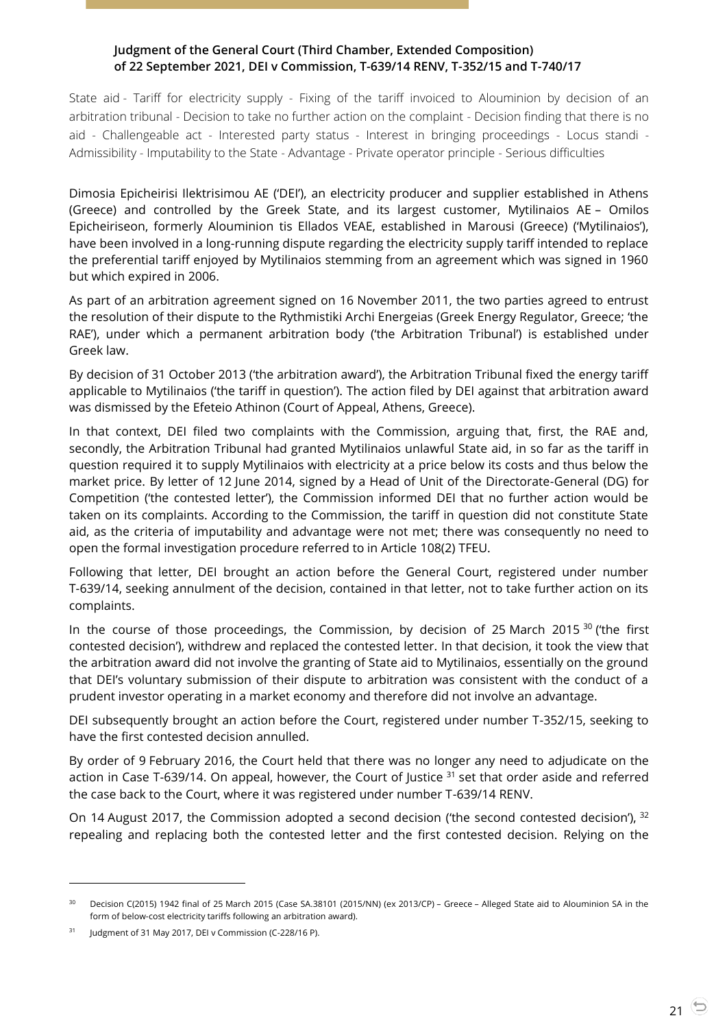**Judgment of the General Court (Third Chamber, Extended Composition) of 22 September 2021, DEI v Commission, T-639/14 RENV, T-352/15 and T-740/17**

State aid - Tariff for electricity supply - Fixing of the tariff invoiced to Alouminion by decision of an arbitration tribunal - Decision to take no further action on the complaint - Decision finding that there is no aid - Challengeable act - Interested party status - Interest in bringing proceedings - Locus standi - Admissibility - Imputability to the State - Advantage - Private operator principle - Serious difficulties

Dimosia Epicheirisi Ilektrismou AE ('DEI'), an electricity producer and supplier established in Athens (Greece) and controlled by the Greek State, and its largest customer, Mytilinaios AE – Omilos Epicheiriseon, formerly Alouminion tis Ellados VEAE, established in Marousi (Greece) ('Mytilinaios'), have been involved in a long-running dispute regarding the electricity supply tariff intended to replace the preferential tariff enjoyed by Mytilinaios stemming from an agreement which was signed in 1960 but which expired in 2006.

As part of an arbitration agreement signed on 16 November 2011, the two parties agreed to entrust the resolution of their dispute to the Rythmistiki Archi Energeias (Greek Energy Regulator, Greece; 'the RAE'), under which a permanent arbitration body ('the Arbitration Tribunal') is established under Greek law.

By decision of 31 October 2013 ('the arbitration award'), the Arbitration Tribunal fixed the energy tariff applicable to Mytilinaios ('the tariff in question'). The action filed by DEI against that arbitration award was dismissed by the Efeteio Athinon (Court of Appeal, Athens, Greece).

In that context, DEI filed two complaints with the Commission, arguing that, first, the RAE and, secondly, the Arbitration Tribunal had granted Mytilinaios unlawful State aid, in so far as the tariff in question required it to supply Mytilinaios with electricity at a price below its costs and thus below the market price. By letter of 12 June 2014, signed by a Head of Unit of the Directorate-General (DG) for Competition ('the contested letter'), the Commission informed DEI that no further action would be taken on its complaints. According to the Commission, the tariff in question did not constitute State aid, as the criteria of imputability and advantage were not met; there was consequently no need to open the formal investigation procedure referred to in Article 108(2) TFEU.

Following that letter, DEI brought an action before the General Court, registered under number T-639/14, seeking annulment of the decision, contained in that letter, not to take further action on its complaints.

In the course of those proceedings, the Commission, by decision of 25 March 2015 [30] ('the first contested decision'), withdrew and replaced the contested letter. In that decision, it took the view that the arbitration award did not involve the granting of State aid to Mytilinaios, essentially on the ground that DEI's voluntary submission of their dispute to arbitration was consistent with the conduct of a prudent investor operating in a market economy and therefore did not involve an advantage.

DEI subsequently brought an action before the Court, registered under number T-352/15, seeking to have the first contested decision annulled.

By order of 9 February 2016, the Court held that there was no longer any need to adjudicate on the action in Case T-639/14. On appeal, however, the Court of Justice [31] set that order aside and referred the case back to the Court, where it was registered under number T-639/14 RENV.

On 14 August 2017, the Commission adopted a second decision ('the second contested decision'), [32] repealing and replacing both the contested letter and the first contested decision. Relying on the

---

[30] Decision C(2015) 1942 final of 25 March 2015 (Case SA.38101 (2015/NN) (ex 2013/CP) – Greece – Alleged State aid to Alouminion SA in the form of below-cost electricity tariffs following an arbitration award).

[31] Judgment of 31 May 2017, DEI v Commission (C-228/16 P).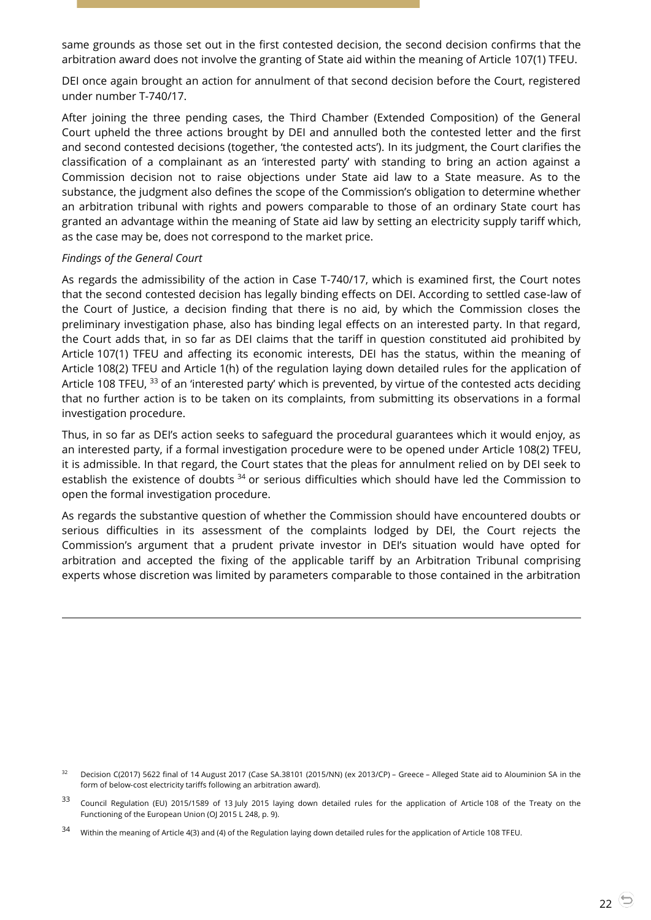same grounds as those set out in the first contested decision, the second decision confirms that the arbitration award does not involve the granting of State aid within the meaning of Article 107(1) TFEU.

DEI once again brought an action for annulment of that second decision before the Court, registered under number T-740/17.

After joining the three pending cases, the Third Chamber (Extended Composition) of the General Court upheld the three actions brought by DEI and annulled both the contested letter and the first and second contested decisions (together, 'the contested acts'). In its judgment, the Court clarifies the classification of a complainant as an 'interested party' with standing to bring an action against a Commission decision not to raise objections under State aid law to a State measure. As to the substance, the judgment also defines the scope of the Commission's obligation to determine whether an arbitration tribunal with rights and powers comparable to those of an ordinary State court has granted an advantage within the meaning of State aid law by setting an electricity supply tariff which, as the case may be, does not correspond to the market price.

*Findings of the General Court*

As regards the admissibility of the action in Case T-740/17, which is examined first, the Court notes that the second contested decision has legally binding effects on DEI. According to settled case-law of the Court of Justice, a decision finding that there is no aid, by which the Commission closes the preliminary investigation phase, also has binding legal effects on an interested party. In that regard, the Court adds that, in so far as DEI claims that the tariff in question constituted aid prohibited by Article 107(1) TFEU and affecting its economic interests, DEI has the status, within the meaning of Article 108(2) TFEU and Article 1(h) of the regulation laying down detailed rules for the application of Article 108 TFEU, [33] of an 'interested party' which is prevented, by virtue of the contested acts deciding that no further action is to be taken on its complaints, from submitting its observations in a formal investigation procedure.

Thus, in so far as DEI's action seeks to safeguard the procedural guarantees which it would enjoy, as an interested party, if a formal investigation procedure were to be opened under Article 108(2) TFEU, it is admissible. In that regard, the Court states that the pleas for annulment relied on by DEI seek to establish the existence of doubts [34] or serious difficulties which should have led the Commission to open the formal investigation procedure.

As regards the substantive question of whether the Commission should have encountered doubts or serious difficulties in its assessment of the complaints lodged by DEI, the Court rejects the Commission's argument that a prudent private investor in DEI's situation would have opted for arbitration and accepted the fixing of the applicable tariff by an Arbitration Tribunal comprising experts whose discretion was limited by parameters comparable to those contained in the arbitration

---

[32] Decision C(2017) 5622 final of 14 August 2017 (Case SA.38101 (2015/NN) (ex 2013/CP) – Greece – Alleged State aid to Alouminion SA in the form of below-cost electricity tariffs following an arbitration award).

[33] Council Regulation (EU) 2015/1589 of 13 July 2015 laying down detailed rules for the application of Article 108 of the Treaty on the Functioning of the European Union (OJ 2015 L 248, p. 9).

[34] Within the meaning of Article 4(3) and (4) of the Regulation laying down detailed rules for the application of Article 108 TFEU.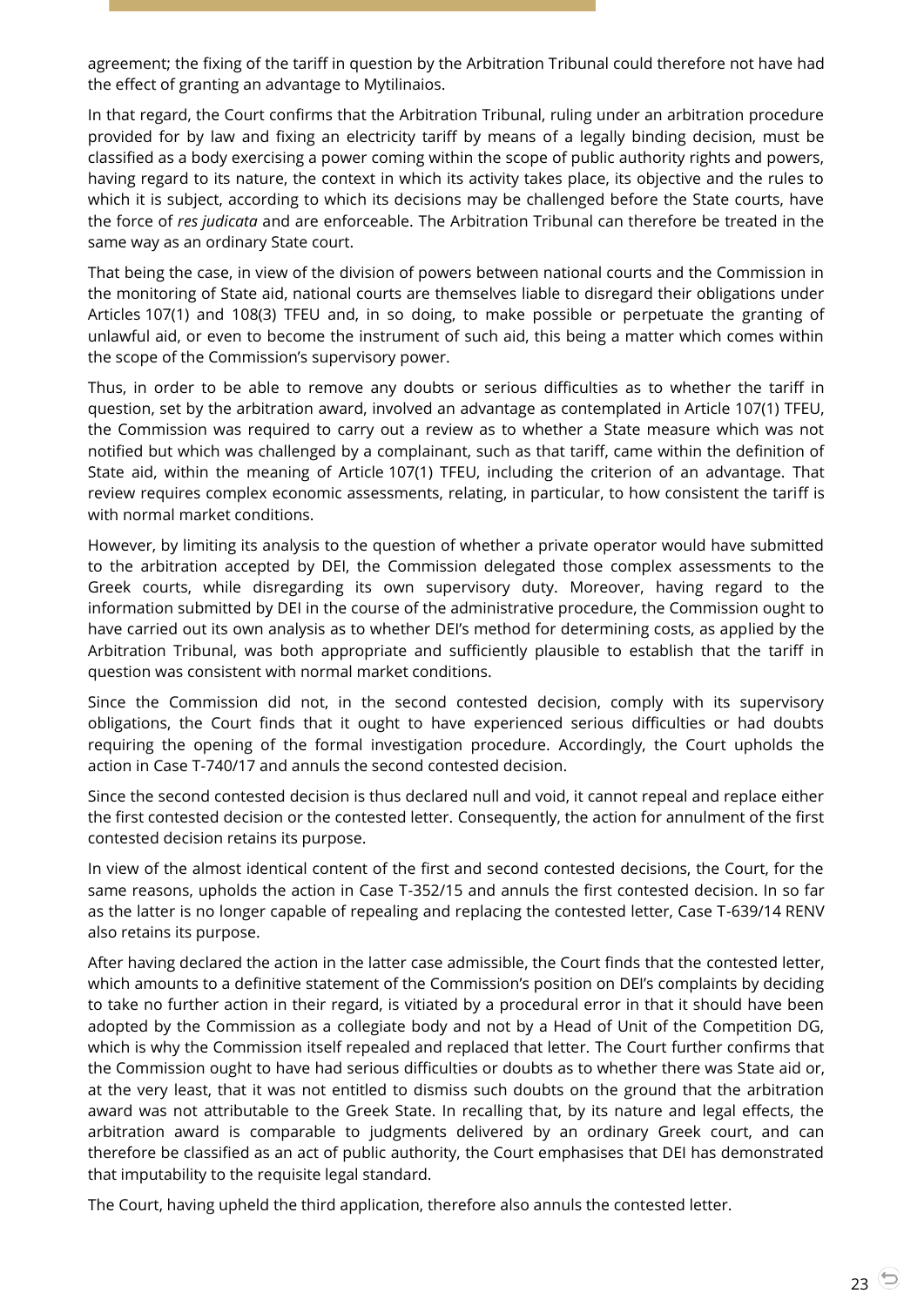agreement; the fixing of the tariff in question by the Arbitration Tribunal could therefore not have had the effect of granting an advantage to Mytilinaios.

In that regard, the Court confirms that the Arbitration Tribunal, ruling under an arbitration procedure provided for by law and fixing an electricity tariff by means of a legally binding decision, must be classified as a body exercising a power coming within the scope of public authority rights and powers, having regard to its nature, the context in which its activity takes place, its objective and the rules to which it is subject, according to which its decisions may be challenged before the State courts, have the force of *res judicata* and are enforceable. The Arbitration Tribunal can therefore be treated in the same way as an ordinary State court.

That being the case, in view of the division of powers between national courts and the Commission in the monitoring of State aid, national courts are themselves liable to disregard their obligations under Articles 107(1) and 108(3) TFEU and, in so doing, to make possible or perpetuate the granting of unlawful aid, or even to become the instrument of such aid, this being a matter which comes within the scope of the Commission's supervisory power.

Thus, in order to be able to remove any doubts or serious difficulties as to whether the tariff in question, set by the arbitration award, involved an advantage as contemplated in Article 107(1) TFEU, the Commission was required to carry out a review as to whether a State measure which was not notified but which was challenged by a complainant, such as that tariff, came within the definition of State aid, within the meaning of Article 107(1) TFEU, including the criterion of an advantage. That review requires complex economic assessments, relating, in particular, to how consistent the tariff is with normal market conditions.

However, by limiting its analysis to the question of whether a private operator would have submitted to the arbitration accepted by DEI, the Commission delegated those complex assessments to the Greek courts, while disregarding its own supervisory duty. Moreover, having regard to the information submitted by DEI in the course of the administrative procedure, the Commission ought to have carried out its own analysis as to whether DEI's method for determining costs, as applied by the Arbitration Tribunal, was both appropriate and sufficiently plausible to establish that the tariff in question was consistent with normal market conditions.

Since the Commission did not, in the second contested decision, comply with its supervisory obligations, the Court finds that it ought to have experienced serious difficulties or had doubts requiring the opening of the formal investigation procedure. Accordingly, the Court upholds the action in Case T-740/17 and annuls the second contested decision.

Since the second contested decision is thus declared null and void, it cannot repeal and replace either the first contested decision or the contested letter. Consequently, the action for annulment of the first contested decision retains its purpose.

In view of the almost identical content of the first and second contested decisions, the Court, for the same reasons, upholds the action in Case T-352/15 and annuls the first contested decision. In so far as the latter is no longer capable of repealing and replacing the contested letter, Case T-639/14 RENV also retains its purpose.

After having declared the action in the latter case admissible, the Court finds that the contested letter, which amounts to a definitive statement of the Commission's position on DEI's complaints by deciding to take no further action in their regard, is vitiated by a procedural error in that it should have been adopted by the Commission as a collegiate body and not by a Head of Unit of the Competition DG, which is why the Commission itself repealed and replaced that letter. The Court further confirms that the Commission ought to have had serious difficulties or doubts as to whether there was State aid or, at the very least, that it was not entitled to dismiss such doubts on the ground that the arbitration award was not attributable to the Greek State. In recalling that, by its nature and legal effects, the arbitration award is comparable to judgments delivered by an ordinary Greek court, and can therefore be classified as an act of public authority, the Court emphasises that DEI has demonstrated that imputability to the requisite legal standard.

The Court, having upheld the third application, therefore also annuls the contested letter.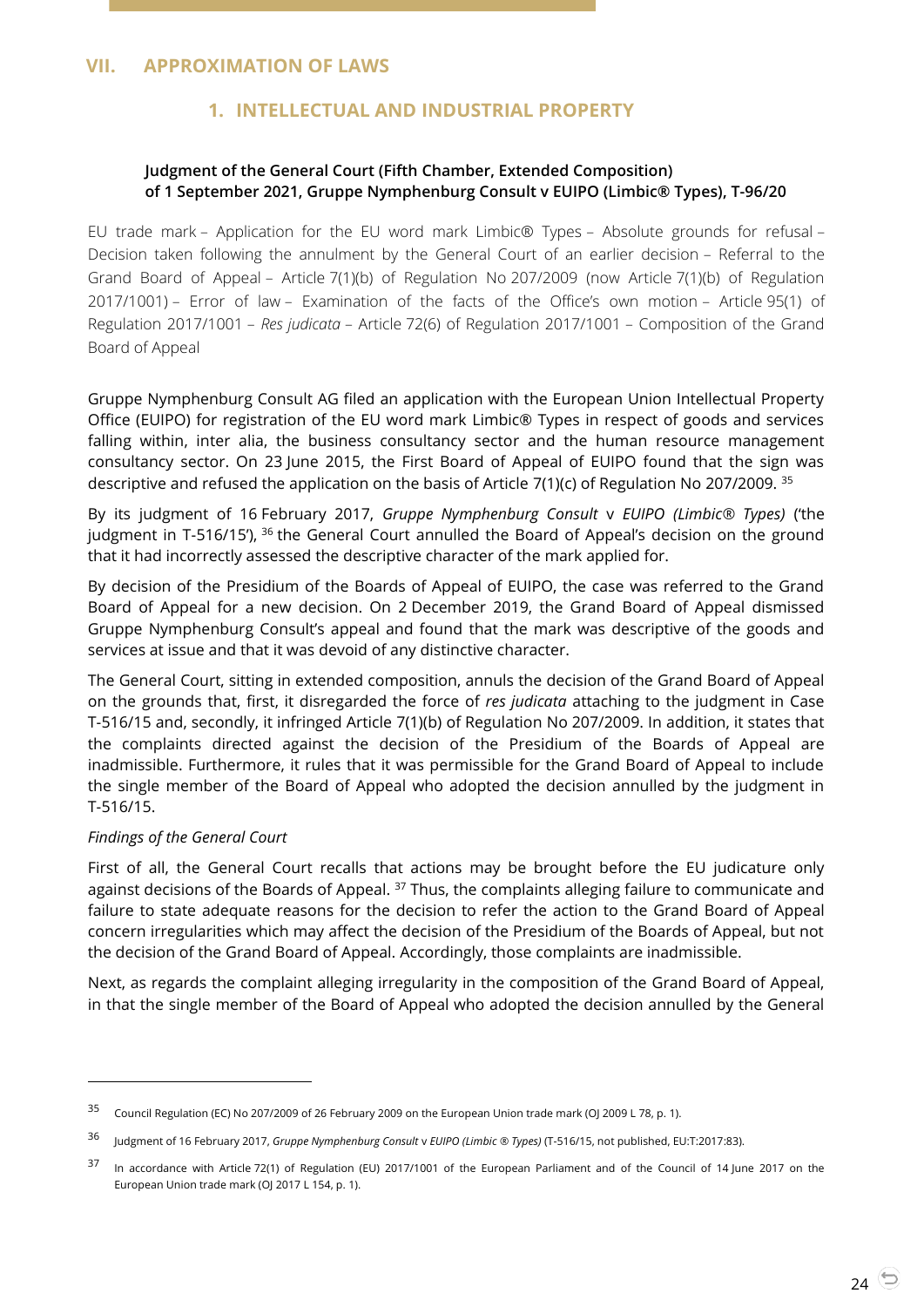## VII. APPROXIMATION OF LAWS

### 1. INTELLECTUAL AND INDUSTRIAL PROPERTY

**Judgment of the General Court (Fifth Chamber, Extended Composition) of 1 September 2021, Gruppe Nymphenburg Consult v EUIPO (Limbic® Types), T-96/20**

EU trade mark – Application for the EU word mark Limbic® Types – Absolute grounds for refusal – Decision taken following the annulment by the General Court of an earlier decision – Referral to the Grand Board of Appeal – Article 7(1)(b) of Regulation No 207/2009 (now Article 7(1)(b) of Regulation 2017/1001) – Error of law – Examination of the facts of the Office's own motion – Article 95(1) of Regulation 2017/1001 – *Res judicata* – Article 72(6) of Regulation 2017/1001 – Composition of the Grand Board of Appeal

Gruppe Nymphenburg Consult AG filed an application with the European Union Intellectual Property Office (EUIPO) for registration of the EU word mark Limbic® Types in respect of goods and services falling within, inter alia, the business consultancy sector and the human resource management consultancy sector. On 23 June 2015, the First Board of Appeal of EUIPO found that the sign was descriptive and refused the application on the basis of Article 7(1)(c) of Regulation No 207/2009. [35]

By its judgment of 16 February 2017, *Gruppe Nymphenburg Consult* v *EUIPO (Limbic® Types)* ('the judgment in T-516/15'), [36] the General Court annulled the Board of Appeal's decision on the ground that it had incorrectly assessed the descriptive character of the mark applied for.

By decision of the Presidium of the Boards of Appeal of EUIPO, the case was referred to the Grand Board of Appeal for a new decision. On 2 December 2019, the Grand Board of Appeal dismissed Gruppe Nymphenburg Consult's appeal and found that the mark was descriptive of the goods and services at issue and that it was devoid of any distinctive character.

The General Court, sitting in extended composition, annuls the decision of the Grand Board of Appeal on the grounds that, first, it disregarded the force of *res judicata* attaching to the judgment in Case T-516/15 and, secondly, it infringed Article 7(1)(b) of Regulation No 207/2009. In addition, it states that the complaints directed against the decision of the Presidium of the Boards of Appeal are inadmissible. Furthermore, it rules that it was permissible for the Grand Board of Appeal to include the single member of the Board of Appeal who adopted the decision annulled by the judgment in T-516/15.

*Findings of the General Court*

First of all, the General Court recalls that actions may be brought before the EU judicature only against decisions of the Boards of Appeal. [37] Thus, the complaints alleging failure to communicate and failure to state adequate reasons for the decision to refer the action to the Grand Board of Appeal concern irregularities which may affect the decision of the Presidium of the Boards of Appeal, but not the decision of the Grand Board of Appeal. Accordingly, those complaints are inadmissible.

Next, as regards the complaint alleging irregularity in the composition of the Grand Board of Appeal, in that the single member of the Board of Appeal who adopted the decision annulled by the General

---

[35] Council Regulation (EC) No 207/2009 of 26 February 2009 on the European Union trade mark (OJ 2009 L 78, p. 1).

[36] Judgment of 16 February 2017, *Gruppe Nymphenburg Consult* v *EUIPO (Limbic ® Types)* (T-516/15, not published, EU:T:2017:83).

[37] In accordance with Article 72(1) of Regulation (EU) 2017/1001 of the European Parliament and of the Council of 14 June 2017 on the European Union trade mark (OJ 2017 L 154, p. 1).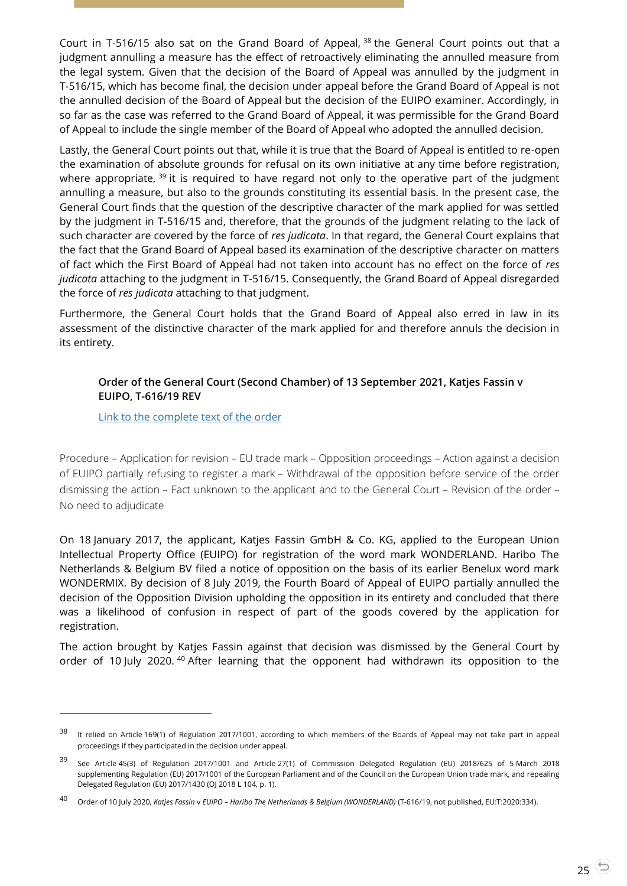Court in T-516/15 also sat on the Grand Board of Appeal, [38] the General Court points out that a judgment annulling a measure has the effect of retroactively eliminating the annulled measure from the legal system. Given that the decision of the Board of Appeal was annulled by the judgment in T-516/15, which has become final, the decision under appeal before the Grand Board of Appeal is not the annulled decision of the Board of Appeal but the decision of the EUIPO examiner. Accordingly, in so far as the case was referred to the Grand Board of Appeal, it was permissible for the Grand Board of Appeal to include the single member of the Board of Appeal who adopted the annulled decision.

Lastly, the General Court points out that, while it is true that the Board of Appeal is entitled to re-open the examination of absolute grounds for refusal on its own initiative at any time before registration, where appropriate, [39] it is required to have regard not only to the operative part of the judgment annulling a measure, but also to the grounds constituting its essential basis. In the present case, the General Court finds that the question of the descriptive character of the mark applied for was settled by the judgment in T-516/15 and, therefore, that the grounds of the judgment relating to the lack of such character are covered by the force of *res judicata*. In that regard, the General Court explains that the fact that the Grand Board of Appeal based its examination of the descriptive character on matters of fact which the First Board of Appeal had not taken into account has no effect on the force of *res judicata* attaching to the judgment in T-516/15. Consequently, the Grand Board of Appeal disregarded the force of *res judicata* attaching to that judgment.

Furthermore, the General Court holds that the Grand Board of Appeal also erred in law in its assessment of the distinctive character of the mark applied for and therefore annuls the decision in its entirety.

**Order of the General Court (Second Chamber) of 13 September 2021, Katjes Fassin v EUIPO, T-616/19 REV**

Link to the complete text of the order

Procedure – Application for revision – EU trade mark – Opposition proceedings – Action against a decision of EUIPO partially refusing to register a mark – Withdrawal of the opposition before service of the order dismissing the action – Fact unknown to the applicant and to the General Court – Revision of the order – No need to adjudicate

On 18 January 2017, the applicant, Katjes Fassin GmbH & Co. KG, applied to the European Union Intellectual Property Office (EUIPO) for registration of the word mark WONDERLAND. Haribo The Netherlands & Belgium BV filed a notice of opposition on the basis of its earlier Benelux word mark WONDERMIX. By decision of 8 July 2019, the Fourth Board of Appeal of EUIPO partially annulled the decision of the Opposition Division upholding the opposition in its entirety and concluded that there was a likelihood of confusion in respect of part of the goods covered by the application for registration.

The action brought by Katjes Fassin against that decision was dismissed by the General Court by order of 10 July 2020. [40] After learning that the opponent had withdrawn its opposition to the

---

[38] It relied on Article 169(1) of Regulation 2017/1001, according to which members of the Boards of Appeal may not take part in appeal proceedings if they participated in the decision under appeal.

[39] See Article 45(3) of Regulation 2017/1001 and Article 27(1) of Commission Delegated Regulation (EU) 2018/625 of 5 March 2018 supplementing Regulation (EU) 2017/1001 of the European Parliament and of the Council on the European Union trade mark, and repealing Delegated Regulation (EU) 2017/1430 (OJ 2018 L 104, p. 1).

[40] Order of 10 July 2020, *Katjes Fassin* v *EUIPO – Haribo The Netherlands & Belgium (WONDERLAND)* (T-616/19, not published, EU:T:2020:334).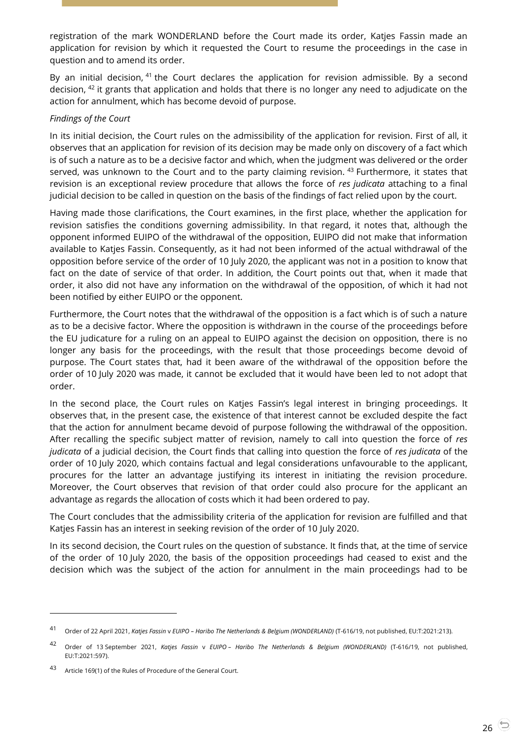registration of the mark WONDERLAND before the Court made its order, Katjes Fassin made an application for revision by which it requested the Court to resume the proceedings in the case in question and to amend its order.

By an initial decision, [41] the Court declares the application for revision admissible. By a second decision, [42] it grants that application and holds that there is no longer any need to adjudicate on the action for annulment, which has become devoid of purpose.

*Findings of the Court*

In its initial decision, the Court rules on the admissibility of the application for revision. First of all, it observes that an application for revision of its decision may be made only on discovery of a fact which is of such a nature as to be a decisive factor and which, when the judgment was delivered or the order served, was unknown to the Court and to the party claiming revision. [43] Furthermore, it states that revision is an exceptional review procedure that allows the force of *res judicata* attaching to a final judicial decision to be called in question on the basis of the findings of fact relied upon by the court.

Having made those clarifications, the Court examines, in the first place, whether the application for revision satisfies the conditions governing admissibility. In that regard, it notes that, although the opponent informed EUIPO of the withdrawal of the opposition, EUIPO did not make that information available to Katjes Fassin. Consequently, as it had not been informed of the actual withdrawal of the opposition before service of the order of 10 July 2020, the applicant was not in a position to know that fact on the date of service of that order. In addition, the Court points out that, when it made that order, it also did not have any information on the withdrawal of the opposition, of which it had not been notified by either EUIPO or the opponent.

Furthermore, the Court notes that the withdrawal of the opposition is a fact which is of such a nature as to be a decisive factor. Where the opposition is withdrawn in the course of the proceedings before the EU judicature for a ruling on an appeal to EUIPO against the decision on opposition, there is no longer any basis for the proceedings, with the result that those proceedings become devoid of purpose. The Court states that, had it been aware of the withdrawal of the opposition before the order of 10 July 2020 was made, it cannot be excluded that it would have been led to not adopt that order.

In the second place, the Court rules on Katjes Fassin's legal interest in bringing proceedings. It observes that, in the present case, the existence of that interest cannot be excluded despite the fact that the action for annulment became devoid of purpose following the withdrawal of the opposition. After recalling the specific subject matter of revision, namely to call into question the force of *res judicata* of a judicial decision, the Court finds that calling into question the force of *res judicata* of the order of 10 July 2020, which contains factual and legal considerations unfavourable to the applicant, procures for the latter an advantage justifying its interest in initiating the revision procedure. Moreover, the Court observes that revision of that order could also procure for the applicant an advantage as regards the allocation of costs which it had been ordered to pay.

The Court concludes that the admissibility criteria of the application for revision are fulfilled and that Katjes Fassin has an interest in seeking revision of the order of 10 July 2020.

In its second decision, the Court rules on the question of substance. It finds that, at the time of service of the order of 10 July 2020, the basis of the opposition proceedings had ceased to exist and the decision which was the subject of the action for annulment in the main proceedings had to be

---

[41] Order of 22 April 2021, *Katjes Fassin* v *EUIPO – Haribo The Netherlands & Belgium (WONDERLAND)* (T-616/19, not published, EU:T:2021:213).

[42] Order of 13 September 2021, *Katjes Fassin* v *EUIPO – Haribo The Netherlands & Belgium (WONDERLAND)* (T-616/19, not published, EU:T:2021:597).

[43] Article 169(1) of the Rules of Procedure of the General Court.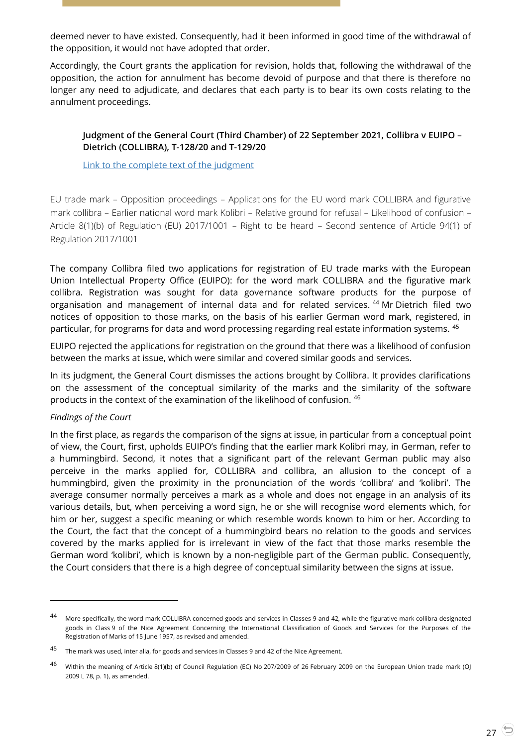deemed never to have existed. Consequently, had it been informed in good time of the withdrawal of the opposition, it would not have adopted that order.

Accordingly, the Court grants the application for revision, holds that, following the withdrawal of the opposition, the action for annulment has become devoid of purpose and that there is therefore no longer any need to adjudicate, and declares that each party is to bear its own costs relating to the annulment proceedings.

#### Judgment of the General Court (Third Chamber) of 22 September 2021, Collibra v EUIPO – Dietrich (COLLIBRA), T-128/20 and T-129/20

Link to the complete text of the judgment

EU trade mark – Opposition proceedings – Applications for the EU word mark COLLIBRA and figurative mark collibra – Earlier national word mark Kolibri – Relative ground for refusal – Likelihood of confusion – Article 8(1)(b) of Regulation (EU) 2017/1001 – Right to be heard – Second sentence of Article 94(1) of Regulation 2017/1001

The company Collibra filed two applications for registration of EU trade marks with the European Union Intellectual Property Office (EUIPO): for the word mark COLLIBRA and the figurative mark collibra. Registration was sought for data governance software products for the purpose of organisation and management of internal data and for related services. [44] Mr Dietrich filed two notices of opposition to those marks, on the basis of his earlier German word mark, registered, in particular, for programs for data and word processing regarding real estate information systems. [45]

EUIPO rejected the applications for registration on the ground that there was a likelihood of confusion between the marks at issue, which were similar and covered similar goods and services.

In its judgment, the General Court dismisses the actions brought by Collibra. It provides clarifications on the assessment of the conceptual similarity of the marks and the similarity of the software products in the context of the examination of the likelihood of confusion. [46]

*Findings of the Court*

In the first place, as regards the comparison of the signs at issue, in particular from a conceptual point of view, the Court, first, upholds EUIPO's finding that the earlier mark Kolibri may, in German, refer to a hummingbird. Second, it notes that a significant part of the relevant German public may also perceive in the marks applied for, COLLIBRA and collibra, an allusion to the concept of a hummingbird, given the proximity in the pronunciation of the words 'collibra' and 'kolibri'. The average consumer normally perceives a mark as a whole and does not engage in an analysis of its various details, but, when perceiving a word sign, he or she will recognise word elements which, for him or her, suggest a specific meaning or which resemble words known to him or her. According to the Court, the fact that the concept of a hummingbird bears no relation to the goods and services covered by the marks applied for is irrelevant in view of the fact that those marks resemble the German word 'kolibri', which is known by a non-negligible part of the German public. Consequently, the Court considers that there is a high degree of conceptual similarity between the signs at issue.

---

[44] More specifically, the word mark COLLIBRA concerned goods and services in Classes 9 and 42, while the figurative mark collibra designated goods in Class 9 of the Nice Agreement Concerning the International Classification of Goods and Services for the Purposes of the Registration of Marks of 15 June 1957, as revised and amended.

[45] The mark was used, inter alia, for goods and services in Classes 9 and 42 of the Nice Agreement.

[46] Within the meaning of Article 8(1)(b) of Council Regulation (EC) No 207/2009 of 26 February 2009 on the European Union trade mark (OJ 2009 L 78, p. 1), as amended.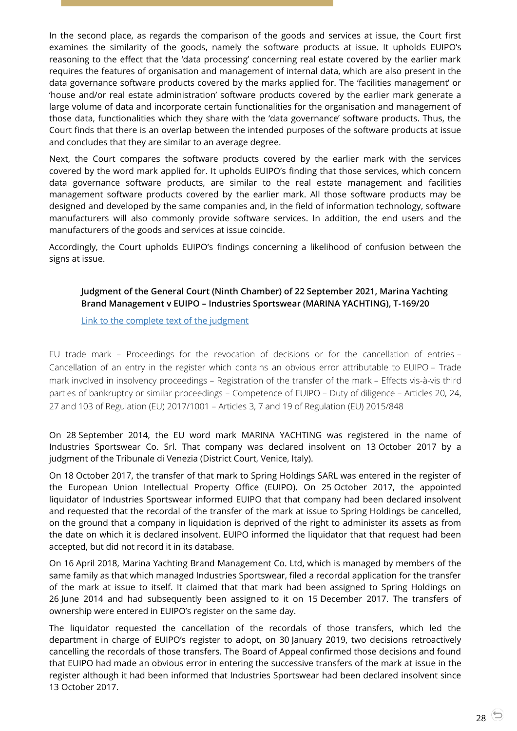In the second place, as regards the comparison of the goods and services at issue, the Court first examines the similarity of the goods, namely the software products at issue. It upholds EUIPO's reasoning to the effect that the 'data processing' concerning real estate covered by the earlier mark requires the features of organisation and management of internal data, which are also present in the data governance software products covered by the marks applied for. The 'facilities management' or 'house and/or real estate administration' software products covered by the earlier mark generate a large volume of data and incorporate certain functionalities for the organisation and management of those data, functionalities which they share with the 'data governance' software products. Thus, the Court finds that there is an overlap between the intended purposes of the software products at issue and concludes that they are similar to an average degree.

Next, the Court compares the software products covered by the earlier mark with the services covered by the word mark applied for. It upholds EUIPO's finding that those services, which concern data governance software products, are similar to the real estate management and facilities management software products covered by the earlier mark. All those software products may be designed and developed by the same companies and, in the field of information technology, software manufacturers will also commonly provide software services. In addition, the end users and the manufacturers of the goods and services at issue coincide.

Accordingly, the Court upholds EUIPO's findings concerning a likelihood of confusion between the signs at issue.

**Judgment of the General Court (Ninth Chamber) of 22 September 2021, Marina Yachting Brand Management v EUIPO – Industries Sportswear (MARINA YACHTING), T-169/20**

Link to the complete text of the judgment

EU trade mark – Proceedings for the revocation of decisions or for the cancellation of entries – Cancellation of an entry in the register which contains an obvious error attributable to EUIPO – Trade mark involved in insolvency proceedings – Registration of the transfer of the mark – Effects vis-à-vis third parties of bankruptcy or similar proceedings – Competence of EUIPO – Duty of diligence – Articles 20, 24, 27 and 103 of Regulation (EU) 2017/1001 – Articles 3, 7 and 19 of Regulation (EU) 2015/848

On 28 September 2014, the EU word mark MARINA YACHTING was registered in the name of Industries Sportswear Co. Srl. That company was declared insolvent on 13 October 2017 by a judgment of the Tribunale di Venezia (District Court, Venice, Italy).

On 18 October 2017, the transfer of that mark to Spring Holdings SARL was entered in the register of the European Union Intellectual Property Office (EUIPO). On 25 October 2017, the appointed liquidator of Industries Sportswear informed EUIPO that that company had been declared insolvent and requested that the recordal of the transfer of the mark at issue to Spring Holdings be cancelled, on the ground that a company in liquidation is deprived of the right to administer its assets as from the date on which it is declared insolvent. EUIPO informed the liquidator that that request had been accepted, but did not record it in its database.

On 16 April 2018, Marina Yachting Brand Management Co. Ltd, which is managed by members of the same family as that which managed Industries Sportswear, filed a recordal application for the transfer of the mark at issue to itself. It claimed that that mark had been assigned to Spring Holdings on 26 June 2014 and had subsequently been assigned to it on 15 December 2017. The transfers of ownership were entered in EUIPO's register on the same day.

The liquidator requested the cancellation of the recordals of those transfers, which led the department in charge of EUIPO's register to adopt, on 30 January 2019, two decisions retroactively cancelling the recordals of those transfers. The Board of Appeal confirmed those decisions and found that EUIPO had made an obvious error in entering the successive transfers of the mark at issue in the register although it had been informed that Industries Sportswear had been declared insolvent since 13 October 2017.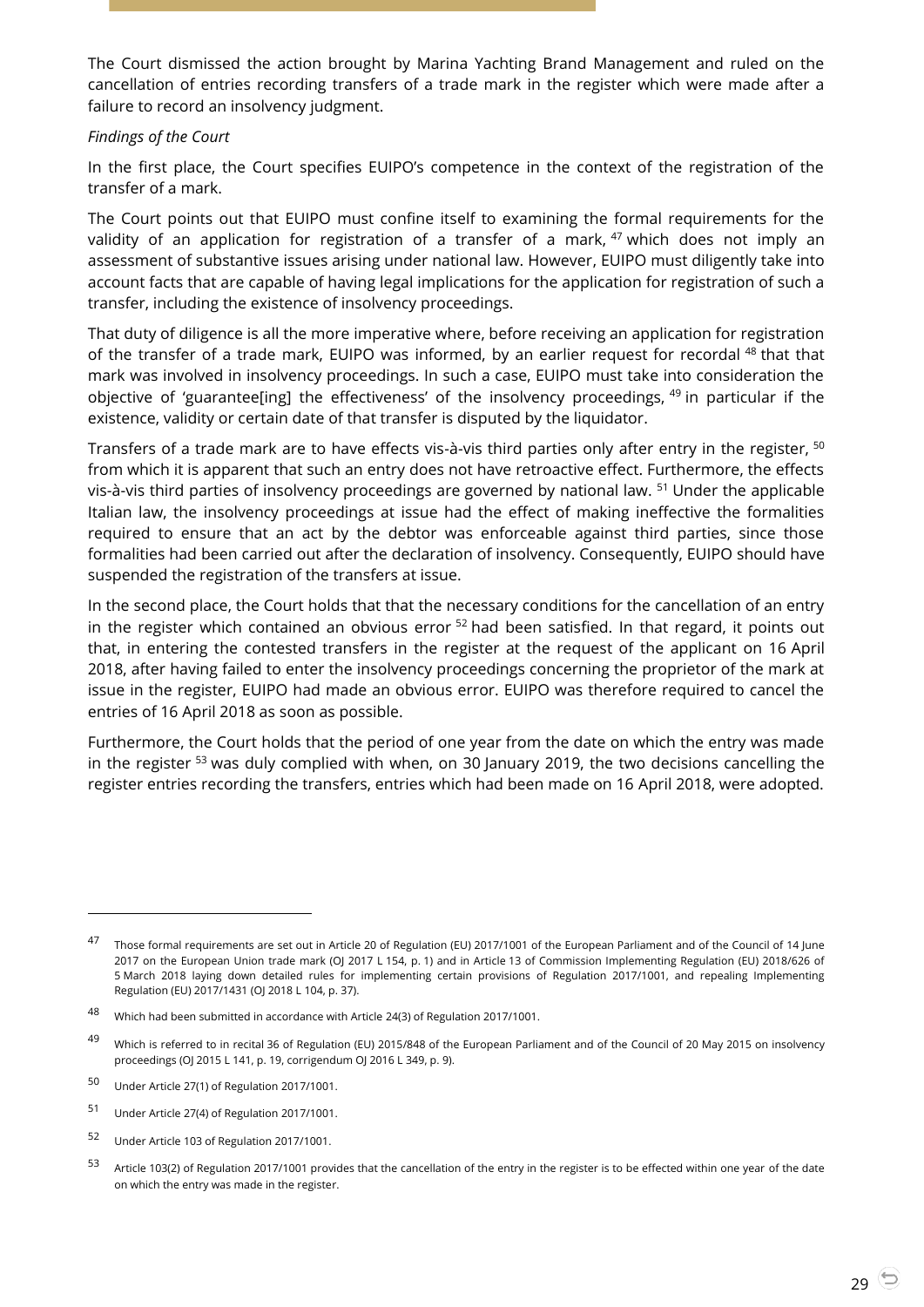The Court dismissed the action brought by Marina Yachting Brand Management and ruled on the cancellation of entries recording transfers of a trade mark in the register which were made after a failure to record an insolvency judgment.

*Findings of the Court*

In the first place, the Court specifies EUIPO's competence in the context of the registration of the transfer of a mark.

The Court points out that EUIPO must confine itself to examining the formal requirements for the validity of an application for registration of a transfer of a mark, [47] which does not imply an assessment of substantive issues arising under national law. However, EUIPO must diligently take into account facts that are capable of having legal implications for the application for registration of such a transfer, including the existence of insolvency proceedings.

That duty of diligence is all the more imperative where, before receiving an application for registration of the transfer of a trade mark, EUIPO was informed, by an earlier request for recordal [48] that that mark was involved in insolvency proceedings. In such a case, EUIPO must take into consideration the objective of 'guarantee[ing] the effectiveness' of the insolvency proceedings, [49] in particular if the existence, validity or certain date of that transfer is disputed by the liquidator.

Transfers of a trade mark are to have effects vis-à-vis third parties only after entry in the register, [50] from which it is apparent that such an entry does not have retroactive effect. Furthermore, the effects vis-à-vis third parties of insolvency proceedings are governed by national law. [51] Under the applicable Italian law, the insolvency proceedings at issue had the effect of making ineffective the formalities required to ensure that an act by the debtor was enforceable against third parties, since those formalities had been carried out after the declaration of insolvency. Consequently, EUIPO should have suspended the registration of the transfers at issue.

In the second place, the Court holds that that the necessary conditions for the cancellation of an entry in the register which contained an obvious error [52] had been satisfied. In that regard, it points out that, in entering the contested transfers in the register at the request of the applicant on 16 April 2018, after having failed to enter the insolvency proceedings concerning the proprietor of the mark at issue in the register, EUIPO had made an obvious error. EUIPO was therefore required to cancel the entries of 16 April 2018 as soon as possible.

Furthermore, the Court holds that the period of one year from the date on which the entry was made in the register [53] was duly complied with when, on 30 January 2019, the two decisions cancelling the register entries recording the transfers, entries which had been made on 16 April 2018, were adopted.

---

[47] Those formal requirements are set out in Article 20 of Regulation (EU) 2017/1001 of the European Parliament and of the Council of 14 June 2017 on the European Union trade mark (OJ 2017 L 154, p. 1) and in Article 13 of Commission Implementing Regulation (EU) 2018/626 of 5 March 2018 laying down detailed rules for implementing certain provisions of Regulation 2017/1001, and repealing Implementing Regulation (EU) 2017/1431 (OJ 2018 L 104, p. 37).

[48] Which had been submitted in accordance with Article 24(3) of Regulation 2017/1001.

[49] Which is referred to in recital 36 of Regulation (EU) 2015/848 of the European Parliament and of the Council of 20 May 2015 on insolvency proceedings (OJ 2015 L 141, p. 19, corrigendum OJ 2016 L 349, p. 9).

[50] Under Article 27(1) of Regulation 2017/1001.

[51] Under Article 27(4) of Regulation 2017/1001.

[52] Under Article 103 of Regulation 2017/1001.

[53] Article 103(2) of Regulation 2017/1001 provides that the cancellation of the entry in the register is to be effected within one year of the date on which the entry was made in the register.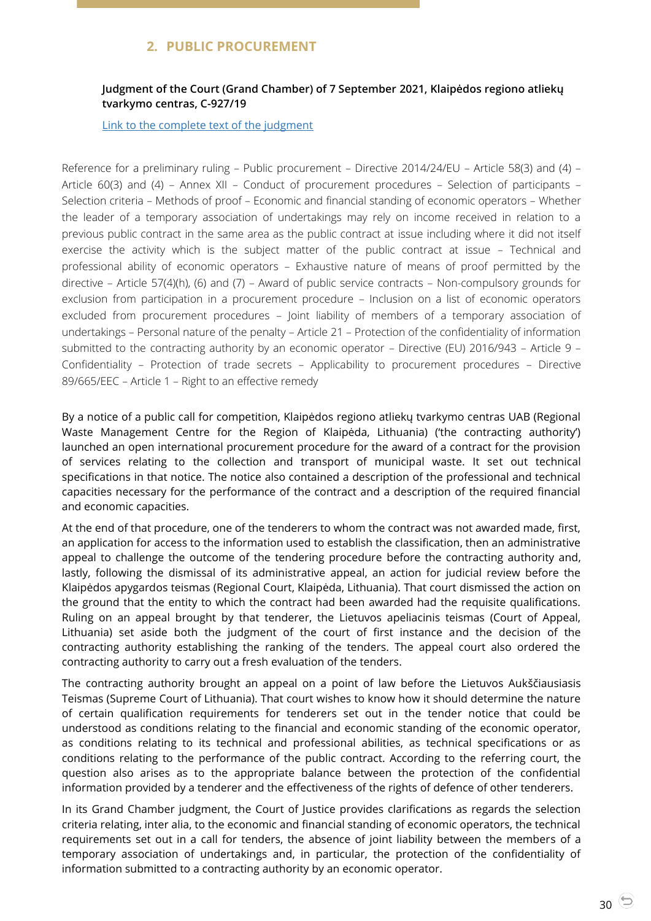## 2. PUBLIC PROCUREMENT

**Judgment of the Court (Grand Chamber) of 7 September 2021, Klaipėdos regiono atliekų tvarkymo centras, C-927/19**

Link to the complete text of the judgment

Reference for a preliminary ruling – Public procurement – Directive 2014/24/EU – Article 58(3) and (4) – Article 60(3) and (4) – Annex XII – Conduct of procurement procedures – Selection of participants – Selection criteria – Methods of proof – Economic and financial standing of economic operators – Whether the leader of a temporary association of undertakings may rely on income received in relation to a previous public contract in the same area as the public contract at issue including where it did not itself exercise the activity which is the subject matter of the public contract at issue – Technical and professional ability of economic operators – Exhaustive nature of means of proof permitted by the directive – Article 57(4)(h), (6) and (7) – Award of public service contracts – Non-compulsory grounds for exclusion from participation in a procurement procedure – Inclusion on a list of economic operators excluded from procurement procedures – Joint liability of members of a temporary association of undertakings – Personal nature of the penalty – Article 21 – Protection of the confidentiality of information submitted to the contracting authority by an economic operator – Directive (EU) 2016/943 – Article 9 – Confidentiality – Protection of trade secrets – Applicability to procurement procedures – Directive 89/665/EEC – Article 1 – Right to an effective remedy

By a notice of a public call for competition, Klaipėdos regiono atliekų tvarkymo centras UAB (Regional Waste Management Centre for the Region of Klaipėda, Lithuania) ('the contracting authority') launched an open international procurement procedure for the award of a contract for the provision of services relating to the collection and transport of municipal waste. It set out technical specifications in that notice. The notice also contained a description of the professional and technical capacities necessary for the performance of the contract and a description of the required financial and economic capacities.

At the end of that procedure, one of the tenderers to whom the contract was not awarded made, first, an application for access to the information used to establish the classification, then an administrative appeal to challenge the outcome of the tendering procedure before the contracting authority and, lastly, following the dismissal of its administrative appeal, an action for judicial review before the Klaipėdos apygardos teismas (Regional Court, Klaipėda, Lithuania). That court dismissed the action on the ground that the entity to which the contract had been awarded had the requisite qualifications. Ruling on an appeal brought by that tenderer, the Lietuvos apeliacinis teismas (Court of Appeal, Lithuania) set aside both the judgment of the court of first instance and the decision of the contracting authority establishing the ranking of the tenders. The appeal court also ordered the contracting authority to carry out a fresh evaluation of the tenders.

The contracting authority brought an appeal on a point of law before the Lietuvos Aukščiausiasis Teismas (Supreme Court of Lithuania). That court wishes to know how it should determine the nature of certain qualification requirements for tenderers set out in the tender notice that could be understood as conditions relating to the financial and economic standing of the economic operator, as conditions relating to its technical and professional abilities, as technical specifications or as conditions relating to the performance of the public contract. According to the referring court, the question also arises as to the appropriate balance between the protection of the confidential information provided by a tenderer and the effectiveness of the rights of defence of other tenderers.

In its Grand Chamber judgment, the Court of Justice provides clarifications as regards the selection criteria relating, inter alia, to the economic and financial standing of economic operators, the technical requirements set out in a call for tenders, the absence of joint liability between the members of a temporary association of undertakings and, in particular, the protection of the confidentiality of information submitted to a contracting authority by an economic operator.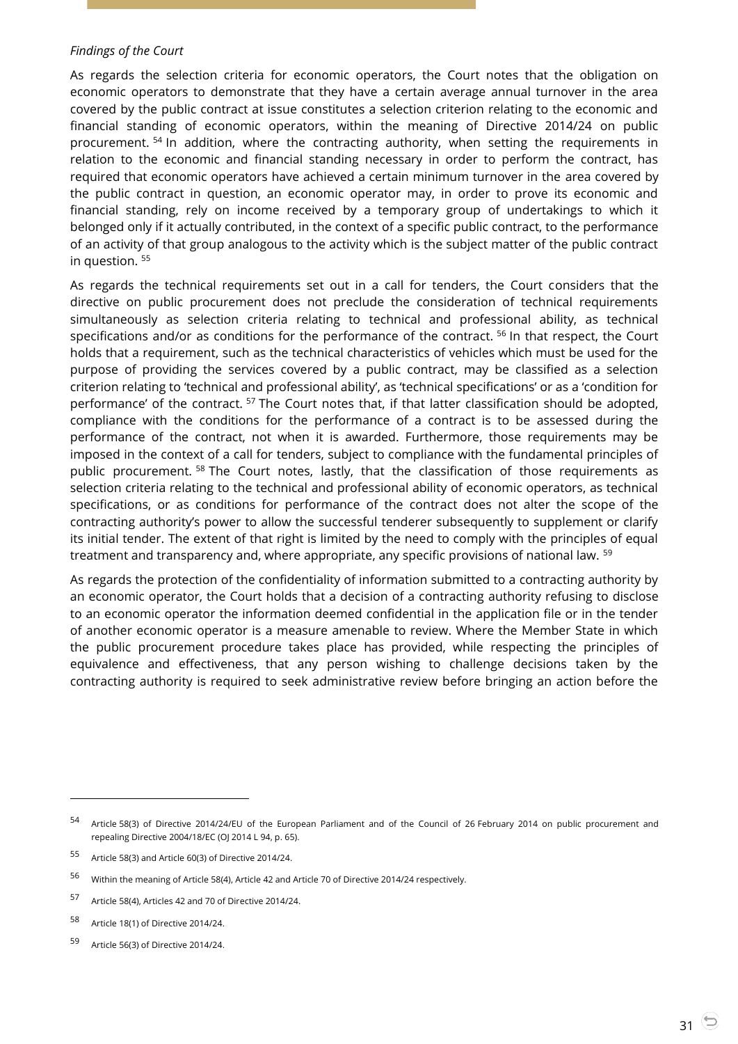*Findings of the Court*

As regards the selection criteria for economic operators, the Court notes that the obligation on economic operators to demonstrate that they have a certain average annual turnover in the area covered by the public contract at issue constitutes a selection criterion relating to the economic and financial standing of economic operators, within the meaning of Directive 2014/24 on public procurement. [54] In addition, where the contracting authority, when setting the requirements in relation to the economic and financial standing necessary in order to perform the contract, has required that economic operators have achieved a certain minimum turnover in the area covered by the public contract in question, an economic operator may, in order to prove its economic and financial standing, rely on income received by a temporary group of undertakings to which it belonged only if it actually contributed, in the context of a specific public contract, to the performance of an activity of that group analogous to the activity which is the subject matter of the public contract in question. [55]

As regards the technical requirements set out in a call for tenders, the Court considers that the directive on public procurement does not preclude the consideration of technical requirements simultaneously as selection criteria relating to technical and professional ability, as technical specifications and/or as conditions for the performance of the contract. [56] In that respect, the Court holds that a requirement, such as the technical characteristics of vehicles which must be used for the purpose of providing the services covered by a public contract, may be classified as a selection criterion relating to 'technical and professional ability', as 'technical specifications' or as a 'condition for performance' of the contract. [57] The Court notes that, if that latter classification should be adopted, compliance with the conditions for the performance of a contract is to be assessed during the performance of the contract, not when it is awarded. Furthermore, those requirements may be imposed in the context of a call for tenders, subject to compliance with the fundamental principles of public procurement. [58] The Court notes, lastly, that the classification of those requirements as selection criteria relating to the technical and professional ability of economic operators, as technical specifications, or as conditions for performance of the contract does not alter the scope of the contracting authority's power to allow the successful tenderer subsequently to supplement or clarify its initial tender. The extent of that right is limited by the need to comply with the principles of equal treatment and transparency and, where appropriate, any specific provisions of national law. [59]

As regards the protection of the confidentiality of information submitted to a contracting authority by an economic operator, the Court holds that a decision of a contracting authority refusing to disclose to an economic operator the information deemed confidential in the application file or in the tender of another economic operator is a measure amenable to review. Where the Member State in which the public procurement procedure takes place has provided, while respecting the principles of equivalence and effectiveness, that any person wishing to challenge decisions taken by the contracting authority is required to seek administrative review before bringing an action before the

---

[54] Article 58(3) of Directive 2014/24/EU of the European Parliament and of the Council of 26 February 2014 on public procurement and repealing Directive 2004/18/EC (OJ 2014 L 94, p. 65).

[55] Article 58(3) and Article 60(3) of Directive 2014/24.

[56] Within the meaning of Article 58(4), Article 42 and Article 70 of Directive 2014/24 respectively.

[57] Article 58(4), Articles 42 and 70 of Directive 2014/24.

[58] Article 18(1) of Directive 2014/24.

[59] Article 56(3) of Directive 2014/24.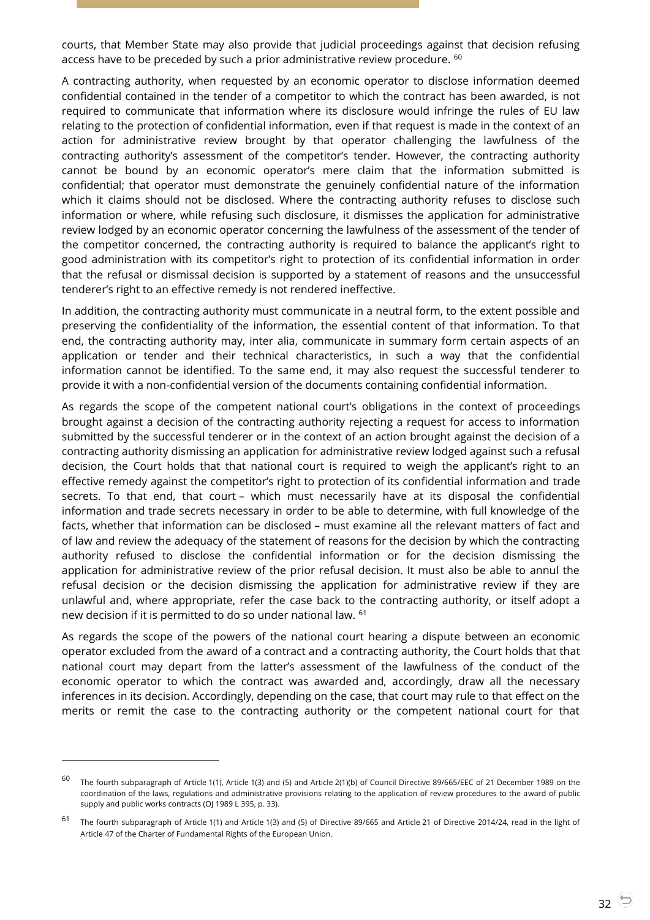courts, that Member State may also provide that judicial proceedings against that decision refusing access have to be preceded by such a prior administrative review procedure. [60]

A contracting authority, when requested by an economic operator to disclose information deemed confidential contained in the tender of a competitor to which the contract has been awarded, is not required to communicate that information where its disclosure would infringe the rules of EU law relating to the protection of confidential information, even if that request is made in the context of an action for administrative review brought by that operator challenging the lawfulness of the contracting authority's assessment of the competitor's tender. However, the contracting authority cannot be bound by an economic operator's mere claim that the information submitted is confidential; that operator must demonstrate the genuinely confidential nature of the information which it claims should not be disclosed. Where the contracting authority refuses to disclose such information or where, while refusing such disclosure, it dismisses the application for administrative review lodged by an economic operator concerning the lawfulness of the assessment of the tender of the competitor concerned, the contracting authority is required to balance the applicant's right to good administration with its competitor's right to protection of its confidential information in order that the refusal or dismissal decision is supported by a statement of reasons and the unsuccessful tenderer's right to an effective remedy is not rendered ineffective.

In addition, the contracting authority must communicate in a neutral form, to the extent possible and preserving the confidentiality of the information, the essential content of that information. To that end, the contracting authority may, inter alia, communicate in summary form certain aspects of an application or tender and their technical characteristics, in such a way that the confidential information cannot be identified. To the same end, it may also request the successful tenderer to provide it with a non-confidential version of the documents containing confidential information.

As regards the scope of the competent national court's obligations in the context of proceedings brought against a decision of the contracting authority rejecting a request for access to information submitted by the successful tenderer or in the context of an action brought against the decision of a contracting authority dismissing an application for administrative review lodged against such a refusal decision, the Court holds that that national court is required to weigh the applicant's right to an effective remedy against the competitor's right to protection of its confidential information and trade secrets. To that end, that court – which must necessarily have at its disposal the confidential information and trade secrets necessary in order to be able to determine, with full knowledge of the facts, whether that information can be disclosed – must examine all the relevant matters of fact and of law and review the adequacy of the statement of reasons for the decision by which the contracting authority refused to disclose the confidential information or for the decision dismissing the application for administrative review of the prior refusal decision. It must also be able to annul the refusal decision or the decision dismissing the application for administrative review if they are unlawful and, where appropriate, refer the case back to the contracting authority, or itself adopt a new decision if it is permitted to do so under national law. [61]

As regards the scope of the powers of the national court hearing a dispute between an economic operator excluded from the award of a contract and a contracting authority, the Court holds that that national court may depart from the latter's assessment of the lawfulness of the conduct of the economic operator to which the contract was awarded and, accordingly, draw all the necessary inferences in its decision. Accordingly, depending on the case, that court may rule to that effect on the merits or remit the case to the contracting authority or the competent national court for that

---

[60] The fourth subparagraph of Article 1(1), Article 1(3) and (5) and Article 2(1)(b) of Council Directive 89/665/EEC of 21 December 1989 on the coordination of the laws, regulations and administrative provisions relating to the application of review procedures to the award of public supply and public works contracts (OJ 1989 L 395, p. 33).

[61] The fourth subparagraph of Article 1(1) and Article 1(3) and (5) of Directive 89/665 and Article 21 of Directive 2014/24, read in the light of Article 47 of the Charter of Fundamental Rights of the European Union.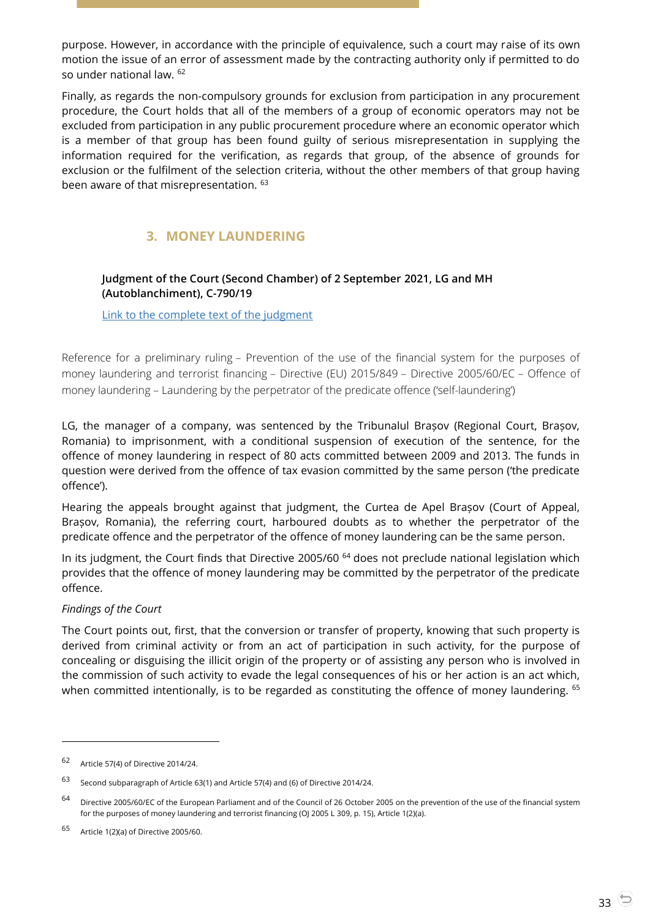purpose. However, in accordance with the principle of equivalence, such a court may raise of its own motion the issue of an error of assessment made by the contracting authority only if permitted to do so under national law. [62]

Finally, as regards the non-compulsory grounds for exclusion from participation in any procurement procedure, the Court holds that all of the members of a group of economic operators may not be excluded from participation in any public procurement procedure where an economic operator which is a member of that group has been found guilty of serious misrepresentation in supplying the information required for the verification, as regards that group, of the absence of grounds for exclusion or the fulfilment of the selection criteria, without the other members of that group having been aware of that misrepresentation. [63]

## 3. MONEY LAUNDERING

**Judgment of the Court (Second Chamber) of 2 September 2021, LG and MH (Autoblanchiment), C-790/19**

Link to the complete text of the judgment

Reference for a preliminary ruling – Prevention of the use of the financial system for the purposes of money laundering and terrorist financing – Directive (EU) 2015/849 – Directive 2005/60/EC – Offence of money laundering – Laundering by the perpetrator of the predicate offence ('self-laundering')

LG, the manager of a company, was sentenced by the Tribunalul Brașov (Regional Court, Brașov, Romania) to imprisonment, with a conditional suspension of execution of the sentence, for the offence of money laundering in respect of 80 acts committed between 2009 and 2013. The funds in question were derived from the offence of tax evasion committed by the same person ('the predicate offence').

Hearing the appeals brought against that judgment, the Curtea de Apel Brașov (Court of Appeal, Brașov, Romania), the referring court, harboured doubts as to whether the perpetrator of the predicate offence and the perpetrator of the offence of money laundering can be the same person.

In its judgment, the Court finds that Directive 2005/60 [64] does not preclude national legislation which provides that the offence of money laundering may be committed by the perpetrator of the predicate offence.

*Findings of the Court*

The Court points out, first, that the conversion or transfer of property, knowing that such property is derived from criminal activity or from an act of participation in such activity, for the purpose of concealing or disguising the illicit origin of the property or of assisting any person who is involved in the commission of such activity to evade the legal consequences of his or her action is an act which, when committed intentionally, is to be regarded as constituting the offence of money laundering. [65]

---

[62] Article 57(4) of Directive 2014/24.

[63] Second subparagraph of Article 63(1) and Article 57(4) and (6) of Directive 2014/24.

[64] Directive 2005/60/EC of the European Parliament and of the Council of 26 October 2005 on the prevention of the use of the financial system for the purposes of money laundering and terrorist financing (OJ 2005 L 309, p. 15), Article 1(2)(a).

[65] Article 1(2)(a) of Directive 2005/60.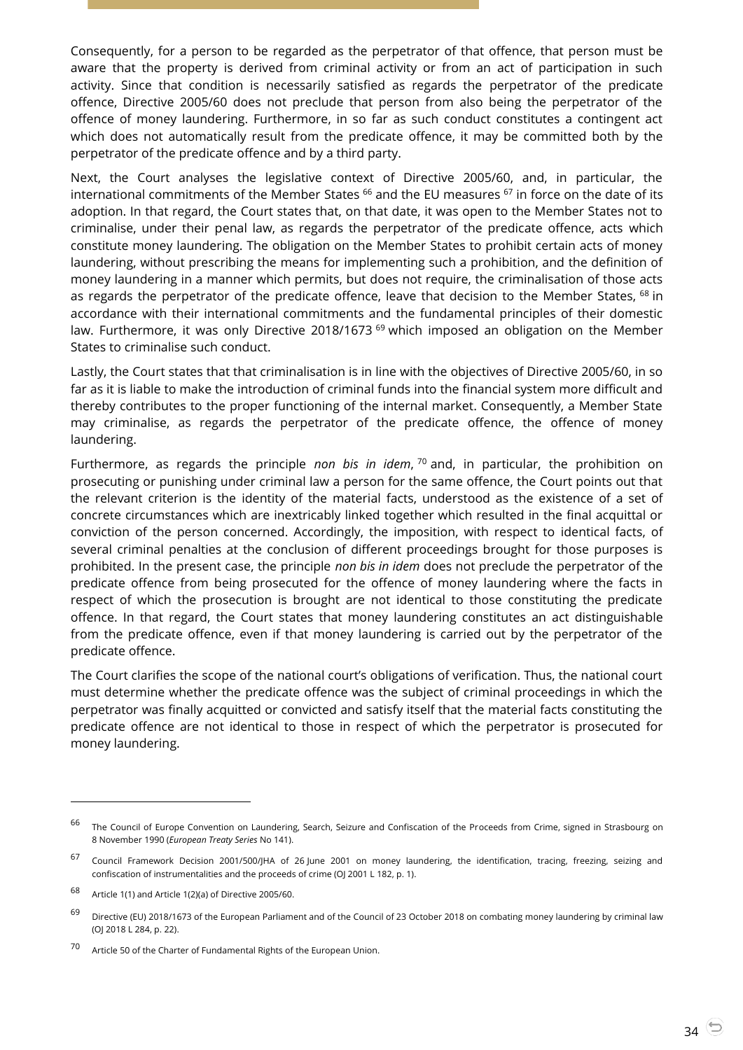Consequently, for a person to be regarded as the perpetrator of that offence, that person must be aware that the property is derived from criminal activity or from an act of participation in such activity. Since that condition is necessarily satisfied as regards the perpetrator of the predicate offence, Directive 2005/60 does not preclude that person from also being the perpetrator of the offence of money laundering. Furthermore, in so far as such conduct constitutes a contingent act which does not automatically result from the predicate offence, it may be committed both by the perpetrator of the predicate offence and by a third party.

Next, the Court analyses the legislative context of Directive 2005/60, and, in particular, the international commitments of the Member States [66] and the EU measures [67] in force on the date of its adoption. In that regard, the Court states that, on that date, it was open to the Member States not to criminalise, under their penal law, as regards the perpetrator of the predicate offence, acts which constitute money laundering. The obligation on the Member States to prohibit certain acts of money laundering, without prescribing the means for implementing such a prohibition, and the definition of money laundering in a manner which permits, but does not require, the criminalisation of those acts as regards the perpetrator of the predicate offence, leave that decision to the Member States, [68] in accordance with their international commitments and the fundamental principles of their domestic law. Furthermore, it was only Directive 2018/1673 [69] which imposed an obligation on the Member States to criminalise such conduct.

Lastly, the Court states that that criminalisation is in line with the objectives of Directive 2005/60, in so far as it is liable to make the introduction of criminal funds into the financial system more difficult and thereby contributes to the proper functioning of the internal market. Consequently, a Member State may criminalise, as regards the perpetrator of the predicate offence, the offence of money laundering.

Furthermore, as regards the principle *non bis in idem*, [70] and, in particular, the prohibition on prosecuting or punishing under criminal law a person for the same offence, the Court points out that the relevant criterion is the identity of the material facts, understood as the existence of a set of concrete circumstances which are inextricably linked together which resulted in the final acquittal or conviction of the person concerned. Accordingly, the imposition, with respect to identical facts, of several criminal penalties at the conclusion of different proceedings brought for those purposes is prohibited. In the present case, the principle *non bis in idem* does not preclude the perpetrator of the predicate offence from being prosecuted for the offence of money laundering where the facts in respect of which the prosecution is brought are not identical to those constituting the predicate offence. In that regard, the Court states that money laundering constitutes an act distinguishable from the predicate offence, even if that money laundering is carried out by the perpetrator of the predicate offence.

The Court clarifies the scope of the national court's obligations of verification. Thus, the national court must determine whether the predicate offence was the subject of criminal proceedings in which the perpetrator was finally acquitted or convicted and satisfy itself that the material facts constituting the predicate offence are not identical to those in respect of which the perpetrator is prosecuted for money laundering.

---

[66] The Council of Europe Convention on Laundering, Search, Seizure and Confiscation of the Proceeds from Crime, signed in Strasbourg on 8 November 1990 (*European Treaty Series* No 141).

[67] Council Framework Decision 2001/500/JHA of 26 June 2001 on money laundering, the identification, tracing, freezing, seizing and confiscation of instrumentalities and the proceeds of crime (OJ 2001 L 182, p. 1).

[68] Article 1(1) and Article 1(2)(a) of Directive 2005/60.

[69] Directive (EU) 2018/1673 of the European Parliament and of the Council of 23 October 2018 on combating money laundering by criminal law (OJ 2018 L 284, p. 22).

[70] Article 50 of the Charter of Fundamental Rights of the European Union.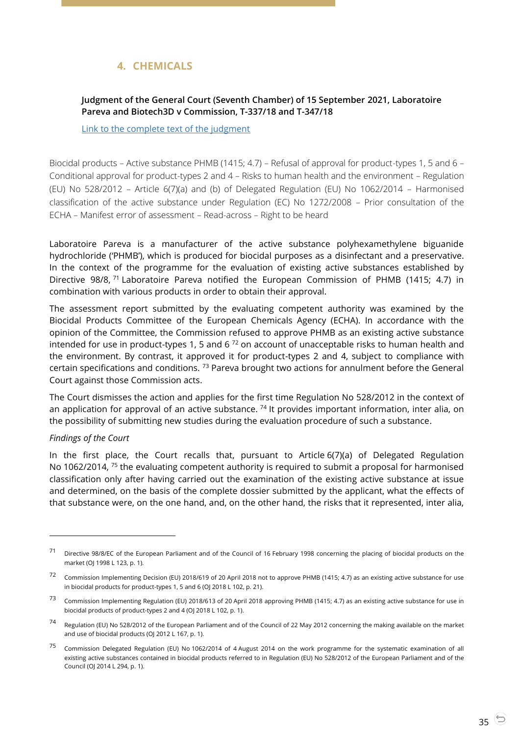## 4. CHEMICALS

**Judgment of the General Court (Seventh Chamber) of 15 September 2021, Laboratoire Pareva and Biotech3D v Commission, T-337/18 and T-347/18**

Link to the complete text of the judgment

Biocidal products – Active substance PHMB (1415; 4.7) – Refusal of approval for product-types 1, 5 and 6 – Conditional approval for product-types 2 and 4 – Risks to human health and the environment – Regulation (EU) No 528/2012 – Article 6(7)(a) and (b) of Delegated Regulation (EU) No 1062/2014 – Harmonised classification of the active substance under Regulation (EC) No 1272/2008 – Prior consultation of the ECHA – Manifest error of assessment – Read-across – Right to be heard

Laboratoire Pareva is a manufacturer of the active substance polyhexamethylene biguanide hydrochloride ('PHMB'), which is produced for biocidal purposes as a disinfectant and a preservative. In the context of the programme for the evaluation of existing active substances established by Directive 98/8, [71] Laboratoire Pareva notified the European Commission of PHMB (1415; 4.7) in combination with various products in order to obtain their approval.

The assessment report submitted by the evaluating competent authority was examined by the Biocidal Products Committee of the European Chemicals Agency (ECHA). In accordance with the opinion of the Committee, the Commission refused to approve PHMB as an existing active substance intended for use in product-types 1, 5 and 6 [72] on account of unacceptable risks to human health and the environment. By contrast, it approved it for product-types 2 and 4, subject to compliance with certain specifications and conditions. [73] Pareva brought two actions for annulment before the General Court against those Commission acts.

The Court dismisses the action and applies for the first time Regulation No 528/2012 in the context of an application for approval of an active substance. [74] It provides important information, inter alia, on the possibility of submitting new studies during the evaluation procedure of such a substance.

*Findings of the Court*

In the first place, the Court recalls that, pursuant to Article 6(7)(a) of Delegated Regulation No 1062/2014, [75] the evaluating competent authority is required to submit a proposal for harmonised classification only after having carried out the examination of the existing active substance at issue and determined, on the basis of the complete dossier submitted by the applicant, what the effects of that substance were, on the one hand, and, on the other hand, the risks that it represented, inter alia,

---

[71] Directive 98/8/EC of the European Parliament and of the Council of 16 February 1998 concerning the placing of biocidal products on the market (OJ 1998 L 123, p. 1).

[72] Commission Implementing Decision (EU) 2018/619 of 20 April 2018 not to approve PHMB (1415; 4.7) as an existing active substance for use in biocidal products for product-types 1, 5 and 6 (OJ 2018 L 102, p. 21).

[73] Commission Implementing Regulation (EU) 2018/613 of 20 April 2018 approving PHMB (1415; 4.7) as an existing active substance for use in biocidal products of product-types 2 and 4 (OJ 2018 L 102, p. 1).

[74] Regulation (EU) No 528/2012 of the European Parliament and of the Council of 22 May 2012 concerning the making available on the market and use of biocidal products (OJ 2012 L 167, p. 1).

[75] Commission Delegated Regulation (EU) No 1062/2014 of 4 August 2014 on the work programme for the systematic examination of all existing active substances contained in biocidal products referred to in Regulation (EU) No 528/2012 of the European Parliament and of the Council (OJ 2014 L 294, p. 1).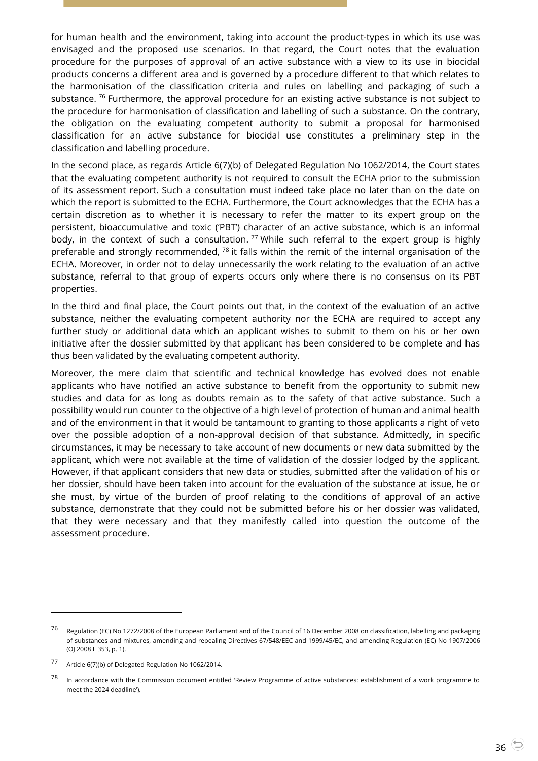for human health and the environment, taking into account the product-types in which its use was envisaged and the proposed use scenarios. In that regard, the Court notes that the evaluation procedure for the purposes of approval of an active substance with a view to its use in biocidal products concerns a different area and is governed by a procedure different to that which relates to the harmonisation of the classification criteria and rules on labelling and packaging of such a substance. [76] Furthermore, the approval procedure for an existing active substance is not subject to the procedure for harmonisation of classification and labelling of such a substance. On the contrary, the obligation on the evaluating competent authority to submit a proposal for harmonised classification for an active substance for biocidal use constitutes a preliminary step in the classification and labelling procedure.

In the second place, as regards Article 6(7)(b) of Delegated Regulation No 1062/2014, the Court states that the evaluating competent authority is not required to consult the ECHA prior to the submission of its assessment report. Such a consultation must indeed take place no later than on the date on which the report is submitted to the ECHA. Furthermore, the Court acknowledges that the ECHA has a certain discretion as to whether it is necessary to refer the matter to its expert group on the persistent, bioaccumulative and toxic ('PBT') character of an active substance, which is an informal body, in the context of such a consultation. [77] While such referral to the expert group is highly preferable and strongly recommended, [78] it falls within the remit of the internal organisation of the ECHA. Moreover, in order not to delay unnecessarily the work relating to the evaluation of an active substance, referral to that group of experts occurs only where there is no consensus on its PBT properties.

In the third and final place, the Court points out that, in the context of the evaluation of an active substance, neither the evaluating competent authority nor the ECHA are required to accept any further study or additional data which an applicant wishes to submit to them on his or her own initiative after the dossier submitted by that applicant has been considered to be complete and has thus been validated by the evaluating competent authority.

Moreover, the mere claim that scientific and technical knowledge has evolved does not enable applicants who have notified an active substance to benefit from the opportunity to submit new studies and data for as long as doubts remain as to the safety of that active substance. Such a possibility would run counter to the objective of a high level of protection of human and animal health and of the environment in that it would be tantamount to granting to those applicants a right of veto over the possible adoption of a non-approval decision of that substance. Admittedly, in specific circumstances, it may be necessary to take account of new documents or new data submitted by the applicant, which were not available at the time of validation of the dossier lodged by the applicant. However, if that applicant considers that new data or studies, submitted after the validation of his or her dossier, should have been taken into account for the evaluation of the substance at issue, he or she must, by virtue of the burden of proof relating to the conditions of approval of an active substance, demonstrate that they could not be submitted before his or her dossier was validated, that they were necessary and that they manifestly called into question the outcome of the assessment procedure.

---

[76] Regulation (EC) No 1272/2008 of the European Parliament and of the Council of 16 December 2008 on classification, labelling and packaging of substances and mixtures, amending and repealing Directives 67/548/EEC and 1999/45/EC, and amending Regulation (EC) No 1907/2006 (OJ 2008 L 353, p. 1).

[77] Article 6(7)(b) of Delegated Regulation No 1062/2014.

[78] In accordance with the Commission document entitled 'Review Programme of active substances: establishment of a work programme to meet the 2024 deadline').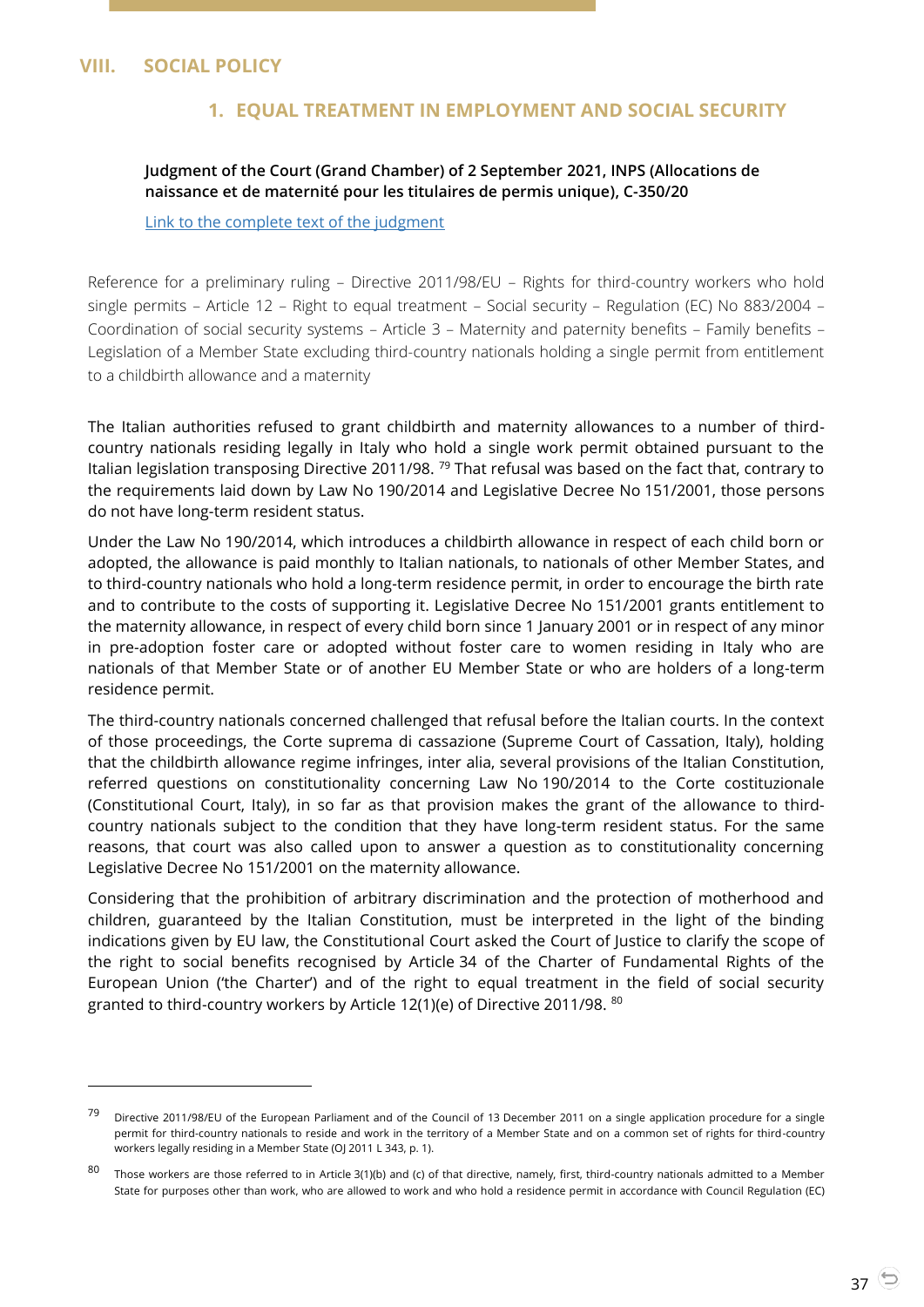# VIII. SOCIAL POLICY

## 1. EQUAL TREATMENT IN EMPLOYMENT AND SOCIAL SECURITY

**Judgment of the Court (Grand Chamber) of 2 September 2021, INPS (Allocations de naissance et de maternité pour les titulaires de permis unique), C-350/20**

Link to the complete text of the judgment

Reference for a preliminary ruling – Directive 2011/98/EU – Rights for third-country workers who hold single permits – Article 12 – Right to equal treatment – Social security – Regulation (EC) No 883/2004 – Coordination of social security systems – Article 3 – Maternity and paternity benefits – Family benefits – Legislation of a Member State excluding third-country nationals holding a single permit from entitlement to a childbirth allowance and a maternity

The Italian authorities refused to grant childbirth and maternity allowances to a number of third-country nationals residing legally in Italy who hold a single work permit obtained pursuant to the Italian legislation transposing Directive 2011/98. [79] That refusal was based on the fact that, contrary to the requirements laid down by Law No 190/2014 and Legislative Decree No 151/2001, those persons do not have long-term resident status.

Under the Law No 190/2014, which introduces a childbirth allowance in respect of each child born or adopted, the allowance is paid monthly to Italian nationals, to nationals of other Member States, and to third-country nationals who hold a long-term residence permit, in order to encourage the birth rate and to contribute to the costs of supporting it. Legislative Decree No 151/2001 grants entitlement to the maternity allowance, in respect of every child born since 1 January 2001 or in respect of any minor in pre-adoption foster care or adopted without foster care to women residing in Italy who are nationals of that Member State or of another EU Member State or who are holders of a long-term residence permit.

The third-country nationals concerned challenged that refusal before the Italian courts. In the context of those proceedings, the Corte suprema di cassazione (Supreme Court of Cassation, Italy), holding that the childbirth allowance regime infringes, inter alia, several provisions of the Italian Constitution, referred questions on constitutionality concerning Law No 190/2014 to the Corte costituzionale (Constitutional Court, Italy), in so far as that provision makes the grant of the allowance to third-country nationals subject to the condition that they have long-term resident status. For the same reasons, that court was also called upon to answer a question as to constitutionality concerning Legislative Decree No 151/2001 on the maternity allowance.

Considering that the prohibition of arbitrary discrimination and the protection of motherhood and children, guaranteed by the Italian Constitution, must be interpreted in the light of the binding indications given by EU law, the Constitutional Court asked the Court of Justice to clarify the scope of the right to social benefits recognised by Article 34 of the Charter of Fundamental Rights of the European Union ('the Charter') and of the right to equal treatment in the field of social security granted to third-country workers by Article 12(1)(e) of Directive 2011/98. [80]

---

[79] Directive 2011/98/EU of the European Parliament and of the Council of 13 December 2011 on a single application procedure for a single permit for third-country nationals to reside and work in the territory of a Member State and on a common set of rights for third-country workers legally residing in a Member State (OJ 2011 L 343, p. 1).

[80] Those workers are those referred to in Article 3(1)(b) and (c) of that directive, namely, first, third-country nationals admitted to a Member State for purposes other than work, who are allowed to work and who hold a residence permit in accordance with Council Regulation (EC)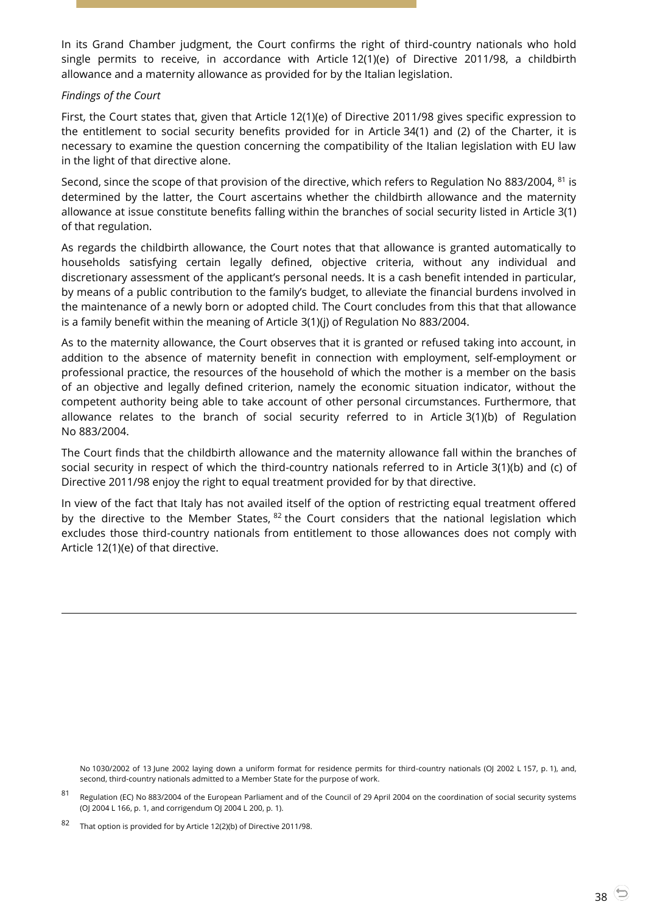In its Grand Chamber judgment, the Court confirms the right of third-country nationals who hold single permits to receive, in accordance with Article 12(1)(e) of Directive 2011/98, a childbirth allowance and a maternity allowance as provided for by the Italian legislation.

*Findings of the Court*

First, the Court states that, given that Article 12(1)(e) of Directive 2011/98 gives specific expression to the entitlement to social security benefits provided for in Article 34(1) and (2) of the Charter, it is necessary to examine the question concerning the compatibility of the Italian legislation with EU law in the light of that directive alone.

Second, since the scope of that provision of the directive, which refers to Regulation No 883/2004, [81] is determined by the latter, the Court ascertains whether the childbirth allowance and the maternity allowance at issue constitute benefits falling within the branches of social security listed in Article 3(1) of that regulation.

As regards the childbirth allowance, the Court notes that that allowance is granted automatically to households satisfying certain legally defined, objective criteria, without any individual and discretionary assessment of the applicant's personal needs. It is a cash benefit intended in particular, by means of a public contribution to the family's budget, to alleviate the financial burdens involved in the maintenance of a newly born or adopted child. The Court concludes from this that that allowance is a family benefit within the meaning of Article 3(1)(j) of Regulation No 883/2004.

As to the maternity allowance, the Court observes that it is granted or refused taking into account, in addition to the absence of maternity benefit in connection with employment, self-employment or professional practice, the resources of the household of which the mother is a member on the basis of an objective and legally defined criterion, namely the economic situation indicator, without the competent authority being able to take account of other personal circumstances. Furthermore, that allowance relates to the branch of social security referred to in Article 3(1)(b) of Regulation No 883/2004.

The Court finds that the childbirth allowance and the maternity allowance fall within the branches of social security in respect of which the third-country nationals referred to in Article 3(1)(b) and (c) of Directive 2011/98 enjoy the right to equal treatment provided for by that directive.

In view of the fact that Italy has not availed itself of the option of restricting equal treatment offered by the directive to the Member States, [82] the Court considers that the national legislation which excludes those third-country nationals from entitlement to those allowances does not comply with Article 12(1)(e) of that directive.

---

No 1030/2002 of 13 June 2002 laying down a uniform format for residence permits for third-country nationals (OJ 2002 L 157, p. 1), and, second, third-country nationals admitted to a Member State for the purpose of work.

[81] Regulation (EC) No 883/2004 of the European Parliament and of the Council of 29 April 2004 on the coordination of social security systems (OJ 2004 L 166, p. 1, and corrigendum OJ 2004 L 200, p. 1).

[82] That option is provided for by Article 12(2)(b) of Directive 2011/98.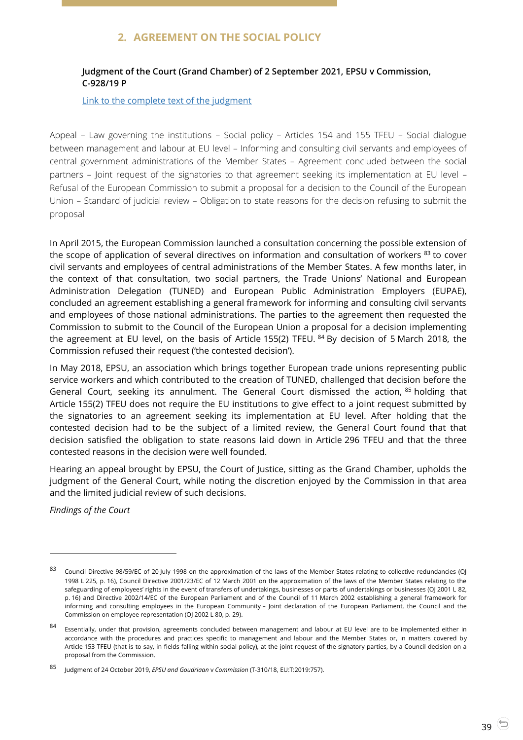## 2. AGREEMENT ON THE SOCIAL POLICY

**Judgment of the Court (Grand Chamber) of 2 September 2021, EPSU v Commission, C-928/19 P**

[Link to the complete text of the judgment]

Appeal – Law governing the institutions – Social policy – Articles 154 and 155 TFEU – Social dialogue between management and labour at EU level – Informing and consulting civil servants and employees of central government administrations of the Member States – Agreement concluded between the social partners – Joint request of the signatories to that agreement seeking its implementation at EU level – Refusal of the European Commission to submit a proposal for a decision to the Council of the European Union – Standard of judicial review – Obligation to state reasons for the decision refusing to submit the proposal

In April 2015, the European Commission launched a consultation concerning the possible extension of the scope of application of several directives on information and consultation of workers [83] to cover civil servants and employees of central administrations of the Member States. A few months later, in the context of that consultation, two social partners, the Trade Unions' National and European Administration Delegation (TUNED) and European Public Administration Employers (EUPAE), concluded an agreement establishing a general framework for informing and consulting civil servants and employees of those national administrations. The parties to the agreement then requested the Commission to submit to the Council of the European Union a proposal for a decision implementing the agreement at EU level, on the basis of Article 155(2) TFEU. [84] By decision of 5 March 2018, the Commission refused their request ('the contested decision').

In May 2018, EPSU, an association which brings together European trade unions representing public service workers and which contributed to the creation of TUNED, challenged that decision before the General Court, seeking its annulment. The General Court dismissed the action, [85] holding that Article 155(2) TFEU does not require the EU institutions to give effect to a joint request submitted by the signatories to an agreement seeking its implementation at EU level. After holding that the contested decision had to be the subject of a limited review, the General Court found that that decision satisfied the obligation to state reasons laid down in Article 296 TFEU and that the three contested reasons in the decision were well founded.

Hearing an appeal brought by EPSU, the Court of Justice, sitting as the Grand Chamber, upholds the judgment of the General Court, while noting the discretion enjoyed by the Commission in that area and the limited judicial review of such decisions.

*Findings of the Court*

---

[83] Council Directive 98/59/EC of 20 July 1998 on the approximation of the laws of the Member States relating to collective redundancies (OJ 1998 L 225, p. 16), Council Directive 2001/23/EC of 12 March 2001 on the approximation of the laws of the Member States relating to the safeguarding of employees' rights in the event of transfers of undertakings, businesses or parts of undertakings or businesses (OJ 2001 L 82, p. 16) and Directive 2002/14/EC of the European Parliament and of the Council of 11 March 2002 establishing a general framework for informing and consulting employees in the European Community – Joint declaration of the European Parliament, the Council and the Commission on employee representation (OJ 2002 L 80, p. 29).

[84] Essentially, under that provision, agreements concluded between management and labour at EU level are to be implemented either in accordance with the procedures and practices specific to management and labour and the Member States or, in matters covered by Article 153 TFEU (that is to say, in fields falling within social policy), at the joint request of the signatory parties, by a Council decision on a proposal from the Commission.

[85] Judgment of 24 October 2019, *EPSU and Goudriaan* v *Commission* (T-310/18, EU:T:2019:757).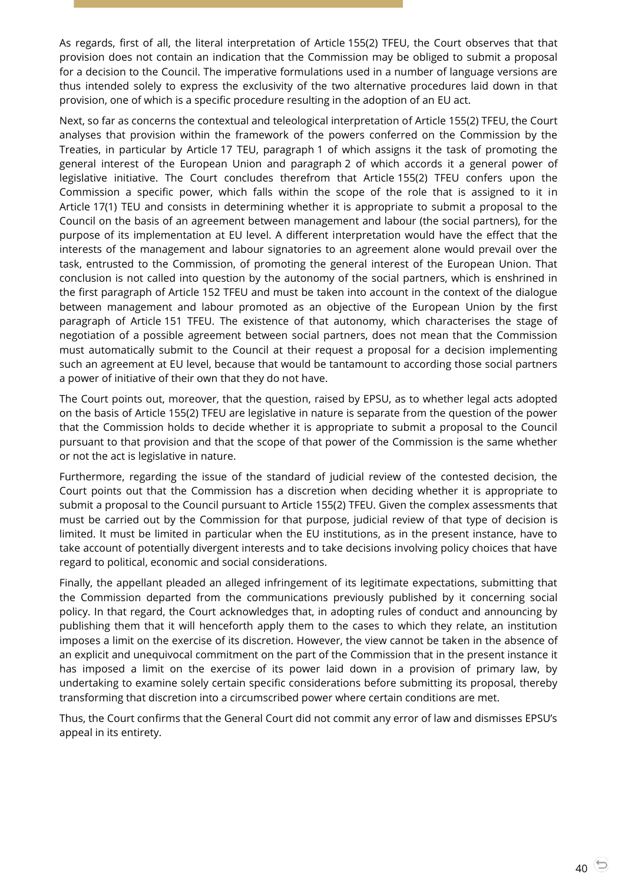As regards, first of all, the literal interpretation of Article 155(2) TFEU, the Court observes that that provision does not contain an indication that the Commission may be obliged to submit a proposal for a decision to the Council. The imperative formulations used in a number of language versions are thus intended solely to express the exclusivity of the two alternative procedures laid down in that provision, one of which is a specific procedure resulting in the adoption of an EU act.

Next, so far as concerns the contextual and teleological interpretation of Article 155(2) TFEU, the Court analyses that provision within the framework of the powers conferred on the Commission by the Treaties, in particular by Article 17 TEU, paragraph 1 of which assigns it the task of promoting the general interest of the European Union and paragraph 2 of which accords it a general power of legislative initiative. The Court concludes therefrom that Article 155(2) TFEU confers upon the Commission a specific power, which falls within the scope of the role that is assigned to it in Article 17(1) TEU and consists in determining whether it is appropriate to submit a proposal to the Council on the basis of an agreement between management and labour (the social partners), for the purpose of its implementation at EU level. A different interpretation would have the effect that the interests of the management and labour signatories to an agreement alone would prevail over the task, entrusted to the Commission, of promoting the general interest of the European Union. That conclusion is not called into question by the autonomy of the social partners, which is enshrined in the first paragraph of Article 152 TFEU and must be taken into account in the context of the dialogue between management and labour promoted as an objective of the European Union by the first paragraph of Article 151 TFEU. The existence of that autonomy, which characterises the stage of negotiation of a possible agreement between social partners, does not mean that the Commission must automatically submit to the Council at their request a proposal for a decision implementing such an agreement at EU level, because that would be tantamount to according those social partners a power of initiative of their own that they do not have.

The Court points out, moreover, that the question, raised by EPSU, as to whether legal acts adopted on the basis of Article 155(2) TFEU are legislative in nature is separate from the question of the power that the Commission holds to decide whether it is appropriate to submit a proposal to the Council pursuant to that provision and that the scope of that power of the Commission is the same whether or not the act is legislative in nature.

Furthermore, regarding the issue of the standard of judicial review of the contested decision, the Court points out that the Commission has a discretion when deciding whether it is appropriate to submit a proposal to the Council pursuant to Article 155(2) TFEU. Given the complex assessments that must be carried out by the Commission for that purpose, judicial review of that type of decision is limited. It must be limited in particular when the EU institutions, as in the present instance, have to take account of potentially divergent interests and to take decisions involving policy choices that have regard to political, economic and social considerations.

Finally, the appellant pleaded an alleged infringement of its legitimate expectations, submitting that the Commission departed from the communications previously published by it concerning social policy. In that regard, the Court acknowledges that, in adopting rules of conduct and announcing by publishing them that it will henceforth apply them to the cases to which they relate, an institution imposes a limit on the exercise of its discretion. However, the view cannot be taken in the absence of an explicit and unequivocal commitment on the part of the Commission that in the present instance it has imposed a limit on the exercise of its power laid down in a provision of primary law, by undertaking to examine solely certain specific considerations before submitting its proposal, thereby transforming that discretion into a circumscribed power where certain conditions are met.

Thus, the Court confirms that the General Court did not commit any error of law and dismisses EPSU's appeal in its entirety.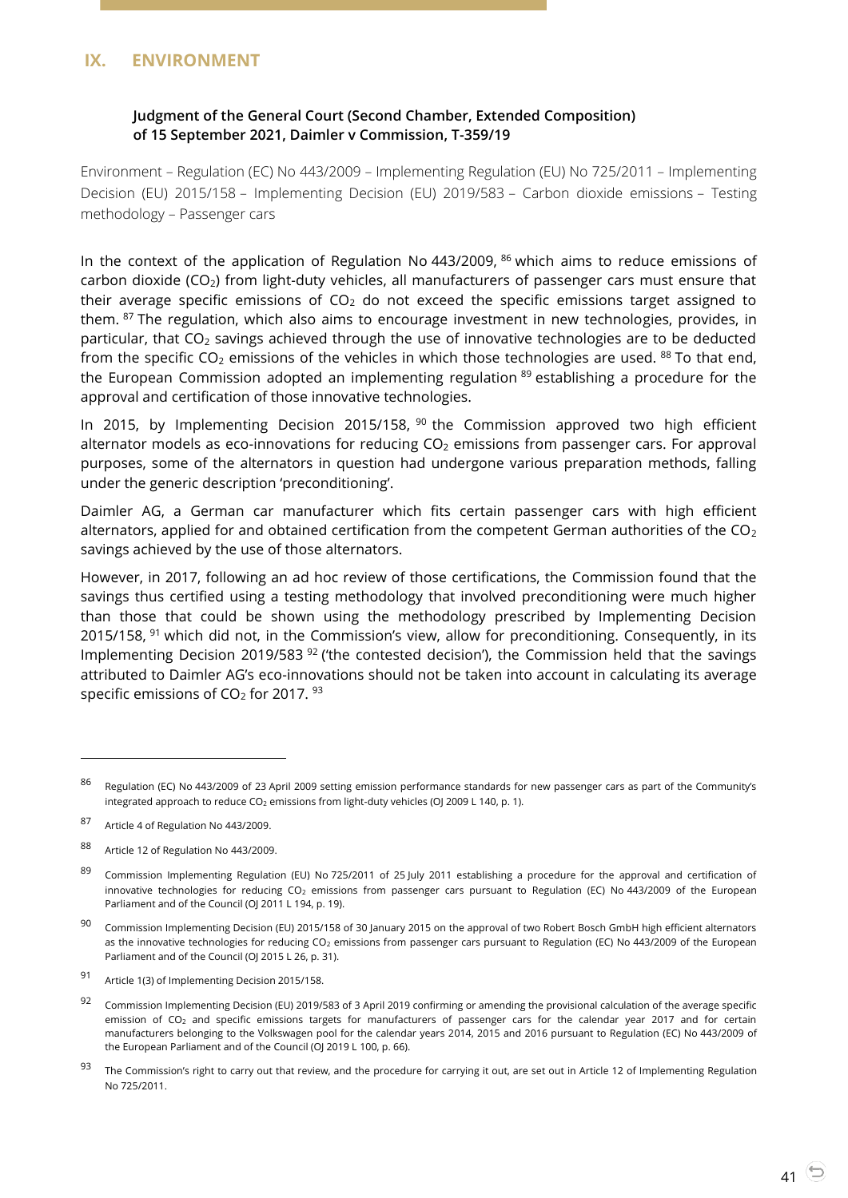# IX. ENVIRONMENT

### Judgment of the General Court (Second Chamber, Extended Composition) of 15 September 2021, Daimler v Commission, T-359/19

Environment – Regulation (EC) No 443/2009 – Implementing Regulation (EU) No 725/2011 – Implementing Decision (EU) 2015/158 – Implementing Decision (EU) 2019/583 – Carbon dioxide emissions – Testing methodology – Passenger cars

In the context of the application of Regulation No 443/2009, [86] which aims to reduce emissions of carbon dioxide ($CO_2$) from light-duty vehicles, all manufacturers of passenger cars must ensure that their average specific emissions of $CO_2$ do not exceed the specific emissions target assigned to them. [87] The regulation, which also aims to encourage investment in new technologies, provides, in particular, that $CO_2$ savings achieved through the use of innovative technologies are to be deducted from the specific $CO_2$ emissions of the vehicles in which those technologies are used. [88] To that end, the European Commission adopted an implementing regulation [89] establishing a procedure for the approval and certification of those innovative technologies.

In 2015, by Implementing Decision 2015/158, [90] the Commission approved two high efficient alternator models as eco-innovations for reducing $CO_2$ emissions from passenger cars. For approval purposes, some of the alternators in question had undergone various preparation methods, falling under the generic description 'preconditioning'.

Daimler AG, a German car manufacturer which fits certain passenger cars with high efficient alternators, applied for and obtained certification from the competent German authorities of the $CO_2$ savings achieved by the use of those alternators.

However, in 2017, following an ad hoc review of those certifications, the Commission found that the savings thus certified using a testing methodology that involved preconditioning were much higher than those that could be shown using the methodology prescribed by Implementing Decision 2015/158, [91] which did not, in the Commission's view, allow for preconditioning. Consequently, in its Implementing Decision 2019/583 [92] ('the contested decision'), the Commission held that the savings attributed to Daimler AG's eco-innovations should not be taken into account in calculating its average specific emissions of $CO_2$ for 2017. [93]

---

[86] Regulation (EC) No 443/2009 of 23 April 2009 setting emission performance standards for new passenger cars as part of the Community's integrated approach to reduce $CO_2$ emissions from light-duty vehicles (OJ 2009 L 140, p. 1).

[87] Article 4 of Regulation No 443/2009.

[88] Article 12 of Regulation No 443/2009.

[89] Commission Implementing Regulation (EU) No 725/2011 of 25 July 2011 establishing a procedure for the approval and certification of innovative technologies for reducing $CO_2$ emissions from passenger cars pursuant to Regulation (EC) No 443/2009 of the European Parliament and of the Council (OJ 2011 L 194, p. 19).

[90] Commission Implementing Decision (EU) 2015/158 of 30 January 2015 on the approval of two Robert Bosch GmbH high efficient alternators as the innovative technologies for reducing $CO_2$ emissions from passenger cars pursuant to Regulation (EC) No 443/2009 of the European Parliament and of the Council (OJ 2015 L 26, p. 31).

[91] Article 1(3) of Implementing Decision 2015/158.

[92] Commission Implementing Decision (EU) 2019/583 of 3 April 2019 confirming or amending the provisional calculation of the average specific emission of $CO_2$ and specific emissions targets for manufacturers of passenger cars for the calendar year 2017 and for certain manufacturers belonging to the Volkswagen pool for the calendar years 2014, 2015 and 2016 pursuant to Regulation (EC) No 443/2009 of the European Parliament and of the Council (OJ 2019 L 100, p. 66).

[93] The Commission's right to carry out that review, and the procedure for carrying it out, are set out in Article 12 of Implementing Regulation No 725/2011.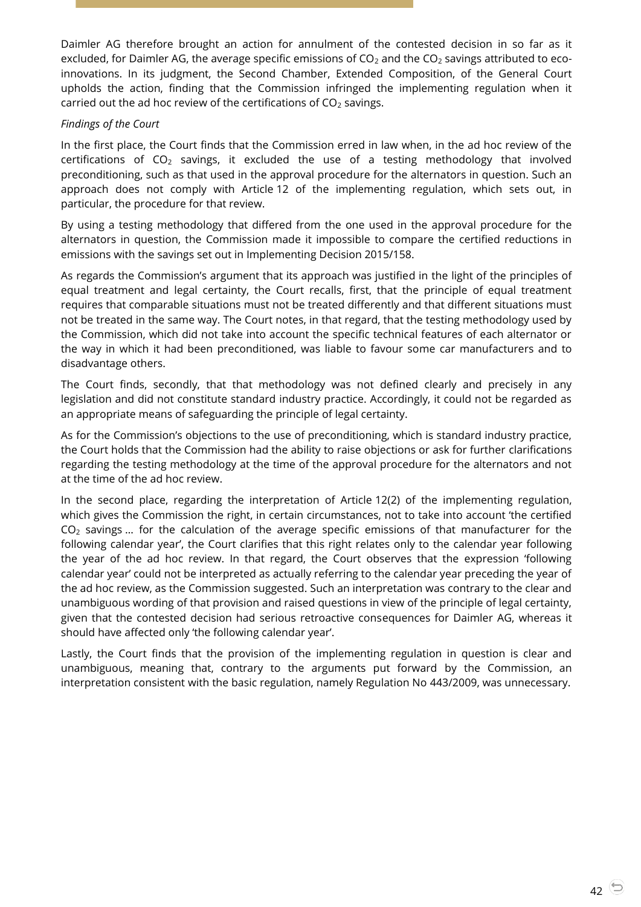Daimler AG therefore brought an action for annulment of the contested decision in so far as it excluded, for Daimler AG, the average specific emissions of $CO_2$ and the $CO_2$ savings attributed to eco-innovations. In its judgment, the Second Chamber, Extended Composition, of the General Court upholds the action, finding that the Commission infringed the implementing regulation when it carried out the ad hoc review of the certifications of $CO_2$ savings.

*Findings of the Court*

In the first place, the Court finds that the Commission erred in law when, in the ad hoc review of the certifications of $CO_2$ savings, it excluded the use of a testing methodology that involved preconditioning, such as that used in the approval procedure for the alternators in question. Such an approach does not comply with Article 12 of the implementing regulation, which sets out, in particular, the procedure for that review.

By using a testing methodology that differed from the one used in the approval procedure for the alternators in question, the Commission made it impossible to compare the certified reductions in emissions with the savings set out in Implementing Decision 2015/158.

As regards the Commission's argument that its approach was justified in the light of the principles of equal treatment and legal certainty, the Court recalls, first, that the principle of equal treatment requires that comparable situations must not be treated differently and that different situations must not be treated in the same way. The Court notes, in that regard, that the testing methodology used by the Commission, which did not take into account the specific technical features of each alternator or the way in which it had been preconditioned, was liable to favour some car manufacturers and to disadvantage others.

The Court finds, secondly, that that methodology was not defined clearly and precisely in any legislation and did not constitute standard industry practice. Accordingly, it could not be regarded as an appropriate means of safeguarding the principle of legal certainty.

As for the Commission's objections to the use of preconditioning, which is standard industry practice, the Court holds that the Commission had the ability to raise objections or ask for further clarifications regarding the testing methodology at the time of the approval procedure for the alternators and not at the time of the ad hoc review.

In the second place, regarding the interpretation of Article 12(2) of the implementing regulation, which gives the Commission the right, in certain circumstances, not to take into account 'the certified $CO_2$ savings … for the calculation of the average specific emissions of that manufacturer for the following calendar year', the Court clarifies that this right relates only to the calendar year following the year of the ad hoc review. In that regard, the Court observes that the expression 'following calendar year' could not be interpreted as actually referring to the calendar year preceding the year of the ad hoc review, as the Commission suggested. Such an interpretation was contrary to the clear and unambiguous wording of that provision and raised questions in view of the principle of legal certainty, given that the contested decision had serious retroactive consequences for Daimler AG, whereas it should have affected only 'the following calendar year'.

Lastly, the Court finds that the provision of the implementing regulation in question is clear and unambiguous, meaning that, contrary to the arguments put forward by the Commission, an interpretation consistent with the basic regulation, namely Regulation No 443/2009, was unnecessary.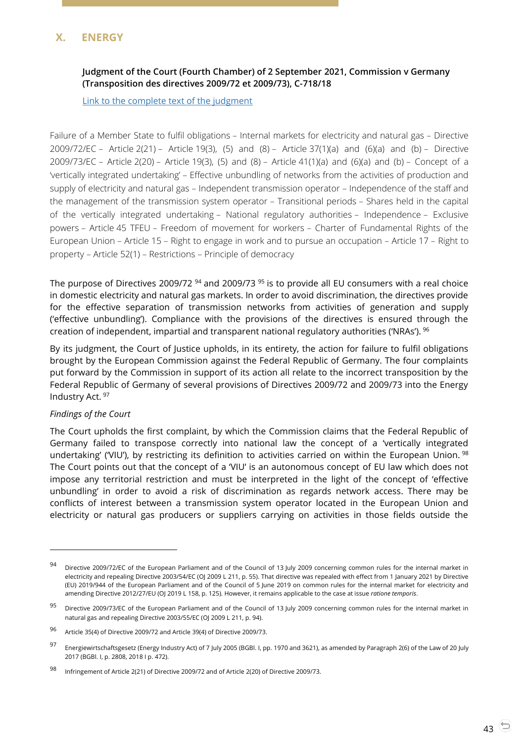## X. ENERGY

**Judgment of the Court (Fourth Chamber) of 2 September 2021, Commission v Germany (Transposition des directives 2009/72 et 2009/73), C-718/18**

Link to the complete text of the judgment

Failure of a Member State to fulfil obligations – Internal markets for electricity and natural gas – Directive 2009/72/EC – Article 2(21) – Article 19(3), (5) and (8) – Article 37(1)(a) and (6)(a) and (b) – Directive 2009/73/EC – Article 2(20) – Article 19(3), (5) and (8) – Article 41(1)(a) and (6)(a) and (b) – Concept of a 'vertically integrated undertaking' – Effective unbundling of networks from the activities of production and supply of electricity and natural gas – Independent transmission operator – Independence of the staff and the management of the transmission system operator – Transitional periods – Shares held in the capital of the vertically integrated undertaking – National regulatory authorities – Independence – Exclusive powers – Article 45 TFEU – Freedom of movement for workers – Charter of Fundamental Rights of the European Union – Article 15 – Right to engage in work and to pursue an occupation – Article 17 – Right to property – Article 52(1) – Restrictions – Principle of democracy

The purpose of Directives 2009/72 [94] and 2009/73 [95] is to provide all EU consumers with a real choice in domestic electricity and natural gas markets. In order to avoid discrimination, the directives provide for the effective separation of transmission networks from activities of generation and supply ('effective unbundling'). Compliance with the provisions of the directives is ensured through the creation of independent, impartial and transparent national regulatory authorities ('NRAs'). [96]

By its judgment, the Court of Justice upholds, in its entirety, the action for failure to fulfil obligations brought by the European Commission against the Federal Republic of Germany. The four complaints put forward by the Commission in support of its action all relate to the incorrect transposition by the Federal Republic of Germany of several provisions of Directives 2009/72 and 2009/73 into the Energy Industry Act. [97]

*Findings of the Court*

The Court upholds the first complaint, by which the Commission claims that the Federal Republic of Germany failed to transpose correctly into national law the concept of a 'vertically integrated undertaking' ('VIU'), by restricting its definition to activities carried on within the European Union. [98] The Court points out that the concept of a 'VIU' is an autonomous concept of EU law which does not impose any territorial restriction and must be interpreted in the light of the concept of 'effective unbundling' in order to avoid a risk of discrimination as regards network access. There may be conflicts of interest between a transmission system operator located in the European Union and electricity or natural gas producers or suppliers carrying on activities in those fields outside the

---

[94] Directive 2009/72/EC of the European Parliament and of the Council of 13 July 2009 concerning common rules for the internal market in electricity and repealing Directive 2003/54/EC (OJ 2009 L 211, p. 55). That directive was repealed with effect from 1 January 2021 by Directive (EU) 2019/944 of the European Parliament and of the Council of 5 June 2019 on common rules for the internal market for electricity and amending Directive 2012/27/EU (OJ 2019 L 158, p. 125). However, it remains applicable to the case at issue *ratione temporis*.

[95] Directive 2009/73/EC of the European Parliament and of the Council of 13 July 2009 concerning common rules for the internal market in natural gas and repealing Directive 2003/55/EC (OJ 2009 L 211, p. 94).

[96] Article 35(4) of Directive 2009/72 and Article 39(4) of Directive 2009/73.

[97] Energiewirtschaftsgesetz (Energy Industry Act) of 7 July 2005 (BGBl. I, pp. 1970 and 3621), as amended by Paragraph 2(6) of the Law of 20 July 2017 (BGBl. I, p. 2808, 2018 I p. 472).

[98] Infringement of Article 2(21) of Directive 2009/72 and of Article 2(20) of Directive 2009/73.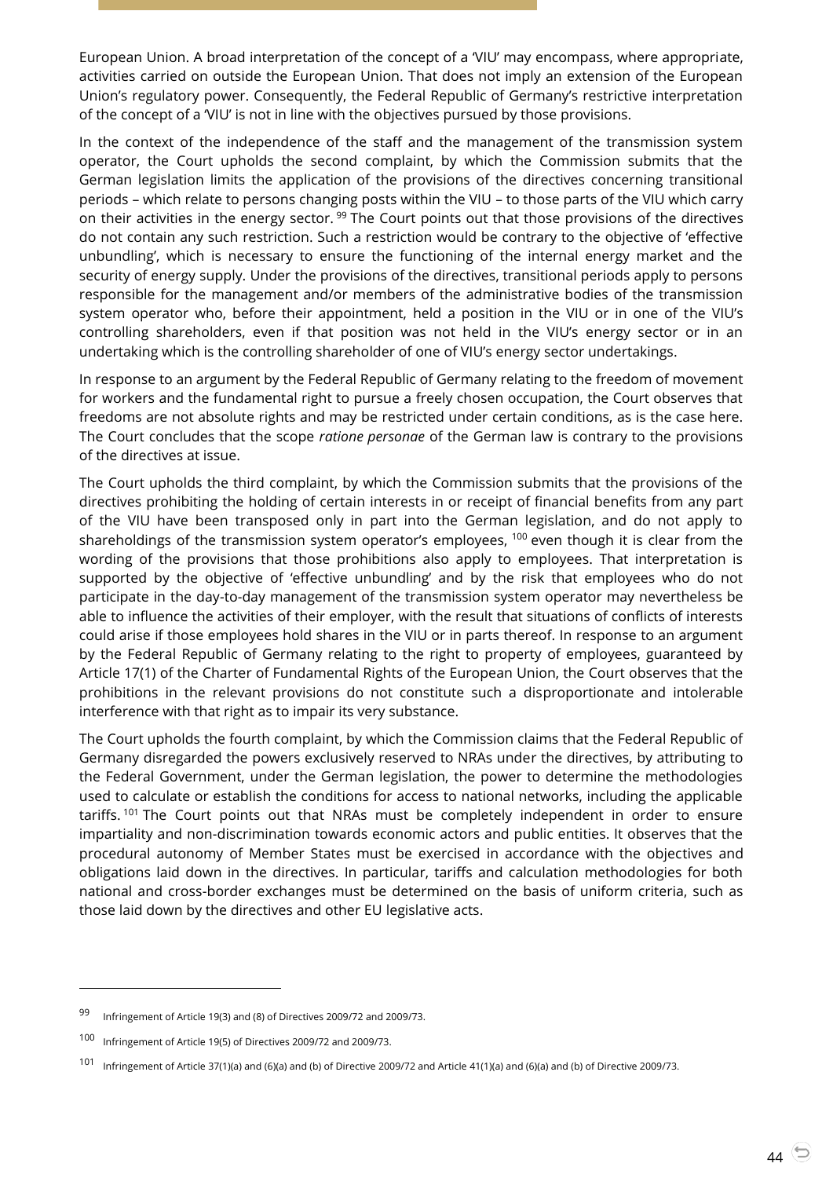European Union. A broad interpretation of the concept of a 'VIU' may encompass, where appropriate, activities carried on outside the European Union. That does not imply an extension of the European Union's regulatory power. Consequently, the Federal Republic of Germany's restrictive interpretation of the concept of a 'VIU' is not in line with the objectives pursued by those provisions.

In the context of the independence of the staff and the management of the transmission system operator, the Court upholds the second complaint, by which the Commission submits that the German legislation limits the application of the provisions of the directives concerning transitional periods – which relate to persons changing posts within the VIU – to those parts of the VIU which carry on their activities in the energy sector. [99] The Court points out that those provisions of the directives do not contain any such restriction. Such a restriction would be contrary to the objective of 'effective unbundling', which is necessary to ensure the functioning of the internal energy market and the security of energy supply. Under the provisions of the directives, transitional periods apply to persons responsible for the management and/or members of the administrative bodies of the transmission system operator who, before their appointment, held a position in the VIU or in one of the VIU's controlling shareholders, even if that position was not held in the VIU's energy sector or in an undertaking which is the controlling shareholder of one of VIU's energy sector undertakings.

In response to an argument by the Federal Republic of Germany relating to the freedom of movement for workers and the fundamental right to pursue a freely chosen occupation, the Court observes that freedoms are not absolute rights and may be restricted under certain conditions, as is the case here. The Court concludes that the scope *ratione personae* of the German law is contrary to the provisions of the directives at issue.

The Court upholds the third complaint, by which the Commission submits that the provisions of the directives prohibiting the holding of certain interests in or receipt of financial benefits from any part of the VIU have been transposed only in part into the German legislation, and do not apply to shareholdings of the transmission system operator's employees, [100] even though it is clear from the wording of the provisions that those prohibitions also apply to employees. That interpretation is supported by the objective of 'effective unbundling' and by the risk that employees who do not participate in the day-to-day management of the transmission system operator may nevertheless be able to influence the activities of their employer, with the result that situations of conflicts of interests could arise if those employees hold shares in the VIU or in parts thereof. In response to an argument by the Federal Republic of Germany relating to the right to property of employees, guaranteed by Article 17(1) of the Charter of Fundamental Rights of the European Union, the Court observes that the prohibitions in the relevant provisions do not constitute such a disproportionate and intolerable interference with that right as to impair its very substance.

The Court upholds the fourth complaint, by which the Commission claims that the Federal Republic of Germany disregarded the powers exclusively reserved to NRAs under the directives, by attributing to the Federal Government, under the German legislation, the power to determine the methodologies used to calculate or establish the conditions for access to national networks, including the applicable tariffs. [101] The Court points out that NRAs must be completely independent in order to ensure impartiality and non-discrimination towards economic actors and public entities. It observes that the procedural autonomy of Member States must be exercised in accordance with the objectives and obligations laid down in the directives. In particular, tariffs and calculation methodologies for both national and cross-border exchanges must be determined on the basis of uniform criteria, such as those laid down by the directives and other EU legislative acts.

---

[99] Infringement of Article 19(3) and (8) of Directives 2009/72 and 2009/73.

[100] Infringement of Article 19(5) of Directives 2009/72 and 2009/73.

[101] Infringement of Article 37(1)(a) and (6)(a) and (b) of Directive 2009/72 and Article 41(1)(a) and (6)(a) and (b) of Directive 2009/73.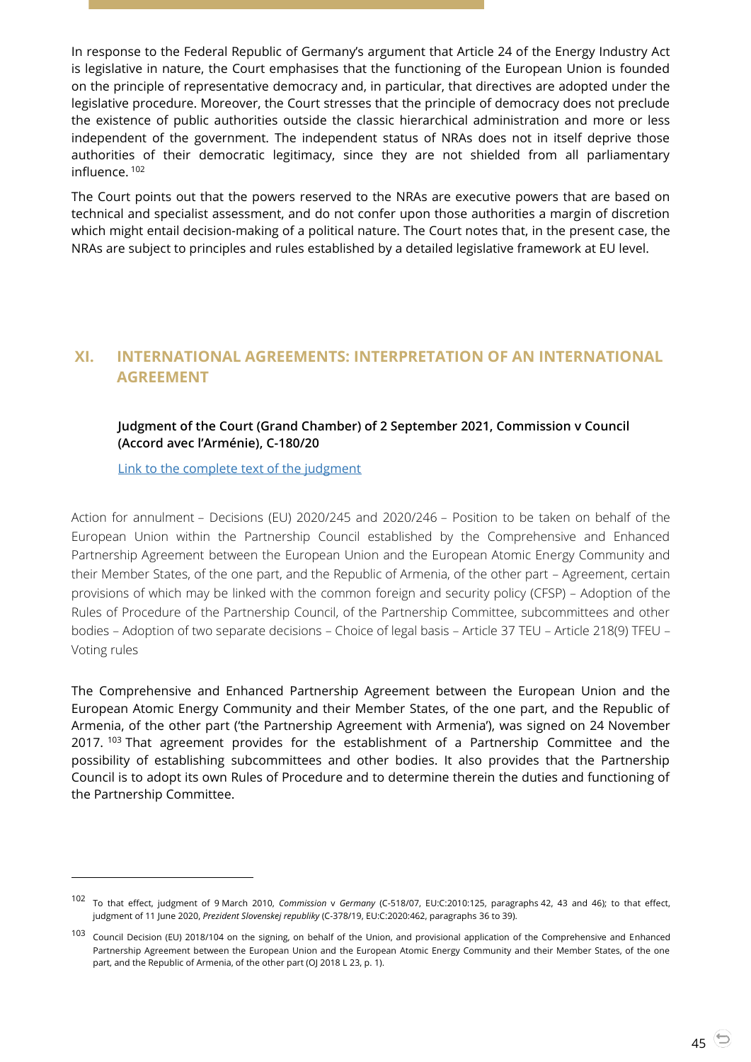In response to the Federal Republic of Germany's argument that Article 24 of the Energy Industry Act is legislative in nature, the Court emphasises that the functioning of the European Union is founded on the principle of representative democracy and, in particular, that directives are adopted under the legislative procedure. Moreover, the Court stresses that the principle of democracy does not preclude the existence of public authorities outside the classic hierarchical administration and more or less independent of the government. The independent status of NRAs does not in itself deprive those authorities of their democratic legitimacy, since they are not shielded from all parliamentary influence.[102]

The Court points out that the powers reserved to the NRAs are executive powers that are based on technical and specialist assessment, and do not confer upon those authorities a margin of discretion which might entail decision-making of a political nature. The Court notes that, in the present case, the NRAs are subject to principles and rules established by a detailed legislative framework at EU level.

## XI. INTERNATIONAL AGREEMENTS: INTERPRETATION OF AN INTERNATIONAL AGREEMENT

**Judgment of the Court (Grand Chamber) of 2 September 2021, Commission v Council (Accord avec l'Arménie), C-180/20**

Link to the complete text of the judgment

Action for annulment – Decisions (EU) 2020/245 and 2020/246 – Position to be taken on behalf of the European Union within the Partnership Council established by the Comprehensive and Enhanced Partnership Agreement between the European Union and the European Atomic Energy Community and their Member States, of the one part, and the Republic of Armenia, of the other part – Agreement, certain provisions of which may be linked with the common foreign and security policy (CFSP) – Adoption of the Rules of Procedure of the Partnership Council, of the Partnership Committee, subcommittees and other bodies – Adoption of two separate decisions – Choice of legal basis – Article 37 TEU – Article 218(9) TFEU – Voting rules

The Comprehensive and Enhanced Partnership Agreement between the European Union and the European Atomic Energy Community and their Member States, of the one part, and the Republic of Armenia, of the other part ('the Partnership Agreement with Armenia'), was signed on 24 November 2017.[103] That agreement provides for the establishment of a Partnership Committee and the possibility of establishing subcommittees and other bodies. It also provides that the Partnership Council is to adopt its own Rules of Procedure and to determine therein the duties and functioning of the Partnership Committee.

---

[102] To that effect, judgment of 9 March 2010, *Commission* v *Germany* (C-518/07, EU:C:2010:125, paragraphs 42, 43 and 46); to that effect, judgment of 11 June 2020, *Prezident Slovenskej republiky* (C-378/19, EU:C:2020:462, paragraphs 36 to 39).

[103] Council Decision (EU) 2018/104 on the signing, on behalf of the Union, and provisional application of the Comprehensive and Enhanced Partnership Agreement between the European Union and the European Atomic Energy Community and their Member States, of the one part, and the Republic of Armenia, of the other part (OJ 2018 L 23, p. 1).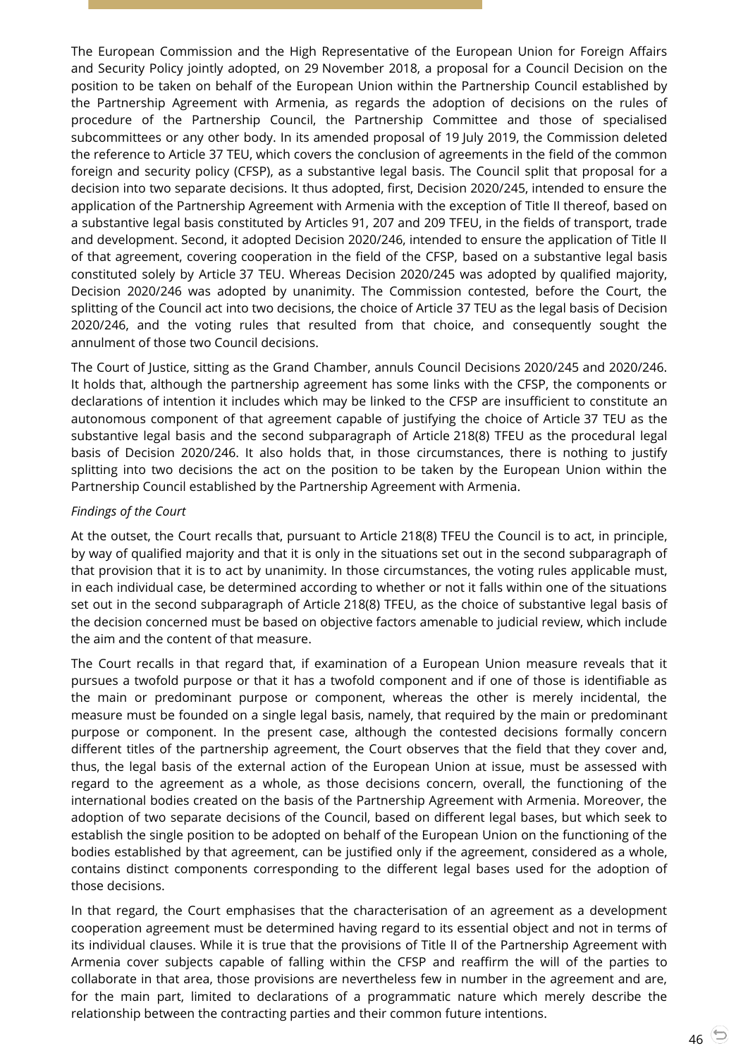The European Commission and the High Representative of the European Union for Foreign Affairs and Security Policy jointly adopted, on 29 November 2018, a proposal for a Council Decision on the position to be taken on behalf of the European Union within the Partnership Council established by the Partnership Agreement with Armenia, as regards the adoption of decisions on the rules of procedure of the Partnership Council, the Partnership Committee and those of specialised subcommittees or any other body. In its amended proposal of 19 July 2019, the Commission deleted the reference to Article 37 TEU, which covers the conclusion of agreements in the field of the common foreign and security policy (CFSP), as a substantive legal basis. The Council split that proposal for a decision into two separate decisions. It thus adopted, first, Decision 2020/245, intended to ensure the application of the Partnership Agreement with Armenia with the exception of Title II thereof, based on a substantive legal basis constituted by Articles 91, 207 and 209 TFEU, in the fields of transport, trade and development. Second, it adopted Decision 2020/246, intended to ensure the application of Title II of that agreement, covering cooperation in the field of the CFSP, based on a substantive legal basis constituted solely by Article 37 TEU. Whereas Decision 2020/245 was adopted by qualified majority, Decision 2020/246 was adopted by unanimity. The Commission contested, before the Court, the splitting of the Council act into two decisions, the choice of Article 37 TEU as the legal basis of Decision 2020/246, and the voting rules that resulted from that choice, and consequently sought the annulment of those two Council decisions.

The Court of Justice, sitting as the Grand Chamber, annuls Council Decisions 2020/245 and 2020/246. It holds that, although the partnership agreement has some links with the CFSP, the components or declarations of intention it includes which may be linked to the CFSP are insufficient to constitute an autonomous component of that agreement capable of justifying the choice of Article 37 TEU as the substantive legal basis and the second subparagraph of Article 218(8) TFEU as the procedural legal basis of Decision 2020/246. It also holds that, in those circumstances, there is nothing to justify splitting into two decisions the act on the position to be taken by the European Union within the Partnership Council established by the Partnership Agreement with Armenia.

*Findings of the Court*

At the outset, the Court recalls that, pursuant to Article 218(8) TFEU the Council is to act, in principle, by way of qualified majority and that it is only in the situations set out in the second subparagraph of that provision that it is to act by unanimity. In those circumstances, the voting rules applicable must, in each individual case, be determined according to whether or not it falls within one of the situations set out in the second subparagraph of Article 218(8) TFEU, as the choice of substantive legal basis of the decision concerned must be based on objective factors amenable to judicial review, which include the aim and the content of that measure.

The Court recalls in that regard that, if examination of a European Union measure reveals that it pursues a twofold purpose or that it has a twofold component and if one of those is identifiable as the main or predominant purpose or component, whereas the other is merely incidental, the measure must be founded on a single legal basis, namely, that required by the main or predominant purpose or component. In the present case, although the contested decisions formally concern different titles of the partnership agreement, the Court observes that the field that they cover and, thus, the legal basis of the external action of the European Union at issue, must be assessed with regard to the agreement as a whole, as those decisions concern, overall, the functioning of the international bodies created on the basis of the Partnership Agreement with Armenia. Moreover, the adoption of two separate decisions of the Council, based on different legal bases, but which seek to establish the single position to be adopted on behalf of the European Union on the functioning of the bodies established by that agreement, can be justified only if the agreement, considered as a whole, contains distinct components corresponding to the different legal bases used for the adoption of those decisions.

In that regard, the Court emphasises that the characterisation of an agreement as a development cooperation agreement must be determined having regard to its essential object and not in terms of its individual clauses. While it is true that the provisions of Title II of the Partnership Agreement with Armenia cover subjects capable of falling within the CFSP and reaffirm the will of the parties to collaborate in that area, those provisions are nevertheless few in number in the agreement and are, for the main part, limited to declarations of a programmatic nature which merely describe the relationship between the contracting parties and their common future intentions.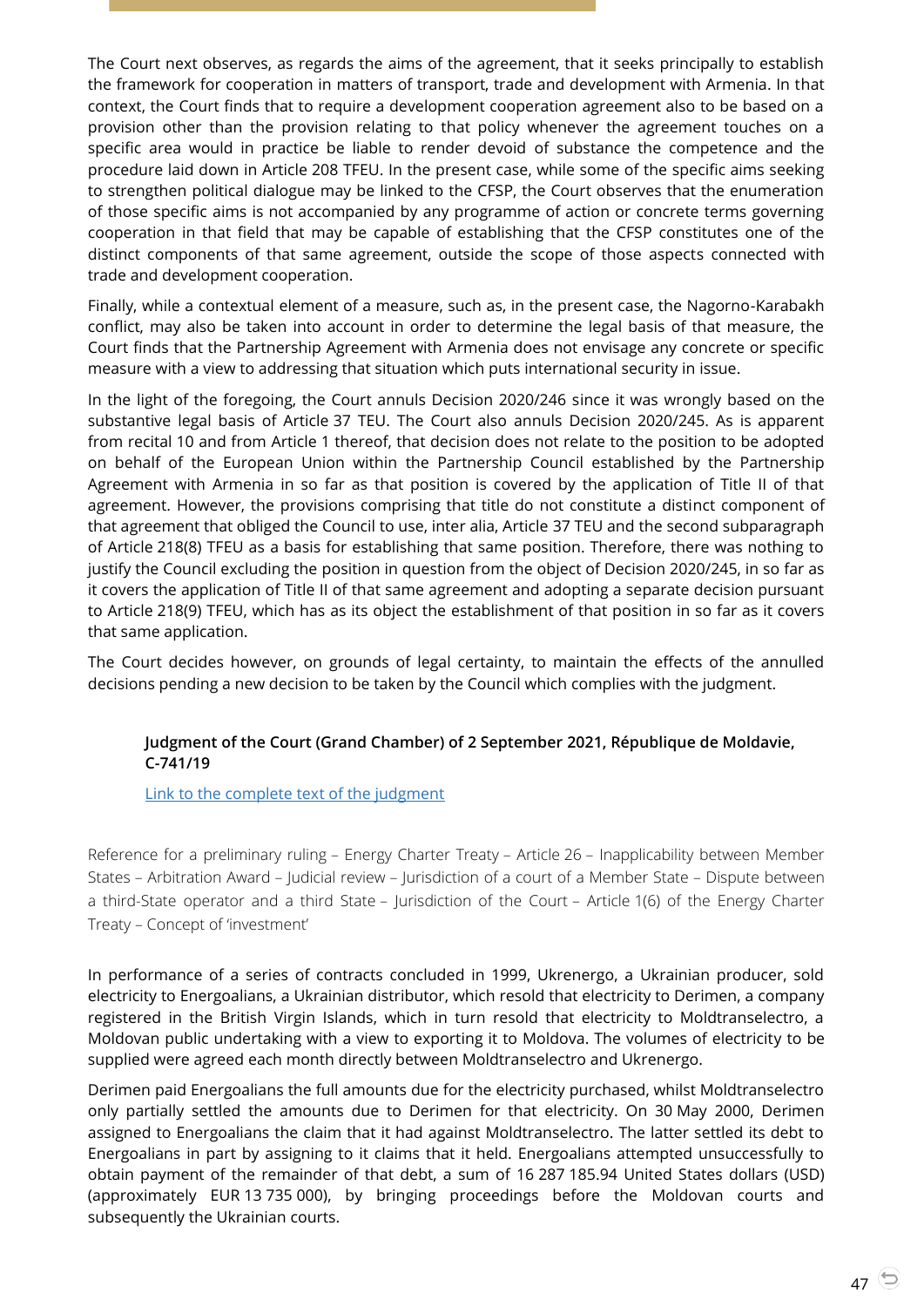The Court next observes, as regards the aims of the agreement, that it seeks principally to establish the framework for cooperation in matters of transport, trade and development with Armenia. In that context, the Court finds that to require a development cooperation agreement also to be based on a provision other than the provision relating to that policy whenever the agreement touches on a specific area would in practice be liable to render devoid of substance the competence and the procedure laid down in Article 208 TFEU. In the present case, while some of the specific aims seeking to strengthen political dialogue may be linked to the CFSP, the Court observes that the enumeration of those specific aims is not accompanied by any programme of action or concrete terms governing cooperation in that field that may be capable of establishing that the CFSP constitutes one of the distinct components of that same agreement, outside the scope of those aspects connected with trade and development cooperation.

Finally, while a contextual element of a measure, such as, in the present case, the Nagorno-Karabakh conflict, may also be taken into account in order to determine the legal basis of that measure, the Court finds that the Partnership Agreement with Armenia does not envisage any concrete or specific measure with a view to addressing that situation which puts international security in issue.

In the light of the foregoing, the Court annuls Decision 2020/246 since it was wrongly based on the substantive legal basis of Article 37 TEU. The Court also annuls Decision 2020/245. As is apparent from recital 10 and from Article 1 thereof, that decision does not relate to the position to be adopted on behalf of the European Union within the Partnership Council established by the Partnership Agreement with Armenia in so far as that position is covered by the application of Title II of that agreement. However, the provisions comprising that title do not constitute a distinct component of that agreement that obliged the Council to use, inter alia, Article 37 TEU and the second subparagraph of Article 218(8) TFEU as a basis for establishing that same position. Therefore, there was nothing to justify the Council excluding the position in question from the object of Decision 2020/245, in so far as it covers the application of Title II of that same agreement and adopting a separate decision pursuant to Article 218(9) TFEU, which has as its object the establishment of that position in so far as it covers that same application.

The Court decides however, on grounds of legal certainty, to maintain the effects of the annulled decisions pending a new decision to be taken by the Council which complies with the judgment.

**Judgment of the Court (Grand Chamber) of 2 September 2021, République de Moldavie, C-741/19**

[Link to the complete text of the judgment]

Reference for a preliminary ruling – Energy Charter Treaty – Article 26 – Inapplicability between Member States – Arbitration Award – Judicial review – Jurisdiction of a court of a Member State – Dispute between a third-State operator and a third State – Jurisdiction of the Court – Article 1(6) of the Energy Charter Treaty – Concept of 'investment'

In performance of a series of contracts concluded in 1999, Ukrenergo, a Ukrainian producer, sold electricity to Energoalians, a Ukrainian distributor, which resold that electricity to Derimen, a company registered in the British Virgin Islands, which in turn resold that electricity to Moldtranselectro, a Moldovan public undertaking with a view to exporting it to Moldova. The volumes of electricity to be supplied were agreed each month directly between Moldtranselectro and Ukrenergo.

Derimen paid Energoalians the full amounts due for the electricity purchased, whilst Moldtranselectro only partially settled the amounts due to Derimen for that electricity. On 30 May 2000, Derimen assigned to Energoalians the claim that it had against Moldtranselectro. The latter settled its debt to Energoalians in part by assigning to it claims that it held. Energoalians attempted unsuccessfully to obtain payment of the remainder of that debt, a sum of 16 287 185.94 United States dollars (USD) (approximately EUR 13 735 000), by bringing proceedings before the Moldovan courts and subsequently the Ukrainian courts.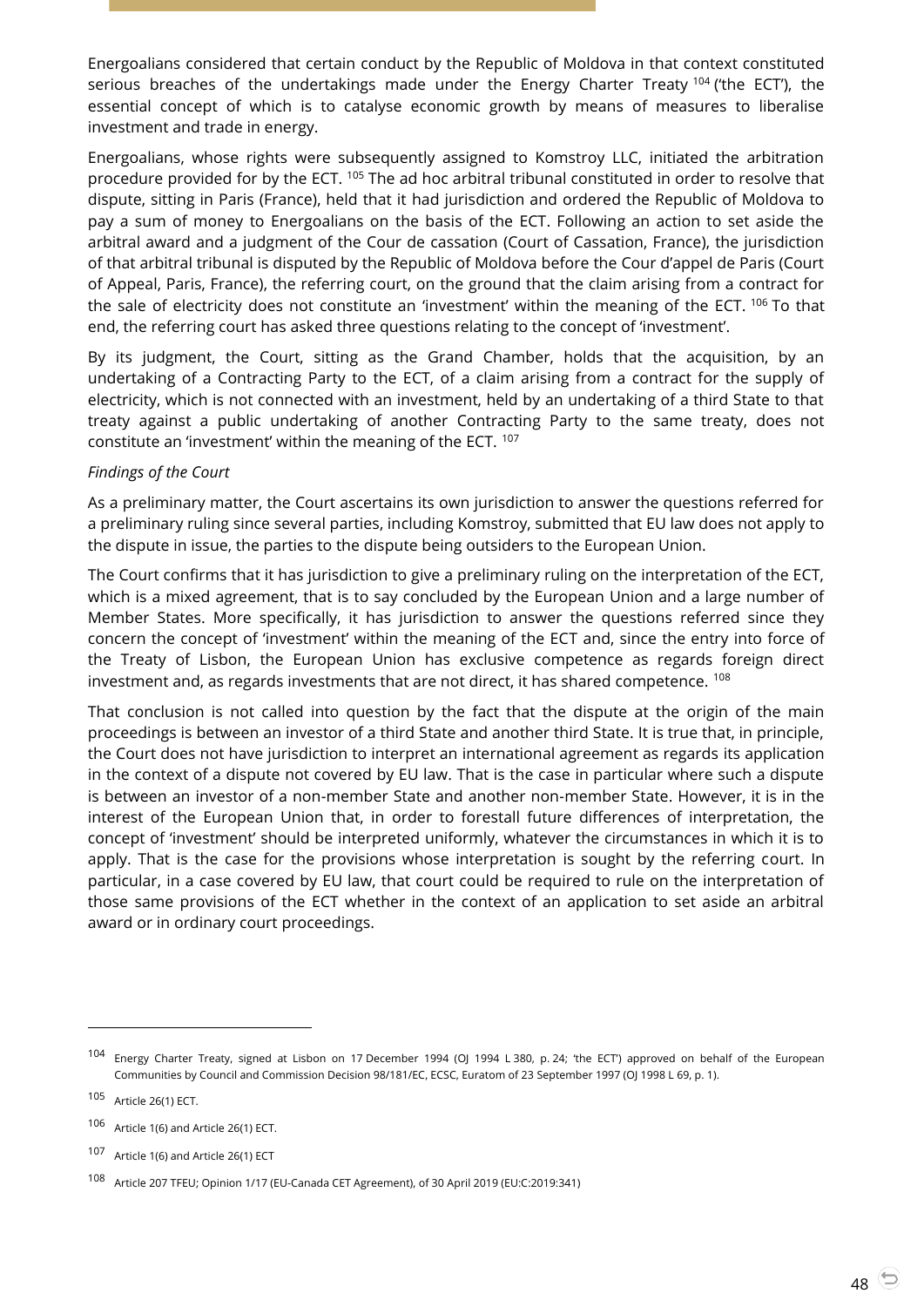Energoalians considered that certain conduct by the Republic of Moldova in that context constituted serious breaches of the undertakings made under the Energy Charter Treaty [104] ('the ECT'), the essential concept of which is to catalyse economic growth by means of measures to liberalise investment and trade in energy.

Energoalians, whose rights were subsequently assigned to Komstroy LLC, initiated the arbitration procedure provided for by the ECT. [105] The ad hoc arbitral tribunal constituted in order to resolve that dispute, sitting in Paris (France), held that it had jurisdiction and ordered the Republic of Moldova to pay a sum of money to Energoalians on the basis of the ECT. Following an action to set aside the arbitral award and a judgment of the Cour de cassation (Court of Cassation, France), the jurisdiction of that arbitral tribunal is disputed by the Republic of Moldova before the Cour d'appel de Paris (Court of Appeal, Paris, France), the referring court, on the ground that the claim arising from a contract for the sale of electricity does not constitute an 'investment' within the meaning of the ECT. [106] To that end, the referring court has asked three questions relating to the concept of 'investment'.

By its judgment, the Court, sitting as the Grand Chamber, holds that the acquisition, by an undertaking of a Contracting Party to the ECT, of a claim arising from a contract for the supply of electricity, which is not connected with an investment, held by an undertaking of a third State to that treaty against a public undertaking of another Contracting Party to the same treaty, does not constitute an 'investment' within the meaning of the ECT. [107]

*Findings of the Court*

As a preliminary matter, the Court ascertains its own jurisdiction to answer the questions referred for a preliminary ruling since several parties, including Komstroy, submitted that EU law does not apply to the dispute in issue, the parties to the dispute being outsiders to the European Union.

The Court confirms that it has jurisdiction to give a preliminary ruling on the interpretation of the ECT, which is a mixed agreement, that is to say concluded by the European Union and a large number of Member States. More specifically, it has jurisdiction to answer the questions referred since they concern the concept of 'investment' within the meaning of the ECT and, since the entry into force of the Treaty of Lisbon, the European Union has exclusive competence as regards foreign direct investment and, as regards investments that are not direct, it has shared competence. [108]

That conclusion is not called into question by the fact that the dispute at the origin of the main proceedings is between an investor of a third State and another third State. It is true that, in principle, the Court does not have jurisdiction to interpret an international agreement as regards its application in the context of a dispute not covered by EU law. That is the case in particular where such a dispute is between an investor of a non-member State and another non-member State. However, it is in the interest of the European Union that, in order to forestall future differences of interpretation, the concept of 'investment' should be interpreted uniformly, whatever the circumstances in which it is to apply. That is the case for the provisions whose interpretation is sought by the referring court. In particular, in a case covered by EU law, that court could be required to rule on the interpretation of those same provisions of the ECT whether in the context of an application to set aside an arbitral award or in ordinary court proceedings.

---

[104] Energy Charter Treaty, signed at Lisbon on 17 December 1994 (OJ 1994 L 380, p. 24; 'the ECT') approved on behalf of the European Communities by Council and Commission Decision 98/181/EC, ECSC, Euratom of 23 September 1997 (OJ 1998 L 69, p. 1).

[105] Article 26(1) ECT.

[106] Article 1(6) and Article 26(1) ECT.

[107] Article 1(6) and Article 26(1) ECT

[108] Article 207 TFEU; Opinion 1/17 (EU-Canada CET Agreement), of 30 April 2019 (EU:C:2019:341)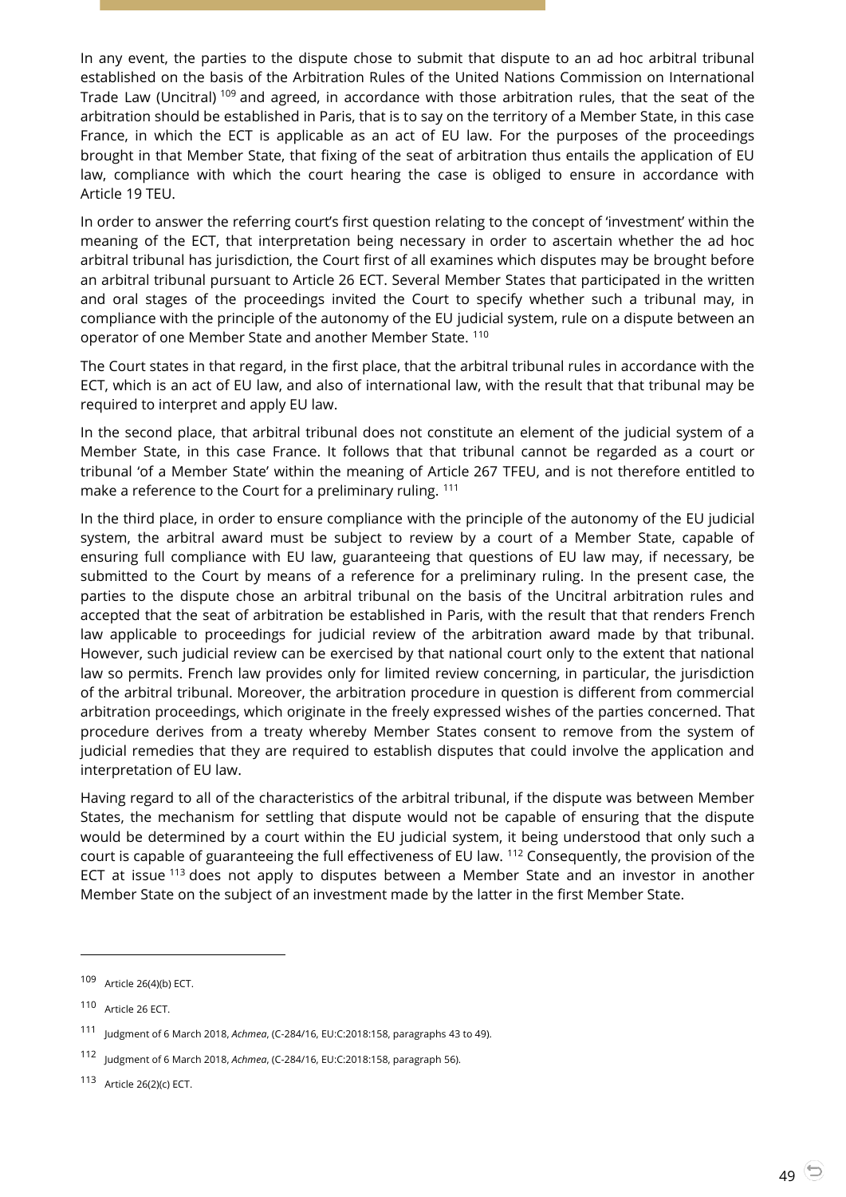In any event, the parties to the dispute chose to submit that dispute to an ad hoc arbitral tribunal established on the basis of the Arbitration Rules of the United Nations Commission on International Trade Law (Uncitral) [109] and agreed, in accordance with those arbitration rules, that the seat of the arbitration should be established in Paris, that is to say on the territory of a Member State, in this case France, in which the ECT is applicable as an act of EU law. For the purposes of the proceedings brought in that Member State, that fixing of the seat of arbitration thus entails the application of EU law, compliance with which the court hearing the case is obliged to ensure in accordance with Article 19 TEU.

In order to answer the referring court's first question relating to the concept of 'investment' within the meaning of the ECT, that interpretation being necessary in order to ascertain whether the ad hoc arbitral tribunal has jurisdiction, the Court first of all examines which disputes may be brought before an arbitral tribunal pursuant to Article 26 ECT. Several Member States that participated in the written and oral stages of the proceedings invited the Court to specify whether such a tribunal may, in compliance with the principle of the autonomy of the EU judicial system, rule on a dispute between an operator of one Member State and another Member State. [110]

The Court states in that regard, in the first place, that the arbitral tribunal rules in accordance with the ECT, which is an act of EU law, and also of international law, with the result that that tribunal may be required to interpret and apply EU law.

In the second place, that arbitral tribunal does not constitute an element of the judicial system of a Member State, in this case France. It follows that that tribunal cannot be regarded as a court or tribunal 'of a Member State' within the meaning of Article 267 TFEU, and is not therefore entitled to make a reference to the Court for a preliminary ruling. [111]

In the third place, in order to ensure compliance with the principle of the autonomy of the EU judicial system, the arbitral award must be subject to review by a court of a Member State, capable of ensuring full compliance with EU law, guaranteeing that questions of EU law may, if necessary, be submitted to the Court by means of a reference for a preliminary ruling. In the present case, the parties to the dispute chose an arbitral tribunal on the basis of the Uncitral arbitration rules and accepted that the seat of arbitration be established in Paris, with the result that that renders French law applicable to proceedings for judicial review of the arbitration award made by that tribunal. However, such judicial review can be exercised by that national court only to the extent that national law so permits. French law provides only for limited review concerning, in particular, the jurisdiction of the arbitral tribunal. Moreover, the arbitration procedure in question is different from commercial arbitration proceedings, which originate in the freely expressed wishes of the parties concerned. That procedure derives from a treaty whereby Member States consent to remove from the system of judicial remedies that they are required to establish disputes that could involve the application and interpretation of EU law.

Having regard to all of the characteristics of the arbitral tribunal, if the dispute was between Member States, the mechanism for settling that dispute would not be capable of ensuring that the dispute would be determined by a court within the EU judicial system, it being understood that only such a court is capable of guaranteeing the full effectiveness of EU law. [112] Consequently, the provision of the ECT at issue [113] does not apply to disputes between a Member State and an investor in another Member State on the subject of an investment made by the latter in the first Member State.

---

[109] Article 26(4)(b) ECT.

[110] Article 26 ECT.

[111] Judgment of 6 March 2018, *Achmea*, (C-284/16, EU:C:2018:158, paragraphs 43 to 49).

[112] Judgment of 6 March 2018, *Achmea*, (C-284/16, EU:C:2018:158, paragraph 56).

[113] Article 26(2)(c) ECT.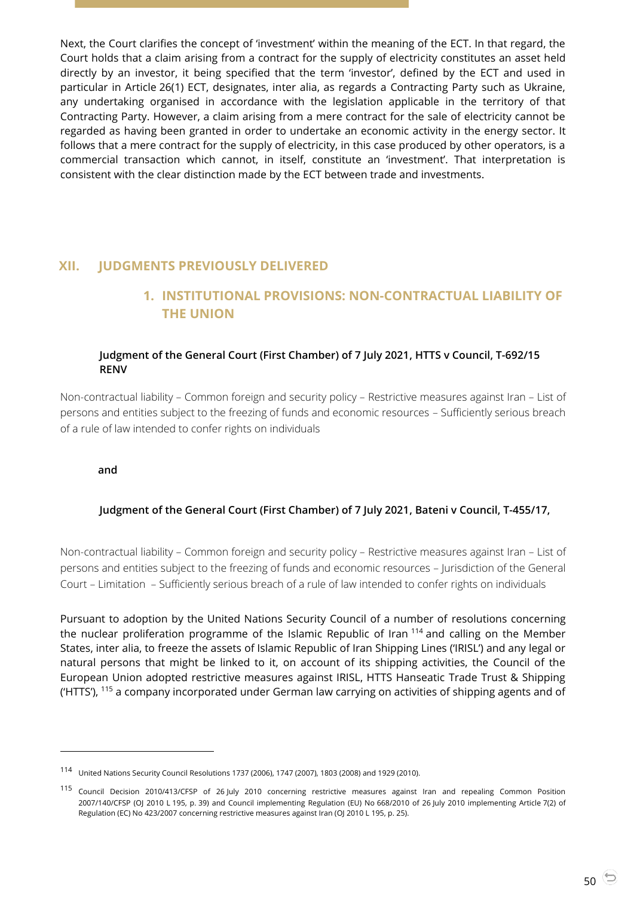Next, the Court clarifies the concept of 'investment' within the meaning of the ECT. In that regard, the Court holds that a claim arising from a contract for the supply of electricity constitutes an asset held directly by an investor, it being specified that the term 'investor', defined by the ECT and used in particular in Article 26(1) ECT, designates, inter alia, as regards a Contracting Party such as Ukraine, any undertaking organised in accordance with the legislation applicable in the territory of that Contracting Party. However, a claim arising from a mere contract for the sale of electricity cannot be regarded as having been granted in order to undertake an economic activity in the energy sector. It follows that a mere contract for the supply of electricity, in this case produced by other operators, is a commercial transaction which cannot, in itself, constitute an 'investment'. That interpretation is consistent with the clear distinction made by the ECT between trade and investments.

# XII. JUDGMENTS PREVIOUSLY DELIVERED

## 1. INSTITUTIONAL PROVISIONS: NON-CONTRACTUAL LIABILITY OF THE UNION

**Judgment of the General Court (First Chamber) of 7 July 2021, HTTS v Council, T-692/15 RENV**

Non-contractual liability – Common foreign and security policy – Restrictive measures against Iran – List of persons and entities subject to the freezing of funds and economic resources – Sufficiently serious breach of a rule of law intended to confer rights on individuals

**and**

**Judgment of the General Court (First Chamber) of 7 July 2021, Bateni v Council, T-455/17,**

Non-contractual liability – Common foreign and security policy – Restrictive measures against Iran – List of persons and entities subject to the freezing of funds and economic resources – Jurisdiction of the General Court – Limitation – Sufficiently serious breach of a rule of law intended to confer rights on individuals

Pursuant to adoption by the United Nations Security Council of a number of resolutions concerning the nuclear proliferation programme of the Islamic Republic of Iran [114] and calling on the Member States, inter alia, to freeze the assets of Islamic Republic of Iran Shipping Lines ('IRISL') and any legal or natural persons that might be linked to it, on account of its shipping activities, the Council of the European Union adopted restrictive measures against IRISL, HTTS Hanseatic Trade Trust & Shipping ('HTTS'), [115] a company incorporated under German law carrying on activities of shipping agents and of

---

[114] United Nations Security Council Resolutions 1737 (2006), 1747 (2007), 1803 (2008) and 1929 (2010).

[115] Council Decision 2010/413/CFSP of 26 July 2010 concerning restrictive measures against Iran and repealing Common Position 2007/140/CFSP (OJ 2010 L 195, p. 39) and Council implementing Regulation (EU) No 668/2010 of 26 July 2010 implementing Article 7(2) of Regulation (EC) No 423/2007 concerning restrictive measures against Iran (OJ 2010 L 195, p. 25).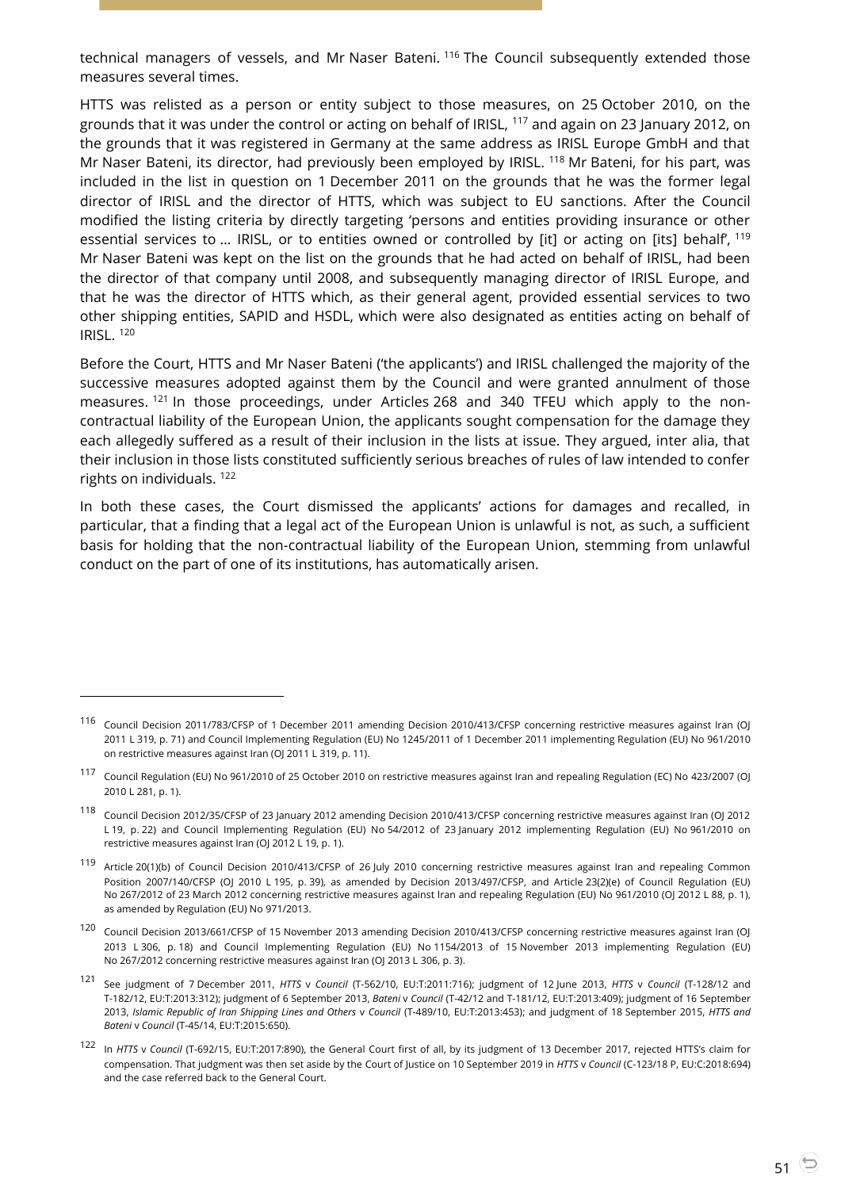technical managers of vessels, and Mr Naser Bateni. [116] The Council subsequently extended those measures several times.

HTTS was relisted as a person or entity subject to those measures, on 25 October 2010, on the grounds that it was under the control or acting on behalf of IRISL, [117] and again on 23 January 2012, on the grounds that it was registered in Germany at the same address as IRISL Europe GmbH and that Mr Naser Bateni, its director, had previously been employed by IRISL. [118] Mr Bateni, for his part, was included in the list in question on 1 December 2011 on the grounds that he was the former legal director of IRISL and the director of HTTS, which was subject to EU sanctions. After the Council modified the listing criteria by directly targeting 'persons and entities providing insurance or other essential services to … IRISL, or to entities owned or controlled by [it] or acting on [its] behalf', [119] Mr Naser Bateni was kept on the list on the grounds that he had acted on behalf of IRISL, had been the director of that company until 2008, and subsequently managing director of IRISL Europe, and that he was the director of HTTS which, as their general agent, provided essential services to two other shipping entities, SAPID and HSDL, which were also designated as entities acting on behalf of IRISL. [120]

Before the Court, HTTS and Mr Naser Bateni ('the applicants') and IRISL challenged the majority of the successive measures adopted against them by the Council and were granted annulment of those measures. [121] In those proceedings, under Articles 268 and 340 TFEU which apply to the non-contractual liability of the European Union, the applicants sought compensation for the damage they each allegedly suffered as a result of their inclusion in the lists at issue. They argued, inter alia, that their inclusion in those lists constituted sufficiently serious breaches of rules of law intended to confer rights on individuals. [122]

In both these cases, the Court dismissed the applicants' actions for damages and recalled, in particular, that a finding that a legal act of the European Union is unlawful is not, as such, a sufficient basis for holding that the non-contractual liability of the European Union, stemming from unlawful conduct on the part of one of its institutions, has automatically arisen.

---

[116] Council Decision 2011/783/CFSP of 1 December 2011 amending Decision 2010/413/CFSP concerning restrictive measures against Iran (OJ 2011 L 319, p. 71) and Council Implementing Regulation (EU) No 1245/2011 of 1 December 2011 implementing Regulation (EU) No 961/2010 on restrictive measures against Iran (OJ 2011 L 319, p. 11).

[117] Council Regulation (EU) No 961/2010 of 25 October 2010 on restrictive measures against Iran and repealing Regulation (EC) No 423/2007 (OJ 2010 L 281, p. 1).

[118] Council Decision 2012/35/CFSP of 23 January 2012 amending Decision 2010/413/CFSP concerning restrictive measures against Iran (OJ 2012 L 19, p. 22) and Council Implementing Regulation (EU) No 54/2012 of 23 January 2012 implementing Regulation (EU) No 961/2010 on restrictive measures against Iran (OJ 2012 L 19, p. 1).

[119] Article 20(1)(b) of Council Decision 2010/413/CFSP of 26 July 2010 concerning restrictive measures against Iran and repealing Common Position 2007/140/CFSP (OJ 2010 L 195, p. 39), as amended by Decision 2013/497/CFSP, and Article 23(2)(e) of Council Regulation (EU) No 267/2012 of 23 March 2012 concerning restrictive measures against Iran and repealing Regulation (EU) No 961/2010 (OJ 2012 L 88, p. 1), as amended by Regulation (EU) No 971/2013.

[120] Council Decision 2013/661/CFSP of 15 November 2013 amending Decision 2010/413/CFSP concerning restrictive measures against Iran (OJ 2013 L 306, p. 18) and Council Implementing Regulation (EU) No 1154/2013 of 15 November 2013 implementing Regulation (EU) No 267/2012 concerning restrictive measures against Iran (OJ 2013 L 306, p. 3).

[121] See judgment of 7 December 2011, *HTTS* v *Council* (T-562/10, EU:T:2011:716); judgment of 12 June 2013, *HTTS* v *Council* (T-128/12 and T-182/12, EU:T:2013:312); judgment of 6 September 2013, *Bateni* v *Council* (T-42/12 and T-181/12, EU:T:2013:409); judgment of 16 September 2013, *Islamic Republic of Iran Shipping Lines and Others* v *Council* (T-489/10, EU:T:2013:453); and judgment of 18 September 2015, *HTTS and Bateni* v *Council* (T-45/14, EU:T:2015:650).

[122] In *HTTS* v *Council* (T-692/15, EU:T:2017:890), the General Court first of all, by its judgment of 13 December 2017, rejected HTTS's claim for compensation. That judgment was then set aside by the Court of Justice on 10 September 2019 in *HTTS* v *Council* (C-123/18 P, EU:C:2018:694) and the case referred back to the General Court.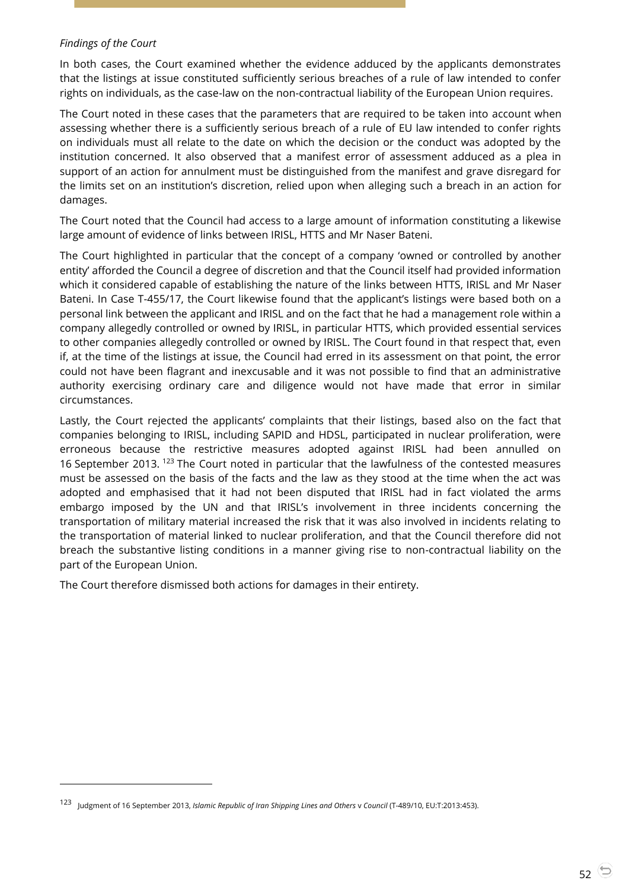*Findings of the Court*

In both cases, the Court examined whether the evidence adduced by the applicants demonstrates that the listings at issue constituted sufficiently serious breaches of a rule of law intended to confer rights on individuals, as the case-law on the non-contractual liability of the European Union requires.

The Court noted in these cases that the parameters that are required to be taken into account when assessing whether there is a sufficiently serious breach of a rule of EU law intended to confer rights on individuals must all relate to the date on which the decision or the conduct was adopted by the institution concerned. It also observed that a manifest error of assessment adduced as a plea in support of an action for annulment must be distinguished from the manifest and grave disregard for the limits set on an institution's discretion, relied upon when alleging such a breach in an action for damages.

The Court noted that the Council had access to a large amount of information constituting a likewise large amount of evidence of links between IRISL, HTTS and Mr Naser Bateni.

The Court highlighted in particular that the concept of a company 'owned or controlled by another entity' afforded the Council a degree of discretion and that the Council itself had provided information which it considered capable of establishing the nature of the links between HTTS, IRISL and Mr Naser Bateni. In Case T-455/17, the Court likewise found that the applicant's listings were based both on a personal link between the applicant and IRISL and on the fact that he had a management role within a company allegedly controlled or owned by IRISL, in particular HTTS, which provided essential services to other companies allegedly controlled or owned by IRISL. The Court found in that respect that, even if, at the time of the listings at issue, the Council had erred in its assessment on that point, the error could not have been flagrant and inexcusable and it was not possible to find that an administrative authority exercising ordinary care and diligence would not have made that error in similar circumstances.

Lastly, the Court rejected the applicants' complaints that their listings, based also on the fact that companies belonging to IRISL, including SAPID and HDSL, participated in nuclear proliferation, were erroneous because the restrictive measures adopted against IRISL had been annulled on 16 September 2013. [123] The Court noted in particular that the lawfulness of the contested measures must be assessed on the basis of the facts and the law as they stood at the time when the act was adopted and emphasised that it had not been disputed that IRISL had in fact violated the arms embargo imposed by the UN and that IRISL's involvement in three incidents concerning the transportation of military material increased the risk that it was also involved in incidents relating to the transportation of material linked to nuclear proliferation, and that the Council therefore did not breach the substantive listing conditions in a manner giving rise to non-contractual liability on the part of the European Union.

The Court therefore dismissed both actions for damages in their entirety.

---

[123] Judgment of 16 September 2013, *Islamic Republic of Iran Shipping Lines and Others* v *Council* (T-489/10, EU:T:2013:453).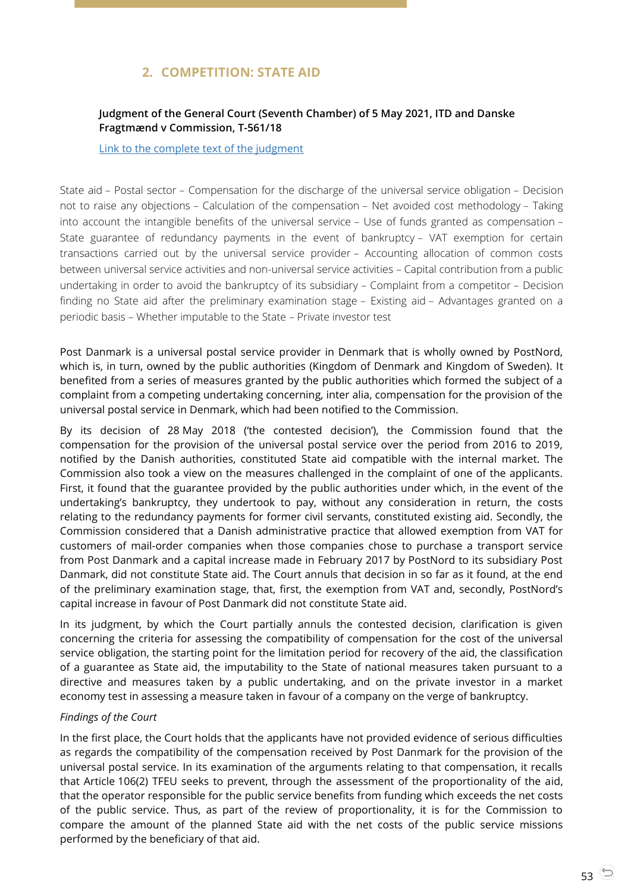## 2. COMPETITION: STATE AID

**Judgment of the General Court (Seventh Chamber) of 5 May 2021, ITD and Danske Fragtmænd v Commission, T-561/18**

Link to the complete text of the judgment

State aid – Postal sector – Compensation for the discharge of the universal service obligation – Decision not to raise any objections – Calculation of the compensation – Net avoided cost methodology – Taking into account the intangible benefits of the universal service – Use of funds granted as compensation – State guarantee of redundancy payments in the event of bankruptcy – VAT exemption for certain transactions carried out by the universal service provider – Accounting allocation of common costs between universal service activities and non-universal service activities – Capital contribution from a public undertaking in order to avoid the bankruptcy of its subsidiary – Complaint from a competitor – Decision finding no State aid after the preliminary examination stage – Existing aid – Advantages granted on a periodic basis – Whether imputable to the State – Private investor test

Post Danmark is a universal postal service provider in Denmark that is wholly owned by PostNord, which is, in turn, owned by the public authorities (Kingdom of Denmark and Kingdom of Sweden). It benefited from a series of measures granted by the public authorities which formed the subject of a complaint from a competing undertaking concerning, inter alia, compensation for the provision of the universal postal service in Denmark, which had been notified to the Commission.

By its decision of 28 May 2018 ('the contested decision'), the Commission found that the compensation for the provision of the universal postal service over the period from 2016 to 2019, notified by the Danish authorities, constituted State aid compatible with the internal market. The Commission also took a view on the measures challenged in the complaint of one of the applicants. First, it found that the guarantee provided by the public authorities under which, in the event of the undertaking's bankruptcy, they undertook to pay, without any consideration in return, the costs relating to the redundancy payments for former civil servants, constituted existing aid. Secondly, the Commission considered that a Danish administrative practice that allowed exemption from VAT for customers of mail-order companies when those companies chose to purchase a transport service from Post Danmark and a capital increase made in February 2017 by PostNord to its subsidiary Post Danmark, did not constitute State aid. The Court annuls that decision in so far as it found, at the end of the preliminary examination stage, that, first, the exemption from VAT and, secondly, PostNord's capital increase in favour of Post Danmark did not constitute State aid.

In its judgment, by which the Court partially annuls the contested decision, clarification is given concerning the criteria for assessing the compatibility of compensation for the cost of the universal service obligation, the starting point for the limitation period for recovery of the aid, the classification of a guarantee as State aid, the imputability to the State of national measures taken pursuant to a directive and measures taken by a public undertaking, and on the private investor in a market economy test in assessing a measure taken in favour of a company on the verge of bankruptcy.

*Findings of the Court*

In the first place, the Court holds that the applicants have not provided evidence of serious difficulties as regards the compatibility of the compensation received by Post Danmark for the provision of the universal postal service. In its examination of the arguments relating to that compensation, it recalls that Article 106(2) TFEU seeks to prevent, through the assessment of the proportionality of the aid, that the operator responsible for the public service benefits from funding which exceeds the net costs of the public service. Thus, as part of the review of proportionality, it is for the Commission to compare the amount of the planned State aid with the net costs of the public service missions performed by the beneficiary of that aid.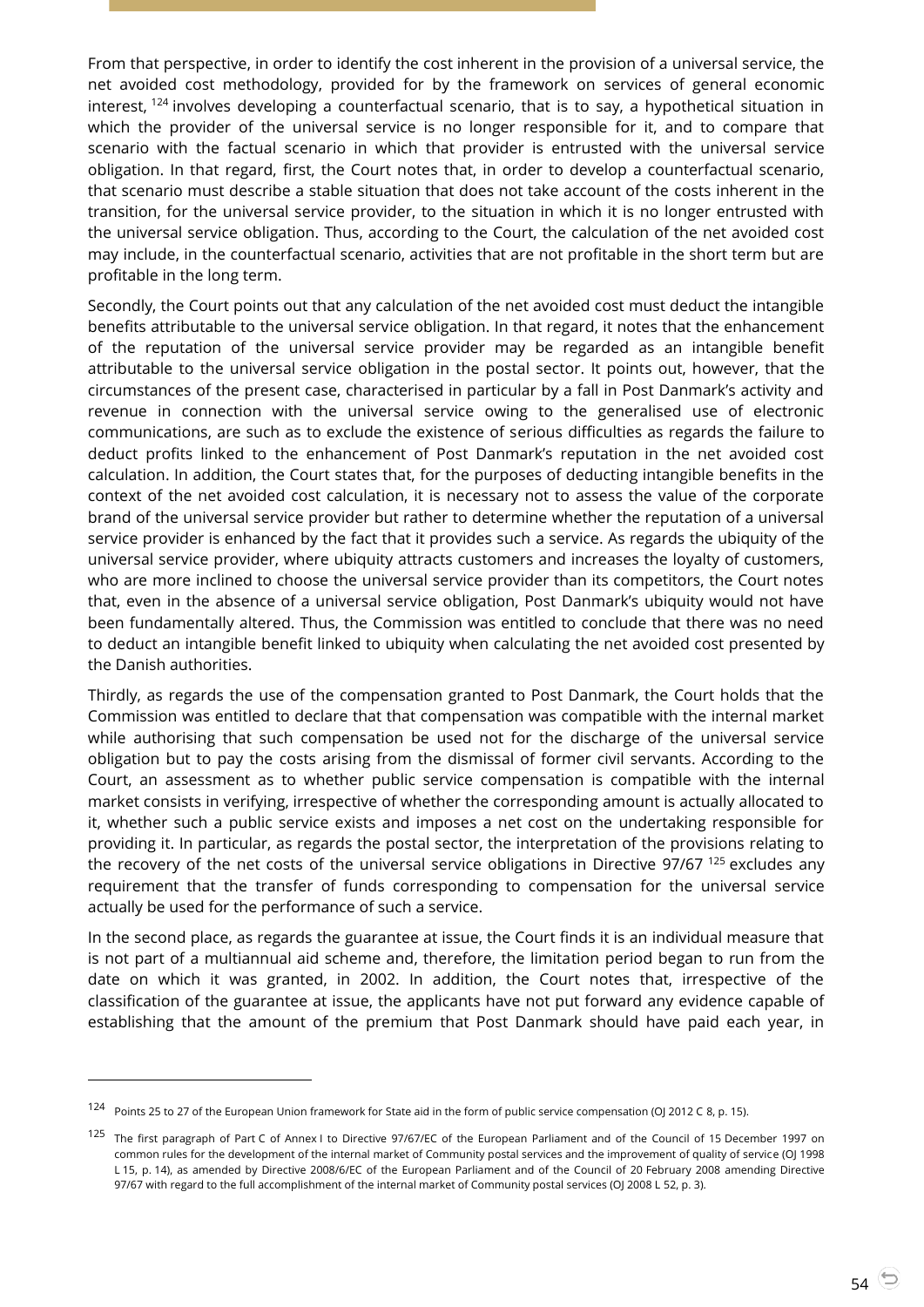From that perspective, in order to identify the cost inherent in the provision of a universal service, the net avoided cost methodology, provided for by the framework on services of general economic interest, [124] involves developing a counterfactual scenario, that is to say, a hypothetical situation in which the provider of the universal service is no longer responsible for it, and to compare that scenario with the factual scenario in which that provider is entrusted with the universal service obligation. In that regard, first, the Court notes that, in order to develop a counterfactual scenario, that scenario must describe a stable situation that does not take account of the costs inherent in the transition, for the universal service provider, to the situation in which it is no longer entrusted with the universal service obligation. Thus, according to the Court, the calculation of the net avoided cost may include, in the counterfactual scenario, activities that are not profitable in the short term but are profitable in the long term.

Secondly, the Court points out that any calculation of the net avoided cost must deduct the intangible benefits attributable to the universal service obligation. In that regard, it notes that the enhancement of the reputation of the universal service provider may be regarded as an intangible benefit attributable to the universal service obligation in the postal sector. It points out, however, that the circumstances of the present case, characterised in particular by a fall in Post Danmark's activity and revenue in connection with the universal service owing to the generalised use of electronic communications, are such as to exclude the existence of serious difficulties as regards the failure to deduct profits linked to the enhancement of Post Danmark's reputation in the net avoided cost calculation. In addition, the Court states that, for the purposes of deducting intangible benefits in the context of the net avoided cost calculation, it is necessary not to assess the value of the corporate brand of the universal service provider but rather to determine whether the reputation of a universal service provider is enhanced by the fact that it provides such a service. As regards the ubiquity of the universal service provider, where ubiquity attracts customers and increases the loyalty of customers, who are more inclined to choose the universal service provider than its competitors, the Court notes that, even in the absence of a universal service obligation, Post Danmark's ubiquity would not have been fundamentally altered. Thus, the Commission was entitled to conclude that there was no need to deduct an intangible benefit linked to ubiquity when calculating the net avoided cost presented by the Danish authorities.

Thirdly, as regards the use of the compensation granted to Post Danmark, the Court holds that the Commission was entitled to declare that that compensation was compatible with the internal market while authorising that such compensation be used not for the discharge of the universal service obligation but to pay the costs arising from the dismissal of former civil servants. According to the Court, an assessment as to whether public service compensation is compatible with the internal market consists in verifying, irrespective of whether the corresponding amount is actually allocated to it, whether such a public service exists and imposes a net cost on the undertaking responsible for providing it. In particular, as regards the postal sector, the interpretation of the provisions relating to the recovery of the net costs of the universal service obligations in Directive 97/67 [125] excludes any requirement that the transfer of funds corresponding to compensation for the universal service actually be used for the performance of such a service.

In the second place, as regards the guarantee at issue, the Court finds it is an individual measure that is not part of a multiannual aid scheme and, therefore, the limitation period began to run from the date on which it was granted, in 2002. In addition, the Court notes that, irrespective of the classification of the guarantee at issue, the applicants have not put forward any evidence capable of establishing that the amount of the premium that Post Danmark should have paid each year, in

---

[124] Points 25 to 27 of the European Union framework for State aid in the form of public service compensation (OJ 2012 C 8, p. 15).

[125] The first paragraph of Part C of Annex I to Directive 97/67/EC of the European Parliament and of the Council of 15 December 1997 on common rules for the development of the internal market of Community postal services and the improvement of quality of service (OJ 1998 L 15, p. 14), as amended by Directive 2008/6/EC of the European Parliament and of the Council of 20 February 2008 amending Directive 97/67 with regard to the full accomplishment of the internal market of Community postal services (OJ 2008 L 52, p. 3).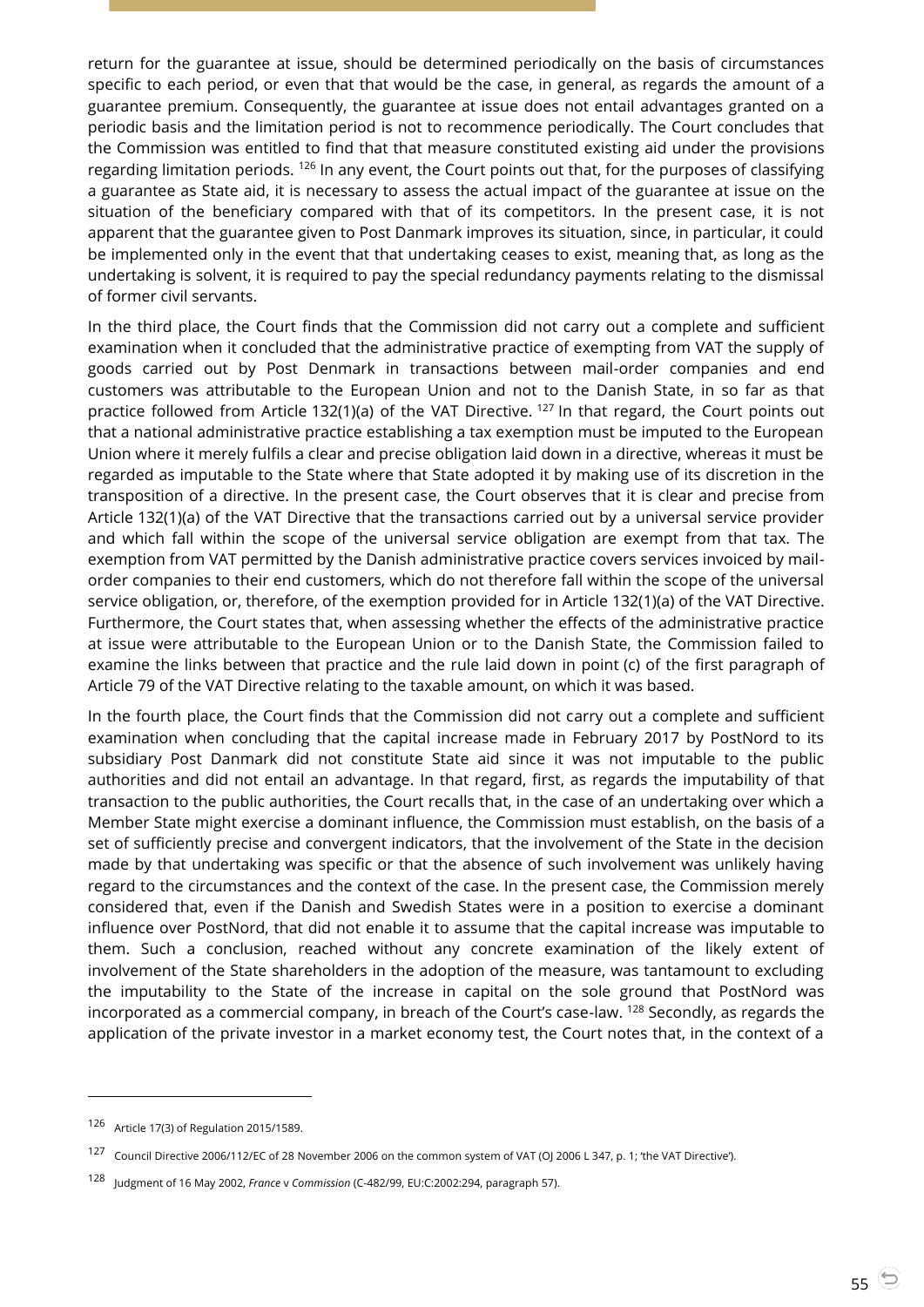return for the guarantee at issue, should be determined periodically on the basis of circumstances specific to each period, or even that that would be the case, in general, as regards the amount of a guarantee premium. Consequently, the guarantee at issue does not entail advantages granted on a periodic basis and the limitation period is not to recommence periodically. The Court concludes that the Commission was entitled to find that that measure constituted existing aid under the provisions regarding limitation periods. [126] In any event, the Court points out that, for the purposes of classifying a guarantee as State aid, it is necessary to assess the actual impact of the guarantee at issue on the situation of the beneficiary compared with that of its competitors. In the present case, it is not apparent that the guarantee given to Post Danmark improves its situation, since, in particular, it could be implemented only in the event that that undertaking ceases to exist, meaning that, as long as the undertaking is solvent, it is required to pay the special redundancy payments relating to the dismissal of former civil servants.

In the third place, the Court finds that the Commission did not carry out a complete and sufficient examination when it concluded that the administrative practice of exempting from VAT the supply of goods carried out by Post Danmark in transactions between mail-order companies and end customers was attributable to the European Union and not to the Danish State, in so far as that practice followed from Article 132(1)(a) of the VAT Directive. [127] In that regard, the Court points out that a national administrative practice establishing a tax exemption must be imputed to the European Union where it merely fulfils a clear and precise obligation laid down in a directive, whereas it must be regarded as imputable to the State where that State adopted it by making use of its discretion in the transposition of a directive. In the present case, the Court observes that it is clear and precise from Article 132(1)(a) of the VAT Directive that the transactions carried out by a universal service provider and which fall within the scope of the universal service obligation are exempt from that tax. The exemption from VAT permitted by the Danish administrative practice covers services invoiced by mail-order companies to their end customers, which do not therefore fall within the scope of the universal service obligation, or, therefore, of the exemption provided for in Article 132(1)(a) of the VAT Directive. Furthermore, the Court states that, when assessing whether the effects of the administrative practice at issue were attributable to the European Union or to the Danish State, the Commission failed to examine the links between that practice and the rule laid down in point (c) of the first paragraph of Article 79 of the VAT Directive relating to the taxable amount, on which it was based.

In the fourth place, the Court finds that the Commission did not carry out a complete and sufficient examination when concluding that the capital increase made in February 2017 by PostNord to its subsidiary Post Danmark did not constitute State aid since it was not imputable to the public authorities and did not entail an advantage. In that regard, first, as regards the imputability of that transaction to the public authorities, the Court recalls that, in the case of an undertaking over which a Member State might exercise a dominant influence, the Commission must establish, on the basis of a set of sufficiently precise and convergent indicators, that the involvement of the State in the decision made by that undertaking was specific or that the absence of such involvement was unlikely having regard to the circumstances and the context of the case. In the present case, the Commission merely considered that, even if the Danish and Swedish States were in a position to exercise a dominant influence over PostNord, that did not enable it to assume that the capital increase was imputable to them. Such a conclusion, reached without any concrete examination of the likely extent of involvement of the State shareholders in the adoption of the measure, was tantamount to excluding the imputability to the State of the increase in capital on the sole ground that PostNord was incorporated as a commercial company, in breach of the Court's case-law. [128] Secondly, as regards the application of the private investor in a market economy test, the Court notes that, in the context of a

---

[126] Article 17(3) of Regulation 2015/1589.

[127] Council Directive 2006/112/EC of 28 November 2006 on the common system of VAT (OJ 2006 L 347, p. 1; 'the VAT Directive').

[128] Judgment of 16 May 2002, *France* v *Commission* (C-482/99, EU:C:2002:294, paragraph 57).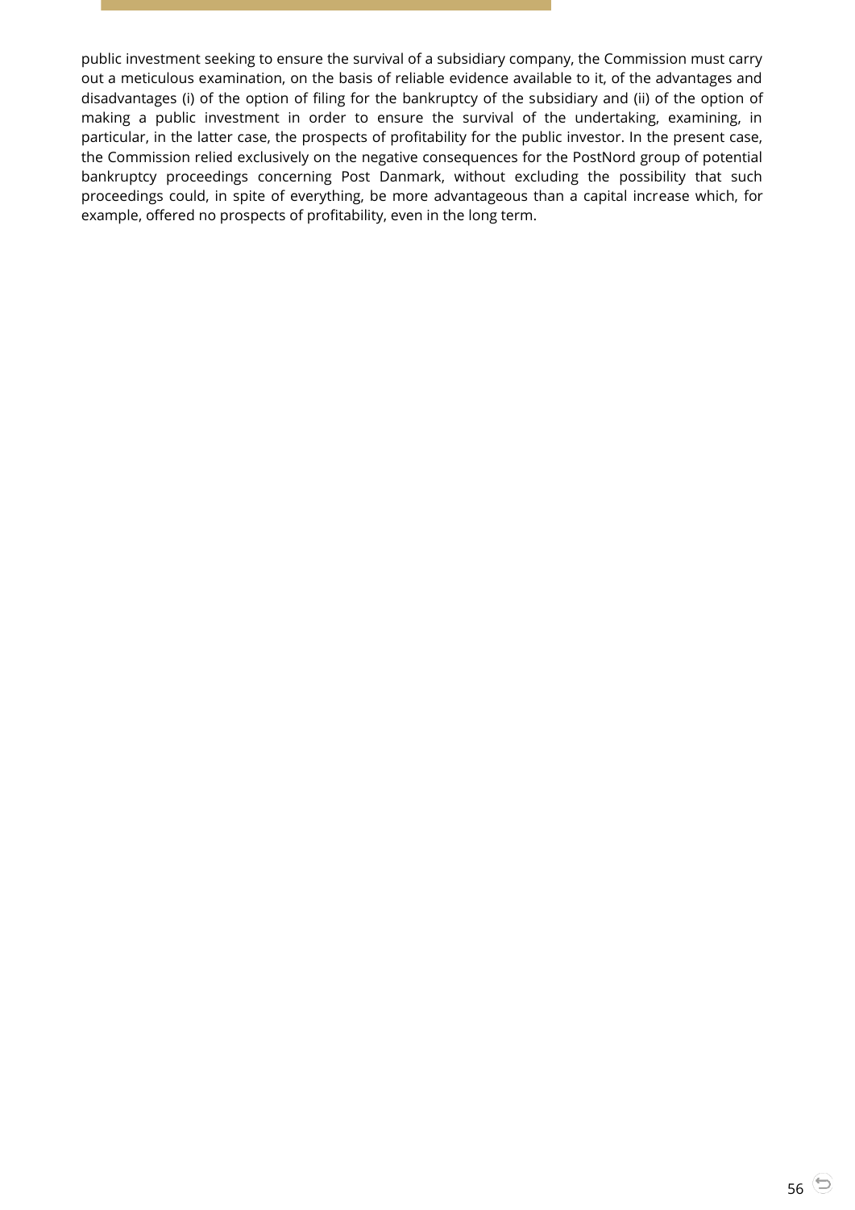public investment seeking to ensure the survival of a subsidiary company, the Commission must carry out a meticulous examination, on the basis of reliable evidence available to it, of the advantages and disadvantages (i) of the option of filing for the bankruptcy of the subsidiary and (ii) of the option of making a public investment in order to ensure the survival of the undertaking, examining, in particular, in the latter case, the prospects of profitability for the public investor. In the present case, the Commission relied exclusively on the negative consequences for the PostNord group of potential bankruptcy proceedings concerning Post Danmark, without excluding the possibility that such proceedings could, in spite of everything, be more advantageous than a capital increase which, for example, offered no prospects of profitability, even in the long term.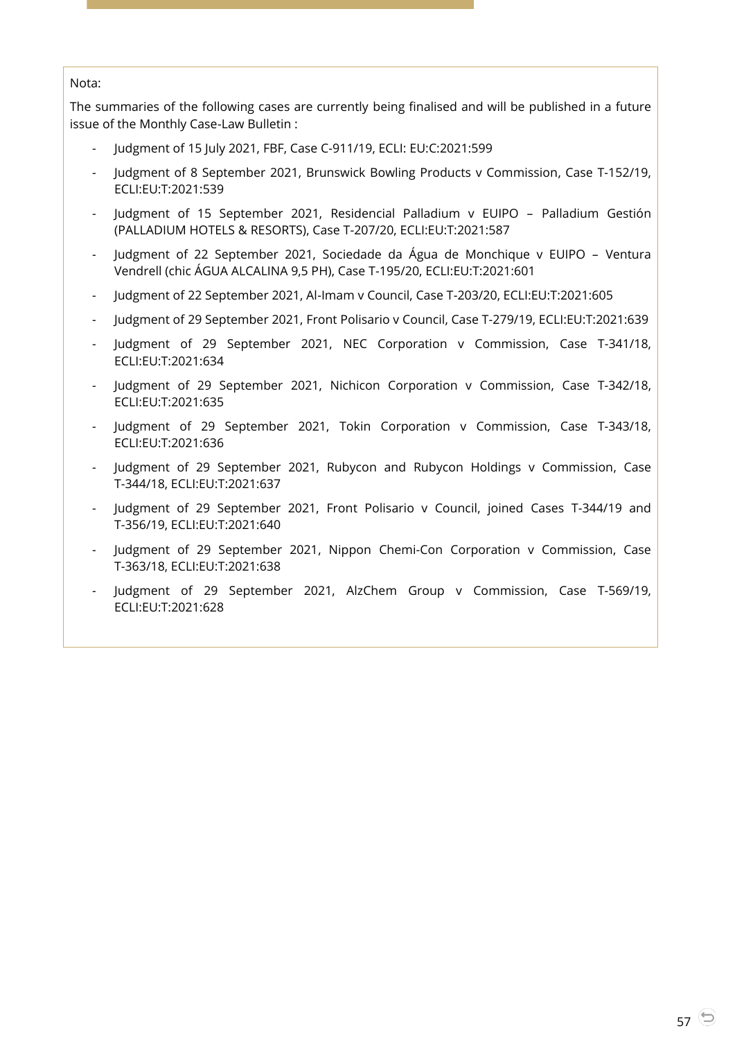Nota:

The summaries of the following cases are currently being finalised and will be published in a future issue of the Monthly Case-Law Bulletin :

- Judgment of 15 July 2021, FBF, Case C-911/19, ECLI: EU:C:2021:599
- Judgment of 8 September 2021, Brunswick Bowling Products v Commission, Case T-152/19, ECLI:EU:T:2021:539
- Judgment of 15 September 2021, Residencial Palladium v EUIPO – Palladium Gestión (PALLADIUM HOTELS & RESORTS), Case T-207/20, ECLI:EU:T:2021:587
- Judgment of 22 September 2021, Sociedade da Água de Monchique v EUIPO – Ventura Vendrell (chic ÁGUA ALCALINA 9,5 PH), Case T-195/20, ECLI:EU:T:2021:601
- Judgment of 22 September 2021, Al-Imam v Council, Case T-203/20, ECLI:EU:T:2021:605
- Judgment of 29 September 2021, Front Polisario v Council, Case T-279/19, ECLI:EU:T:2021:639
- Judgment of 29 September 2021, NEC Corporation v Commission, Case T-341/18, ECLI:EU:T:2021:634
- Judgment of 29 September 2021, Nichicon Corporation v Commission, Case T-342/18, ECLI:EU:T:2021:635
- Judgment of 29 September 2021, Tokin Corporation v Commission, Case T-343/18, ECLI:EU:T:2021:636
- Judgment of 29 September 2021, Rubycon and Rubycon Holdings v Commission, Case T-344/18, ECLI:EU:T:2021:637
- Judgment of 29 September 2021, Front Polisario v Council, joined Cases T-344/19 and T-356/19, ECLI:EU:T:2021:640
- Judgment of 29 September 2021, Nippon Chemi-Con Corporation v Commission, Case T-363/18, ECLI:EU:T:2021:638
- Judgment of 29 September 2021, AlzChem Group v Commission, Case T-569/19, ECLI:EU:T:2021:628